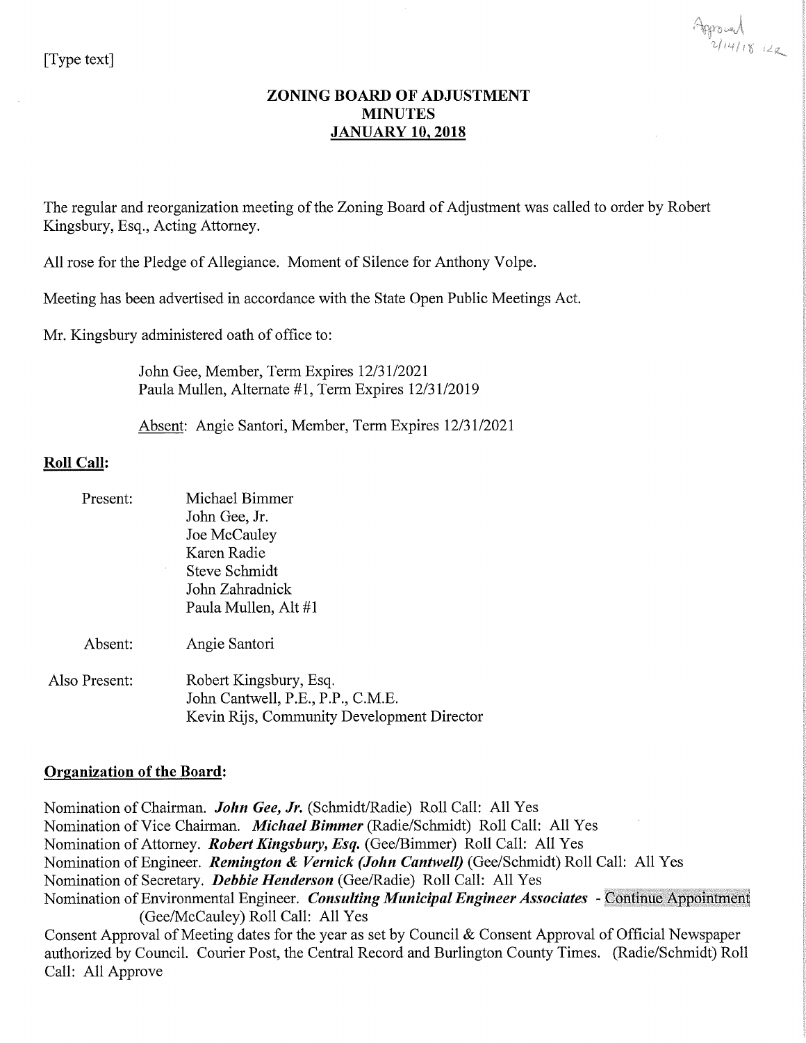[Type text]

Approved 2/14/18 KR

# ZONING BOARD OF ADJUSTMENT
# MINUTES
# JANUARY 10, 2018

The regular and reorganization meeting of the Zoning Board of Adjustment was called to order by Robert Kingsbury, Esq., Acting Attorney.

All rose for the Pledge of Allegiance. Moment of Silence for Anthony Volpe.

Meeting has been advertised in accordance with the State Open Public Meetings Act.

Mr. Kingsbury administered oath of office to:

John Gee, Member, Term Expires 12/31/2021
Paula Mullen, Alternate #1, Term Expires 12/31/2019

Absent: Angie Santori, Member, Term Expires 12/31/2021

## Roll Call:

Present:
- Michael Bimmer
- John Gee, Jr.
- Joe McCauley
- Karen Radie
- Steve Schmidt
- John Zahradnick
- Paula Mullen, Alt #1

Absent: Angie Santori

Also Present:
- Robert Kingsbury, Esq.
- John Cantwell, P.E., P.P., C.M.E.
- Kevin Rijs, Community Development Director

## Organization of the Board:

Nomination of Chairman. ***John Gee, Jr.*** (Schmidt/Radie) Roll Call: All Yes
Nomination of Vice Chairman. ***Michael Bimmer*** (Radie/Schmidt) Roll Call: All Yes
Nomination of Attorney. ***Robert Kingsbury, Esq.*** (Gee/Bimmer) Roll Call: All Yes
Nomination of Engineer. ***Remington & Vernick (John Cantwell)*** (Gee/Schmidt) Roll Call: All Yes
Nomination of Secretary. ***Debbie Henderson*** (Gee/Radie) Roll Call: All Yes
Nomination of Environmental Engineer. ***Consulting Municipal Engineer Associates*** - Continue Appointment (Gee/McCauley) Roll Call: All Yes
Consent Approval of Meeting dates for the year as set by Council & Consent Approval of Official Newspaper authorized by Council. Courier Post, the Central Record and Burlington County Times. (Radie/Schmidt) Roll Call: All Approve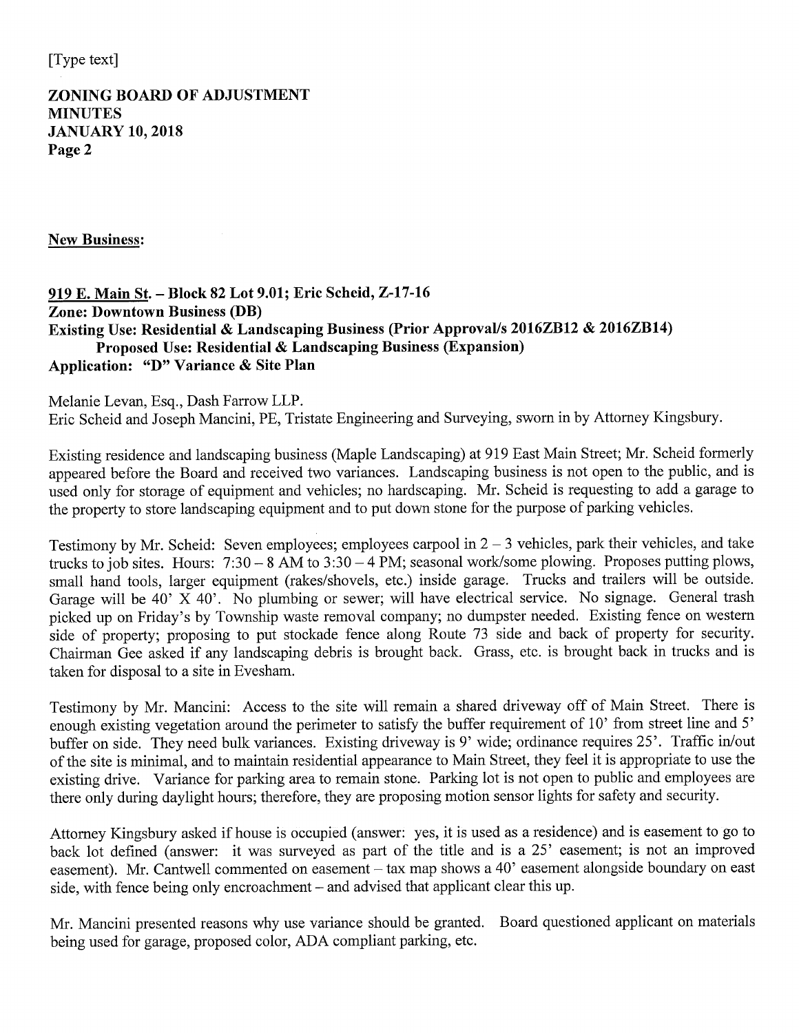[Type text]

**ZONING BOARD OF ADJUSTMENT**
**MINUTES**
**JANUARY 10, 2018**
**Page 2**

**New Business:**

**919 E. Main St. – Block 82 Lot 9.01; Eric Scheid, Z-17-16**
**Zone: Downtown Business (DB)**
**Existing Use: Residential & Landscaping Business (Prior Approval/s 2016ZB12 & 2016ZB14)**
**Proposed Use: Residential & Landscaping Business (Expansion)**
**Application: "D" Variance & Site Plan**

Melanie Levan, Esq., Dash Farrow LLP.
Eric Scheid and Joseph Mancini, PE, Tristate Engineering and Surveying, sworn in by Attorney Kingsbury.

Existing residence and landscaping business (Maple Landscaping) at 919 East Main Street; Mr. Scheid formerly appeared before the Board and received two variances. Landscaping business is not open to the public, and is used only for storage of equipment and vehicles; no hardscaping. Mr. Scheid is requesting to add a garage to the property to store landscaping equipment and to put down stone for the purpose of parking vehicles.

Testimony by Mr. Scheid: Seven employees; employees carpool in 2 – 3 vehicles, park their vehicles, and take trucks to job sites. Hours: 7:30 – 8 AM to 3:30 – 4 PM; seasonal work/some plowing. Proposes putting plows, small hand tools, larger equipment (rakes/shovels, etc.) inside garage. Trucks and trailers will be outside. Garage will be 40' X 40'. No plumbing or sewer; will have electrical service. No signage. General trash picked up on Friday's by Township waste removal company; no dumpster needed. Existing fence on western side of property; proposing to put stockade fence along Route 73 side and back of property for security. Chairman Gee asked if any landscaping debris is brought back. Grass, etc. is brought back in trucks and is taken for disposal to a site in Evesham.

Testimony by Mr. Mancini: Access to the site will remain a shared driveway off of Main Street. There is enough existing vegetation around the perimeter to satisfy the buffer requirement of 10' from street line and 5' buffer on side. They need bulk variances. Existing driveway is 9' wide; ordinance requires 25'. Traffic in/out of the site is minimal, and to maintain residential appearance to Main Street, they feel it is appropriate to use the existing drive. Variance for parking area to remain stone. Parking lot is not open to public and employees are there only during daylight hours; therefore, they are proposing motion sensor lights for safety and security.

Attorney Kingsbury asked if house is occupied (answer: yes, it is used as a residence) and is easement to go to back lot defined (answer: it was surveyed as part of the title and is a 25' easement; is not an improved easement). Mr. Cantwell commented on easement – tax map shows a 40' easement alongside boundary on east side, with fence being only encroachment – and advised that applicant clear this up.

Mr. Mancini presented reasons why use variance should be granted. Board questioned applicant on materials being used for garage, proposed color, ADA compliant parking, etc.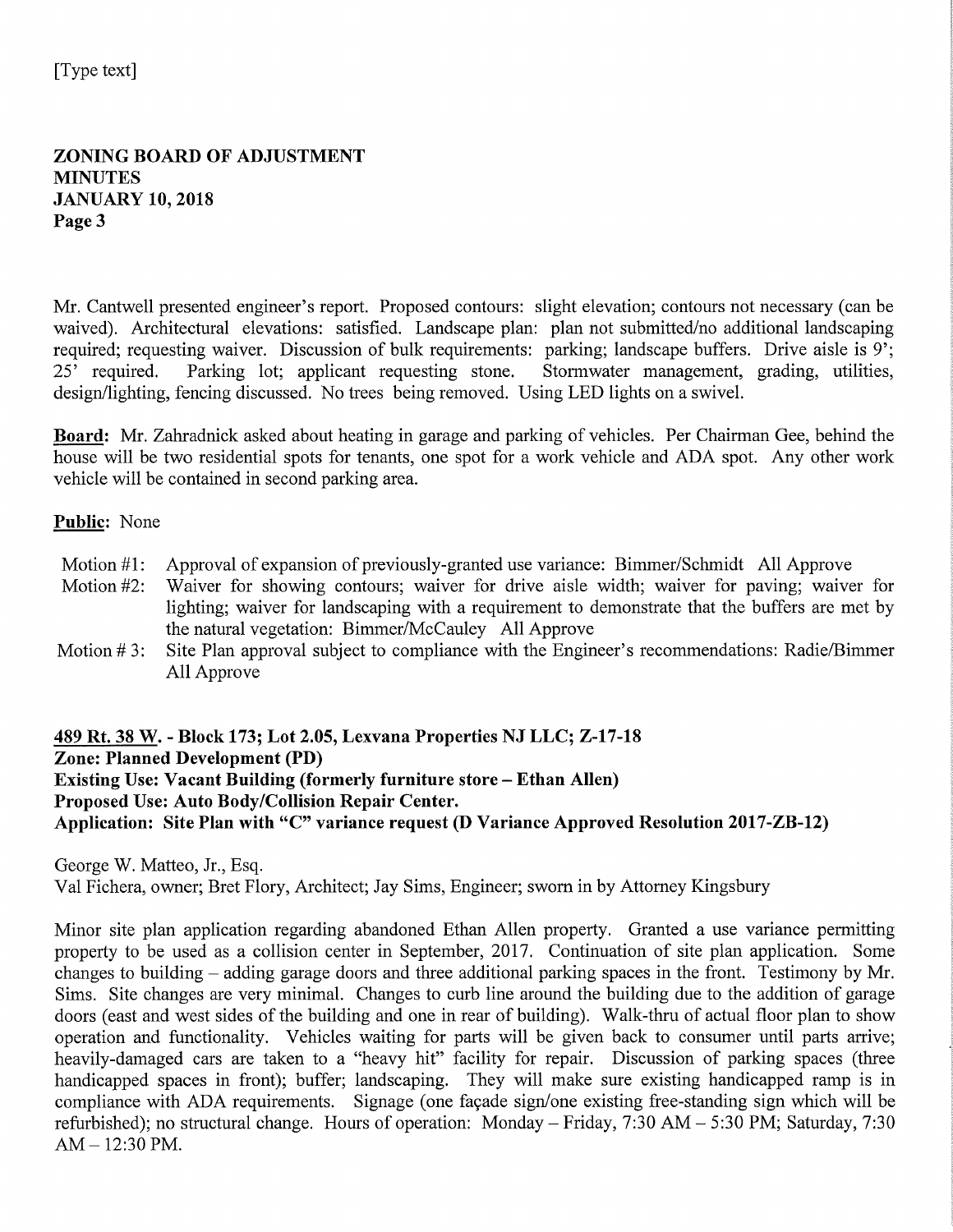Mr. Cantwell presented engineer's report. Proposed contours: slight elevation; contours not necessary (can be waived). Architectural elevations: satisfied. Landscape plan: plan not submitted/no additional landscaping required; requesting waiver. Discussion of bulk requirements: parking; landscape buffers. Drive aisle is 9'; 25' required. Parking lot; applicant requesting stone. Stormwater management, grading, utilities, design/lighting, fencing discussed. No trees being removed. Using LED lights on a swivel.

**Board:** Mr. Zahradnick asked about heating in garage and parking of vehicles. Per Chairman Gee, behind the house will be two residential spots for tenants, one spot for a work vehicle and ADA spot. Any other work vehicle will be contained in second parking area.

**Public:** None

Motion #1: Approval of expansion of previously-granted use variance: Bimmer/Schmidt All Approve

Motion #2: Waiver for showing contours; waiver for drive aisle width; waiver for paving; waiver for lighting; waiver for landscaping with a requirement to demonstrate that the buffers are met by the natural vegetation: Bimmer/McCauley All Approve

Motion # 3: Site Plan approval subject to compliance with the Engineer's recommendations: Radie/Bimmer All Approve

**489 Rt. 38 W. - Block 173; Lot 2.05, Lexvana Properties NJ LLC; Z-17-18**
**Zone: Planned Development (PD)**
**Existing Use: Vacant Building (formerly furniture store – Ethan Allen)**
**Proposed Use: Auto Body/Collision Repair Center.**
**Application: Site Plan with "C" variance request (D Variance Approved Resolution 2017-ZB-12)**

George W. Matteo, Jr., Esq.
Val Fichera, owner; Bret Flory, Architect; Jay Sims, Engineer; sworn in by Attorney Kingsbury

Minor site plan application regarding abandoned Ethan Allen property. Granted a use variance permitting property to be used as a collision center in September, 2017. Continuation of site plan application. Some changes to building – adding garage doors and three additional parking spaces in the front. Testimony by Mr. Sims. Site changes are very minimal. Changes to curb line around the building due to the addition of garage doors (east and west sides of the building and one in rear of building). Walk-thru of actual floor plan to show operation and functionality. Vehicles waiting for parts will be given back to consumer until parts arrive; heavily-damaged cars are taken to a "heavy hit" facility for repair. Discussion of parking spaces (three handicapped spaces in front); buffer; landscaping. They will make sure existing handicapped ramp is in compliance with ADA requirements. Signage (one façade sign/one existing free-standing sign which will be refurbished); no structural change. Hours of operation: Monday – Friday, 7:30 AM – 5:30 PM; Saturday, 7:30 AM – 12:30 PM.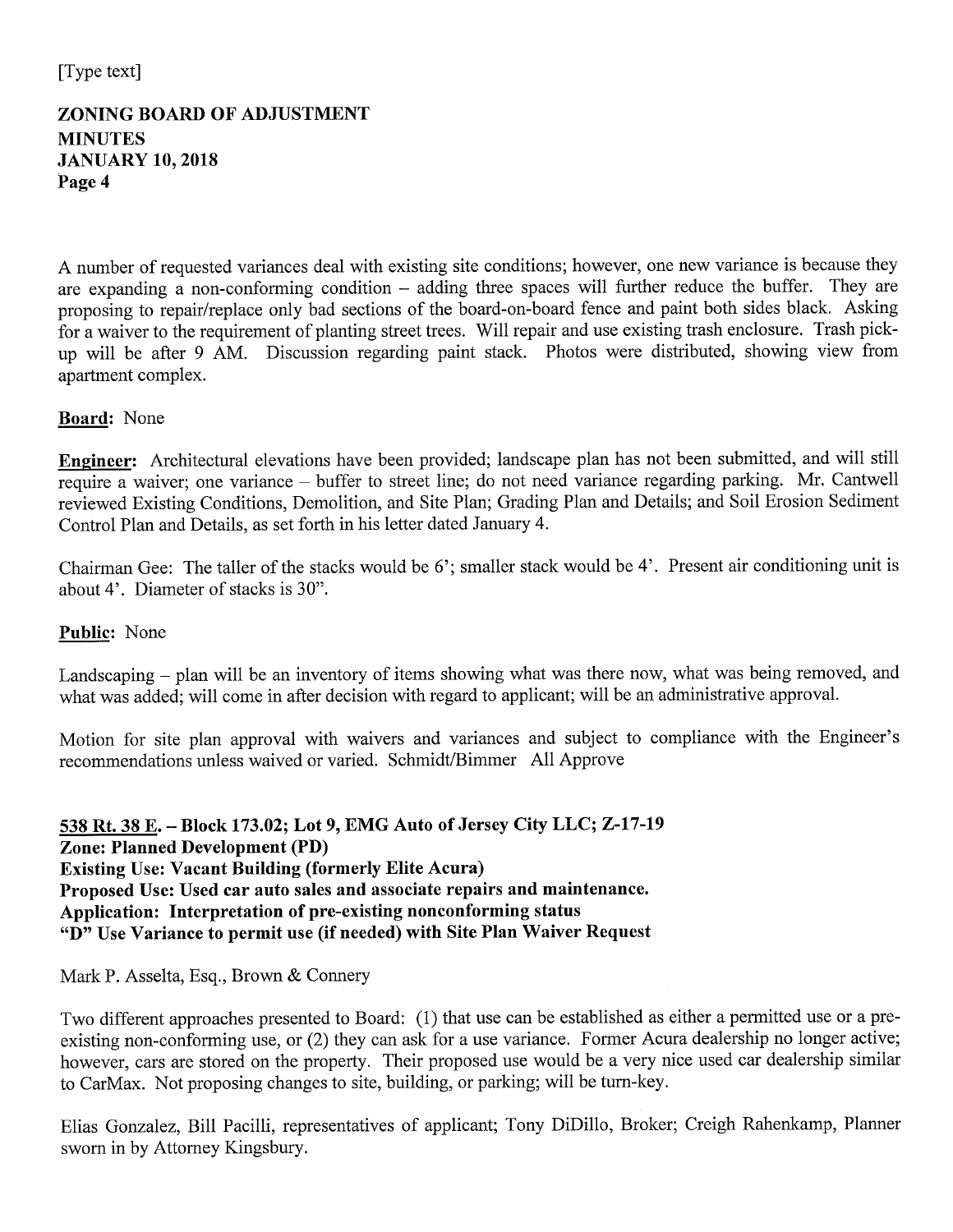A number of requested variances deal with existing site conditions; however, one new variance is because they are expanding a non-conforming condition – adding three spaces will further reduce the buffer. They are proposing to repair/replace only bad sections of the board-on-board fence and paint both sides black. Asking for a waiver to the requirement of planting street trees. Will repair and use existing trash enclosure. Trash pick-up will be after 9 AM. Discussion regarding paint stack. Photos were distributed, showing view from apartment complex.

**Board:** None

**Engineer:** Architectural elevations have been provided; landscape plan has not been submitted, and will still require a waiver; one variance – buffer to street line; do not need variance regarding parking. Mr. Cantwell reviewed Existing Conditions, Demolition, and Site Plan; Grading Plan and Details; and Soil Erosion Sediment Control Plan and Details, as set forth in his letter dated January 4.

Chairman Gee: The taller of the stacks would be 6'; smaller stack would be 4'. Present air conditioning unit is about 4'. Diameter of stacks is 30".

**Public:** None

Landscaping – plan will be an inventory of items showing what was there now, what was being removed, and what was added; will come in after decision with regard to applicant; will be an administrative approval.

Motion for site plan approval with waivers and variances and subject to compliance with the Engineer's recommendations unless waived or varied. Schmidt/Bimmer All Approve

**538 Rt. 38 E. – Block 173.02; Lot 9, EMG Auto of Jersey City LLC; Z-17-19**
**Zone: Planned Development (PD)**
**Existing Use: Vacant Building (formerly Elite Acura)**
**Proposed Use: Used car auto sales and associate repairs and maintenance.**
**Application: Interpretation of pre-existing nonconforming status**
**"D" Use Variance to permit use (if needed) with Site Plan Waiver Request**

Mark P. Asselta, Esq., Brown & Connery

Two different approaches presented to Board: (1) that use can be established as either a permitted use or a pre-existing non-conforming use, or (2) they can ask for a use variance. Former Acura dealership no longer active; however, cars are stored on the property. Their proposed use would be a very nice used car dealership similar to CarMax. Not proposing changes to site, building, or parking; will be turn-key.

Elias Gonzalez, Bill Pacilli, representatives of applicant; Tony DiDillo, Broker; Creigh Rahenkamp, Planner sworn in by Attorney Kingsbury.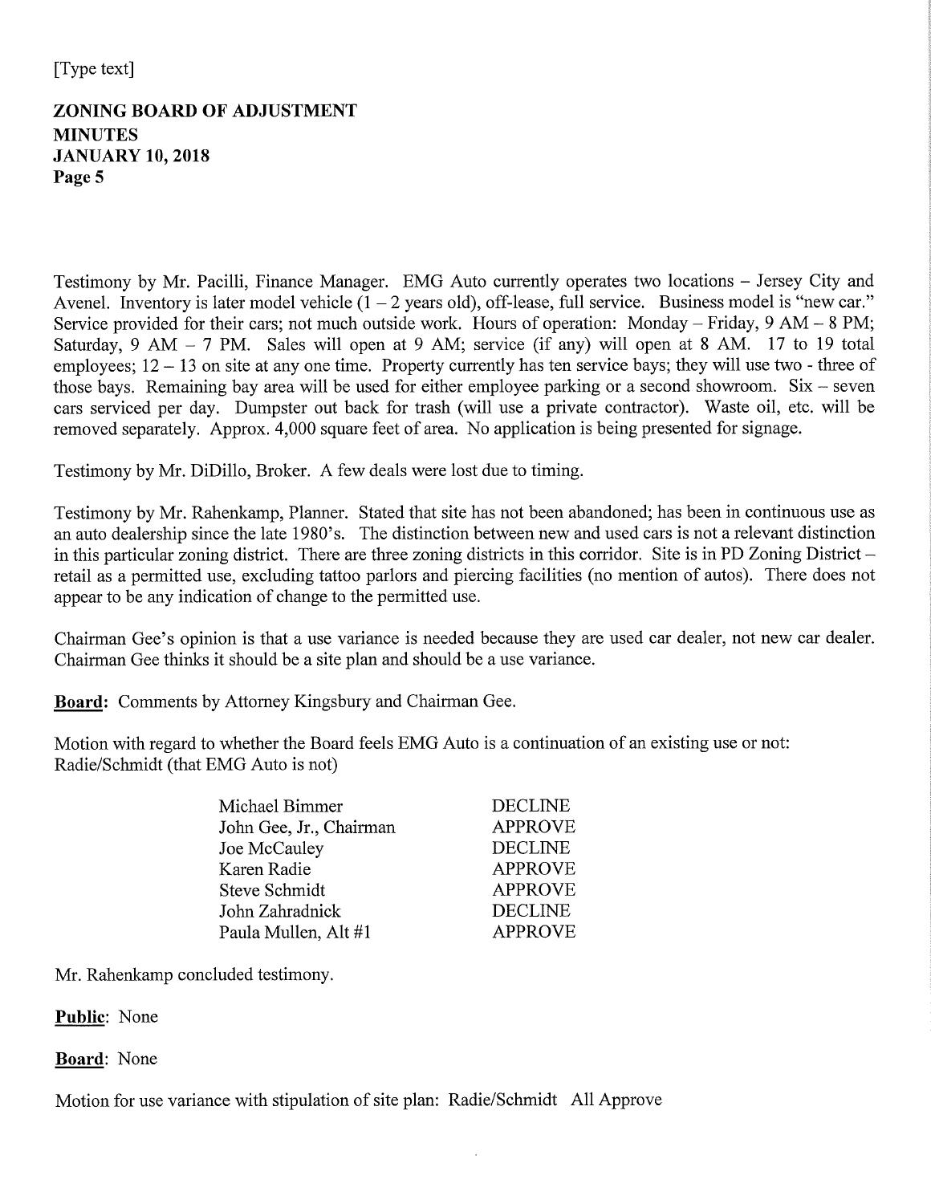Testimony by Mr. Pacilli, Finance Manager. EMG Auto currently operates two locations – Jersey City and Avenel. Inventory is later model vehicle (1 – 2 years old), off-lease, full service. Business model is "new car." Service provided for their cars; not much outside work. Hours of operation: Monday – Friday, 9 AM – 8 PM; Saturday, 9 AM – 7 PM. Sales will open at 9 AM; service (if any) will open at 8 AM. 17 to 19 total employees; 12 – 13 on site at any one time. Property currently has ten service bays; they will use two - three of those bays. Remaining bay area will be used for either employee parking or a second showroom. Six – seven cars serviced per day. Dumpster out back for trash (will use a private contractor). Waste oil, etc. will be removed separately. Approx. 4,000 square feet of area. No application is being presented for signage.

Testimony by Mr. DiDillo, Broker. A few deals were lost due to timing.

Testimony by Mr. Rahenkamp, Planner. Stated that site has not been abandoned; has been in continuous use as an auto dealership since the late 1980's. The distinction between new and used cars is not a relevant distinction in this particular zoning district. There are three zoning districts in this corridor. Site is in PD Zoning District – retail as a permitted use, excluding tattoo parlors and piercing facilities (no mention of autos). There does not appear to be any indication of change to the permitted use.

Chairman Gee's opinion is that a use variance is needed because they are used car dealer, not new car dealer. Chairman Gee thinks it should be a site plan and should be a use variance.

**Board:** Comments by Attorney Kingsbury and Chairman Gee.

Motion with regard to whether the Board feels EMG Auto is a continuation of an existing use or not: Radie/Schmidt (that EMG Auto is not)

| | |
|---|---|
| Michael Bimmer | DECLINE |
| John Gee, Jr., Chairman | APPROVE |
| Joe McCauley | DECLINE |
| Karen Radie | APPROVE |
| Steve Schmidt | APPROVE |
| John Zahradnick | DECLINE |
| Paula Mullen, Alt #1 | APPROVE |

Mr. Rahenkamp concluded testimony.

**Public**: None

**Board**: None

Motion for use variance with stipulation of site plan: Radie/Schmidt All Approve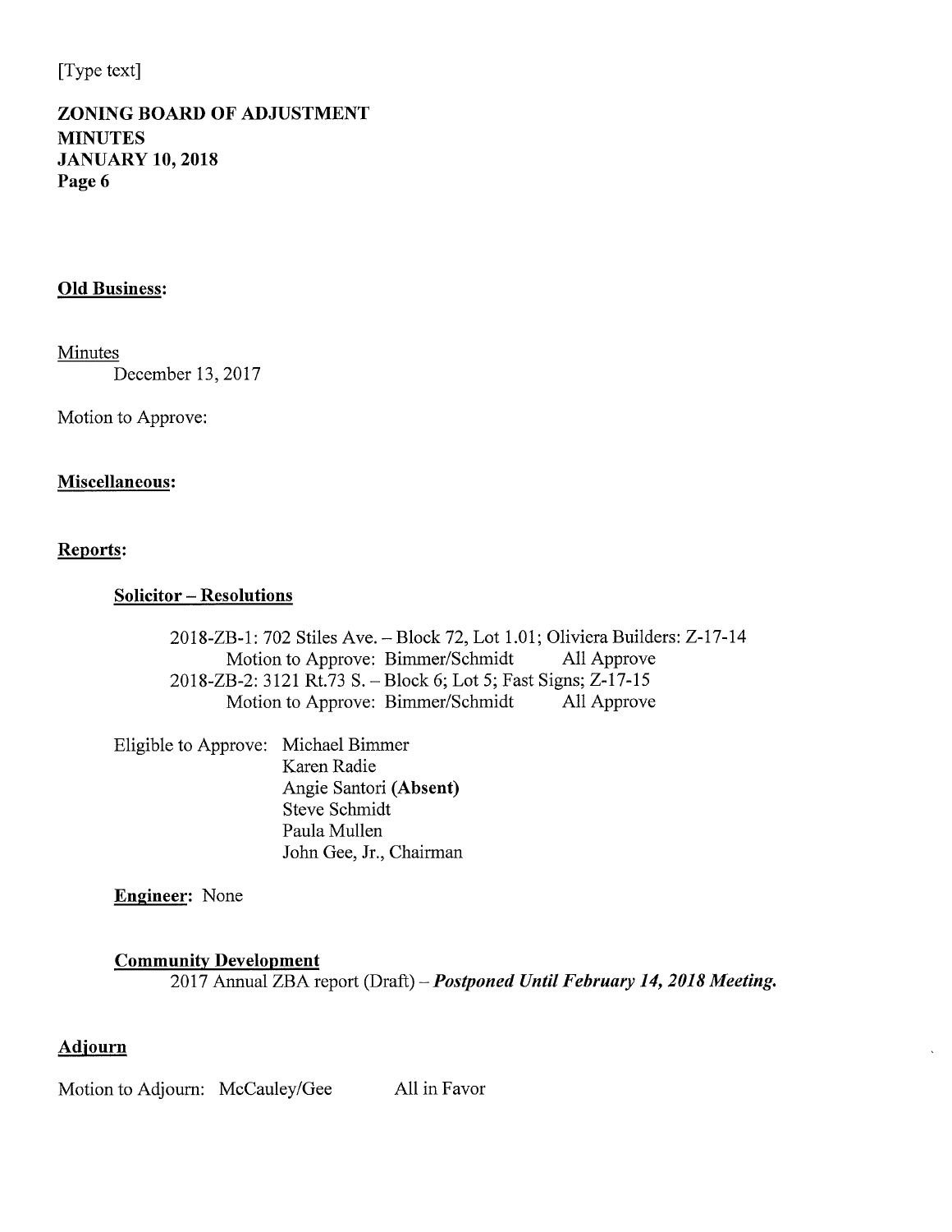**Old Business:**

Minutes
December 13, 2017

Motion to Approve:

**Miscellaneous:**

**Reports:**

**Solicitor – Resolutions**

2018-ZB-1: 702 Stiles Ave. – Block 72, Lot 1.01; Oliviera Builders: Z-17-14
Motion to Approve: Bimmer/Schmidt All Approve
2018-ZB-2: 3121 Rt.73 S. – Block 6; Lot 5; Fast Signs; Z-17-15
Motion to Approve: Bimmer/Schmidt All Approve

Eligible to Approve:
- Michael Bimmer
- Karen Radie
- Angie Santori **(Absent)**
- Steve Schmidt
- Paula Mullen
- John Gee, Jr., Chairman

**Engineer:** None

**Community Development**
2017 Annual ZBA report (Draft) – ***Postponed Until February 14, 2018 Meeting.***

**Adjourn**

Motion to Adjourn: McCauley/Gee All in Favor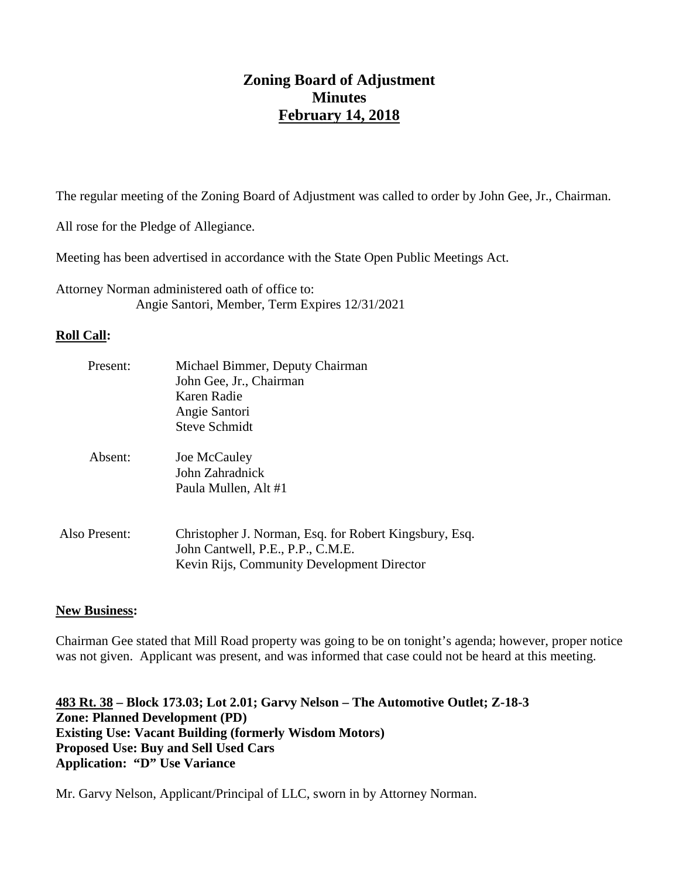# Zoning Board of Adjustment
## Minutes
## February 14, 2018

The regular meeting of the Zoning Board of Adjustment was called to order by John Gee, Jr., Chairman.

All rose for the Pledge of Allegiance.

Meeting has been advertised in accordance with the State Open Public Meetings Act.

Attorney Norman administered oath of office to:
Angie Santori, Member, Term Expires 12/31/2021

**Roll Call:**

| | |
|---|---|
| Present: | Michael Bimmer, Deputy Chairman<br>John Gee, Jr., Chairman<br>Karen Radie<br>Angie Santori<br>Steve Schmidt |
| Absent: | Joe McCauley<br>John Zahradnick<br>Paula Mullen, Alt #1 |
| Also Present: | Christopher J. Norman, Esq. for Robert Kingsbury, Esq.<br>John Cantwell, P.E., P.P., C.M.E.<br>Kevin Rijs, Community Development Director |

**New Business:**

Chairman Gee stated that Mill Road property was going to be on tonight's agenda; however, proper notice was not given. Applicant was present, and was informed that case could not be heard at this meeting.

**483 Rt. 38 – Block 173.03; Lot 2.01; Garvy Nelson – The Automotive Outlet; Z-18-3**
**Zone: Planned Development (PD)**
**Existing Use: Vacant Building (formerly Wisdom Motors)**
**Proposed Use: Buy and Sell Used Cars**
**Application: "D" Use Variance**

Mr. Garvy Nelson, Applicant/Principal of LLC, sworn in by Attorney Norman.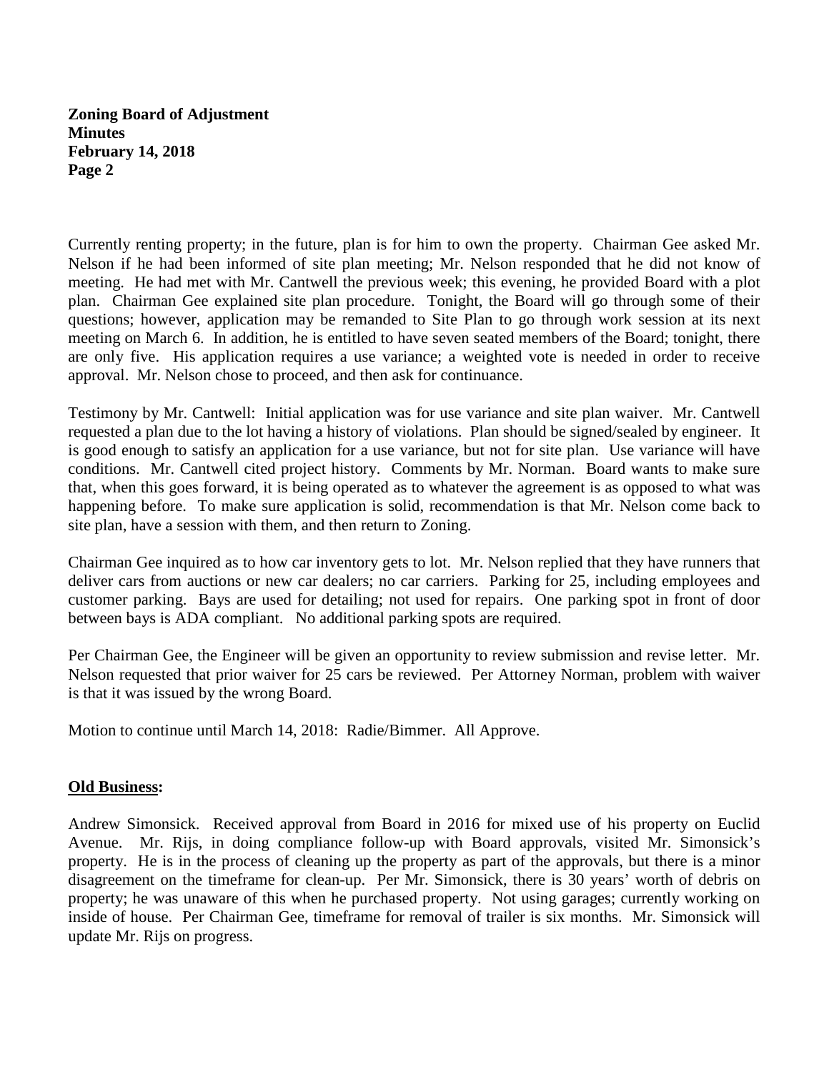Currently renting property; in the future, plan is for him to own the property. Chairman Gee asked Mr. Nelson if he had been informed of site plan meeting; Mr. Nelson responded that he did not know of meeting. He had met with Mr. Cantwell the previous week; this evening, he provided Board with a plot plan. Chairman Gee explained site plan procedure. Tonight, the Board will go through some of their questions; however, application may be remanded to Site Plan to go through work session at its next meeting on March 6. In addition, he is entitled to have seven seated members of the Board; tonight, there are only five. His application requires a use variance; a weighted vote is needed in order to receive approval. Mr. Nelson chose to proceed, and then ask for continuance.

Testimony by Mr. Cantwell: Initial application was for use variance and site plan waiver. Mr. Cantwell requested a plan due to the lot having a history of violations. Plan should be signed/sealed by engineer. It is good enough to satisfy an application for a use variance, but not for site plan. Use variance will have conditions. Mr. Cantwell cited project history. Comments by Mr. Norman. Board wants to make sure that, when this goes forward, it is being operated as to whatever the agreement is as opposed to what was happening before. To make sure application is solid, recommendation is that Mr. Nelson come back to site plan, have a session with them, and then return to Zoning.

Chairman Gee inquired as to how car inventory gets to lot. Mr. Nelson replied that they have runners that deliver cars from auctions or new car dealers; no car carriers. Parking for 25, including employees and customer parking. Bays are used for detailing; not used for repairs. One parking spot in front of door between bays is ADA compliant. No additional parking spots are required.

Per Chairman Gee, the Engineer will be given an opportunity to review submission and revise letter. Mr. Nelson requested that prior waiver for 25 cars be reviewed. Per Attorney Norman, problem with waiver is that it was issued by the wrong Board.

Motion to continue until March 14, 2018: Radie/Bimmer. All Approve.

**Old Business:**

Andrew Simonsick. Received approval from Board in 2016 for mixed use of his property on Euclid Avenue. Mr. Rijs, in doing compliance follow-up with Board approvals, visited Mr. Simonsick's property. He is in the process of cleaning up the property as part of the approvals, but there is a minor disagreement on the timeframe for clean-up. Per Mr. Simonsick, there is 30 years' worth of debris on property; he was unaware of this when he purchased property. Not using garages; currently working on inside of house. Per Chairman Gee, timeframe for removal of trailer is six months. Mr. Simonsick will update Mr. Rijs on progress.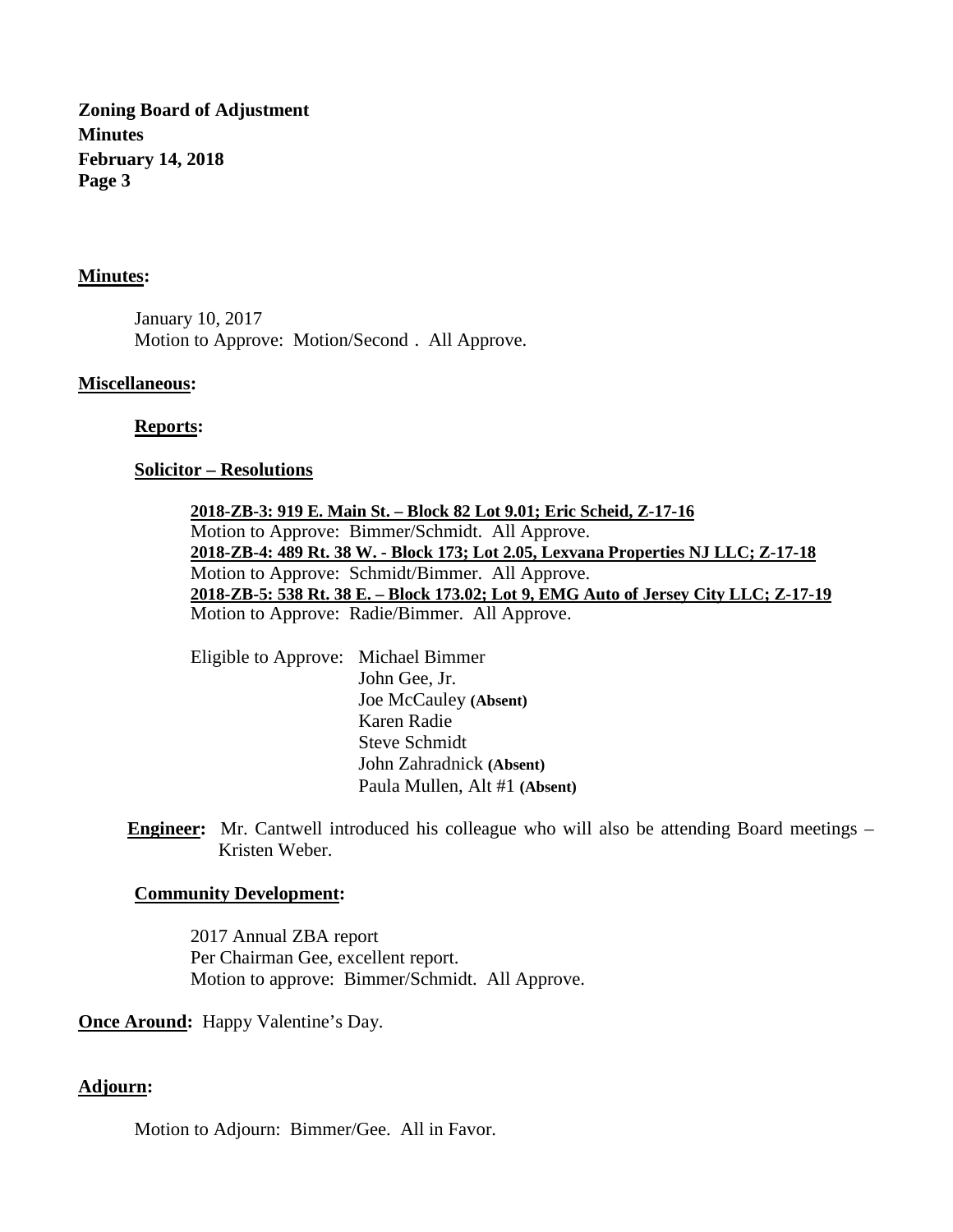## Minutes:

January 10, 2017
Motion to Approve: Motion/Second . All Approve.

## Miscellaneous:

### Reports:

### Solicitor – Resolutions

**2018-ZB-3: 919 E. Main St. – Block 82 Lot 9.01; Eric Scheid, Z-17-16**
Motion to Approve: Bimmer/Schmidt. All Approve.
**2018-ZB-4: 489 Rt. 38 W. - Block 173; Lot 2.05, Lexvana Properties NJ LLC; Z-17-18**
Motion to Approve: Schmidt/Bimmer. All Approve.
**2018-ZB-5: 538 Rt. 38 E. – Block 173.02; Lot 9, EMG Auto of Jersey City LLC; Z-17-19**
Motion to Approve: Radie/Bimmer. All Approve.

Eligible to Approve: Michael Bimmer
John Gee, Jr.
Joe McCauley **(Absent)**
Karen Radie
Steve Schmidt
John Zahradnick **(Absent)**
Paula Mullen, Alt #1 **(Absent)**

**Engineer:** Mr. Cantwell introduced his colleague who will also be attending Board meetings – Kristen Weber.

### Community Development:

2017 Annual ZBA report
Per Chairman Gee, excellent report.
Motion to approve: Bimmer/Schmidt. All Approve.

**Once Around:** Happy Valentine's Day.

## Adjourn:

Motion to Adjourn: Bimmer/Gee. All in Favor.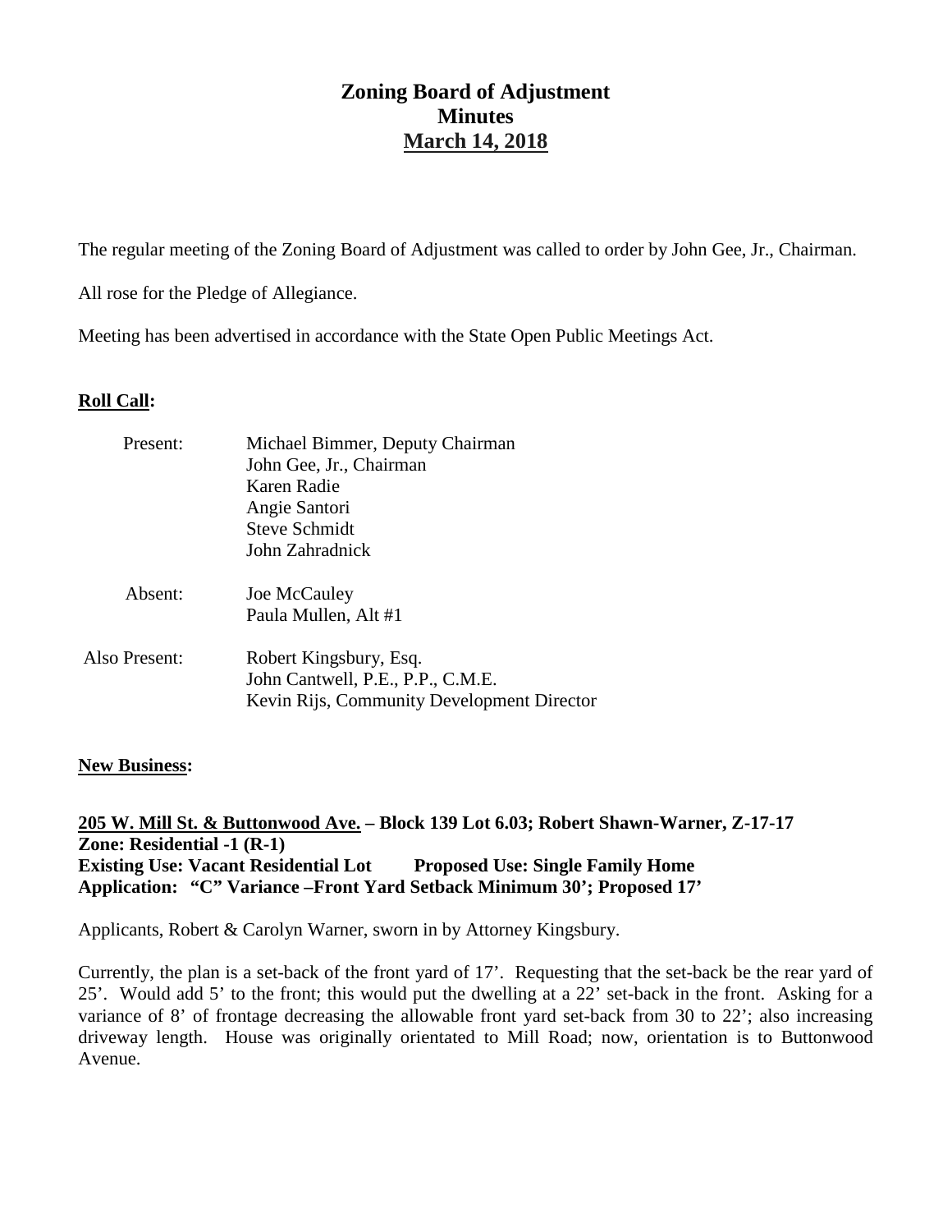# Zoning Board of Adjustment
# Minutes
# March 14, 2018

The regular meeting of the Zoning Board of Adjustment was called to order by John Gee, Jr., Chairman.

All rose for the Pledge of Allegiance.

Meeting has been advertised in accordance with the State Open Public Meetings Act.

**Roll Call:**

| | |
|---|---|
| Present: | Michael Bimmer, Deputy Chairman<br>John Gee, Jr., Chairman<br>Karen Radie<br>Angie Santori<br>Steve Schmidt<br>John Zahradnick |
| Absent: | Joe McCauley<br>Paula Mullen, Alt #1 |
| Also Present: | Robert Kingsbury, Esq.<br>John Cantwell, P.E., P.P., C.M.E.<br>Kevin Rijs, Community Development Director |

**New Business:**

**205 W. Mill St. & Buttonwood Ave. – Block 139 Lot 6.03; Robert Shawn-Warner, Z-17-17**
**Zone: Residential -1 (R-1)**
**Existing Use: Vacant Residential Lot Proposed Use: Single Family Home**
**Application: "C" Variance –Front Yard Setback Minimum 30'; Proposed 17'**

Applicants, Robert & Carolyn Warner, sworn in by Attorney Kingsbury.

Currently, the plan is a set-back of the front yard of 17'. Requesting that the set-back be the rear yard of 25'. Would add 5' to the front; this would put the dwelling at a 22' set-back in the front. Asking for a variance of 8' of frontage decreasing the allowable front yard set-back from 30 to 22'; also increasing driveway length. House was originally orientated to Mill Road; now, orientation is to Buttonwood Avenue.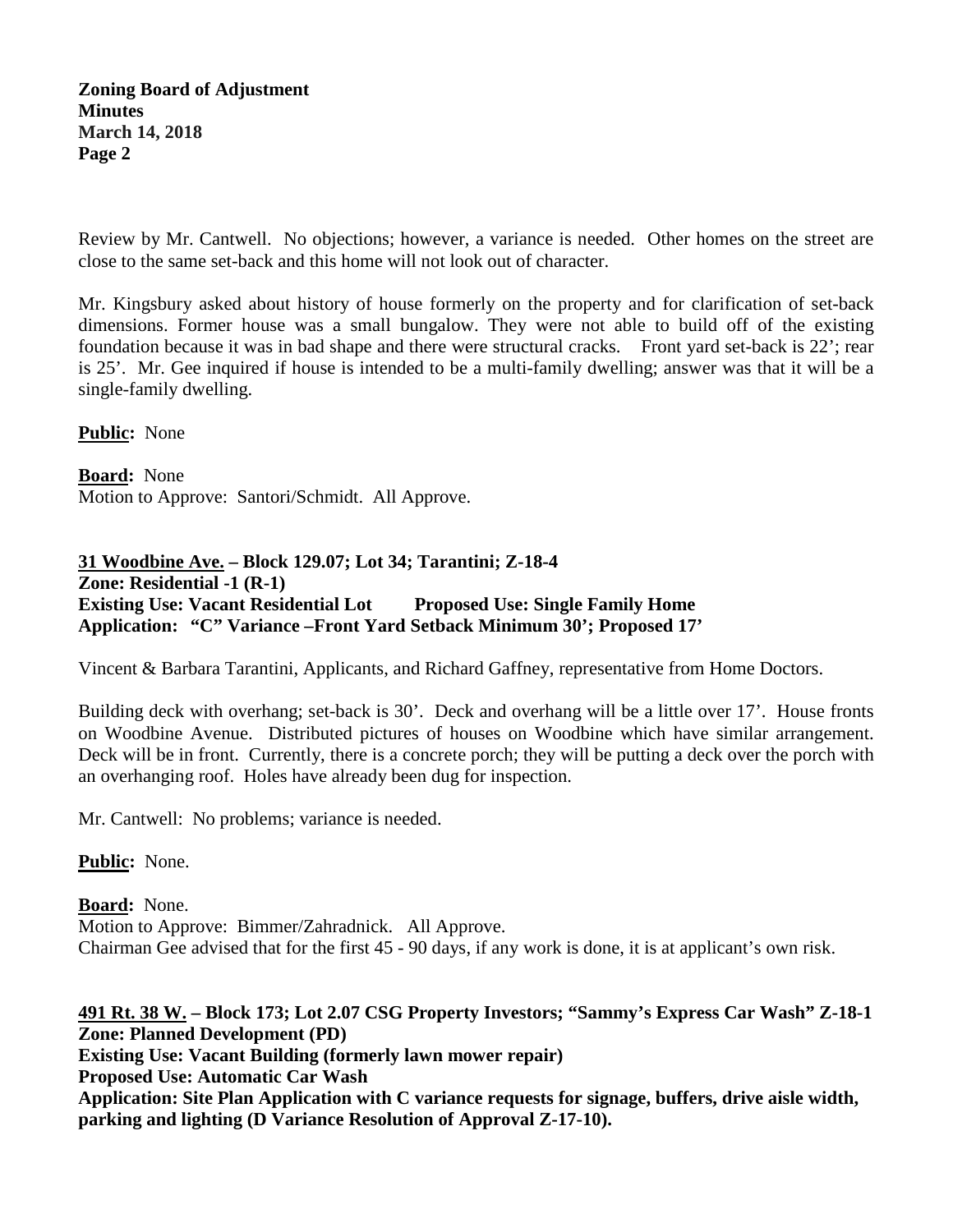Review by Mr. Cantwell. No objections; however, a variance is needed. Other homes on the street are close to the same set-back and this home will not look out of character.

Mr. Kingsbury asked about history of house formerly on the property and for clarification of set-back dimensions. Former house was a small bungalow. They were not able to build off of the existing foundation because it was in bad shape and there were structural cracks. Front yard set-back is 22'; rear is 25'. Mr. Gee inquired if house is intended to be a multi-family dwelling; answer was that it will be a single-family dwelling.

**Public:** None

**Board:** None
Motion to Approve: Santori/Schmidt. All Approve.

**31 Woodbine Ave. – Block 129.07; Lot 34; Tarantini; Z-18-4**
**Zone: Residential -1 (R-1)**
**Existing Use: Vacant Residential Lot Proposed Use: Single Family Home**
**Application: "C" Variance –Front Yard Setback Minimum 30'; Proposed 17'**

Vincent & Barbara Tarantini, Applicants, and Richard Gaffney, representative from Home Doctors.

Building deck with overhang; set-back is 30'. Deck and overhang will be a little over 17'. House fronts on Woodbine Avenue. Distributed pictures of houses on Woodbine which have similar arrangement. Deck will be in front. Currently, there is a concrete porch; they will be putting a deck over the porch with an overhanging roof. Holes have already been dug for inspection.

Mr. Cantwell: No problems; variance is needed.

**Public:** None.

**Board:** None.
Motion to Approve: Bimmer/Zahradnick. All Approve.
Chairman Gee advised that for the first 45 - 90 days, if any work is done, it is at applicant's own risk.

**491 Rt. 38 W. – Block 173; Lot 2.07 CSG Property Investors; "Sammy's Express Car Wash" Z-18-1**
**Zone: Planned Development (PD)**
**Existing Use: Vacant Building (formerly lawn mower repair)**
**Proposed Use: Automatic Car Wash**
**Application: Site Plan Application with C variance requests for signage, buffers, drive aisle width, parking and lighting (D Variance Resolution of Approval Z-17-10).**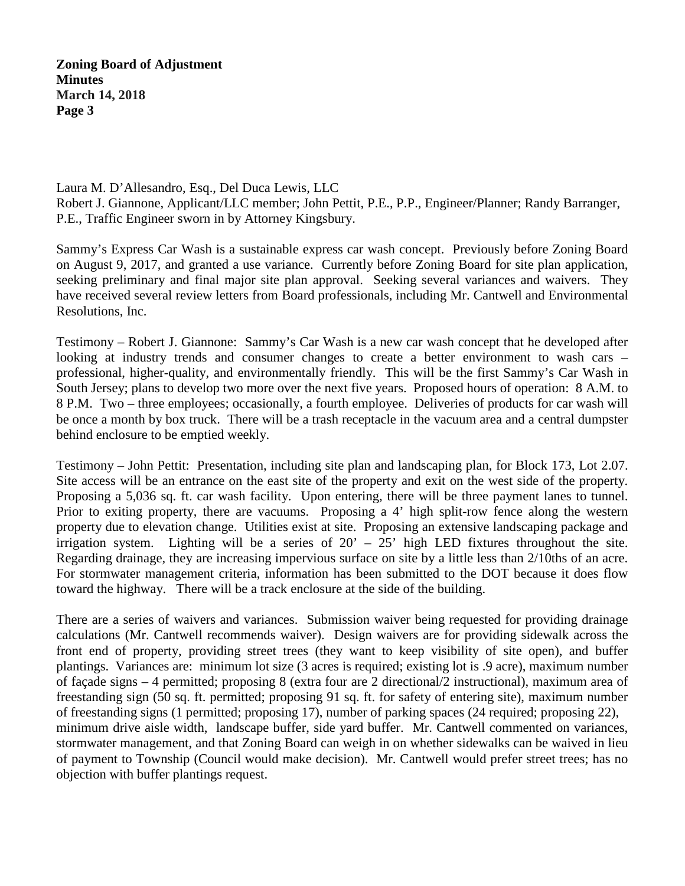Laura M. D'Allesandro, Esq., Del Duca Lewis, LLC
Robert J. Giannone, Applicant/LLC member; John Pettit, P.E., P.P., Engineer/Planner; Randy Barranger, P.E., Traffic Engineer sworn in by Attorney Kingsbury.

Sammy's Express Car Wash is a sustainable express car wash concept. Previously before Zoning Board on August 9, 2017, and granted a use variance. Currently before Zoning Board for site plan application, seeking preliminary and final major site plan approval. Seeking several variances and waivers. They have received several review letters from Board professionals, including Mr. Cantwell and Environmental Resolutions, Inc.

Testimony – Robert J. Giannone: Sammy's Car Wash is a new car wash concept that he developed after looking at industry trends and consumer changes to create a better environment to wash cars – professional, higher-quality, and environmentally friendly. This will be the first Sammy's Car Wash in South Jersey; plans to develop two more over the next five years. Proposed hours of operation: 8 A.M. to 8 P.M. Two – three employees; occasionally, a fourth employee. Deliveries of products for car wash will be once a month by box truck. There will be a trash receptacle in the vacuum area and a central dumpster behind enclosure to be emptied weekly.

Testimony – John Pettit: Presentation, including site plan and landscaping plan, for Block 173, Lot 2.07. Site access will be an entrance on the east site of the property and exit on the west side of the property. Proposing a 5,036 sq. ft. car wash facility. Upon entering, there will be three payment lanes to tunnel. Prior to exiting property, there are vacuums. Proposing a 4' high split-row fence along the western property due to elevation change. Utilities exist at site. Proposing an extensive landscaping package and irrigation system. Lighting will be a series of 20' – 25' high LED fixtures throughout the site. Regarding drainage, they are increasing impervious surface on site by a little less than 2/10ths of an acre. For stormwater management criteria, information has been submitted to the DOT because it does flow toward the highway. There will be a track enclosure at the side of the building.

There are a series of waivers and variances. Submission waiver being requested for providing drainage calculations (Mr. Cantwell recommends waiver). Design waivers are for providing sidewalk across the front end of property, providing street trees (they want to keep visibility of site open), and buffer plantings. Variances are: minimum lot size (3 acres is required; existing lot is .9 acre), maximum number of façade signs – 4 permitted; proposing 8 (extra four are 2 directional/2 instructional), maximum area of freestanding sign (50 sq. ft. permitted; proposing 91 sq. ft. for safety of entering site), maximum number of freestanding signs (1 permitted; proposing 17), number of parking spaces (24 required; proposing 22), minimum drive aisle width, landscape buffer, side yard buffer. Mr. Cantwell commented on variances, stormwater management, and that Zoning Board can weigh in on whether sidewalks can be waived in lieu of payment to Township (Council would make decision). Mr. Cantwell would prefer street trees; has no objection with buffer plantings request.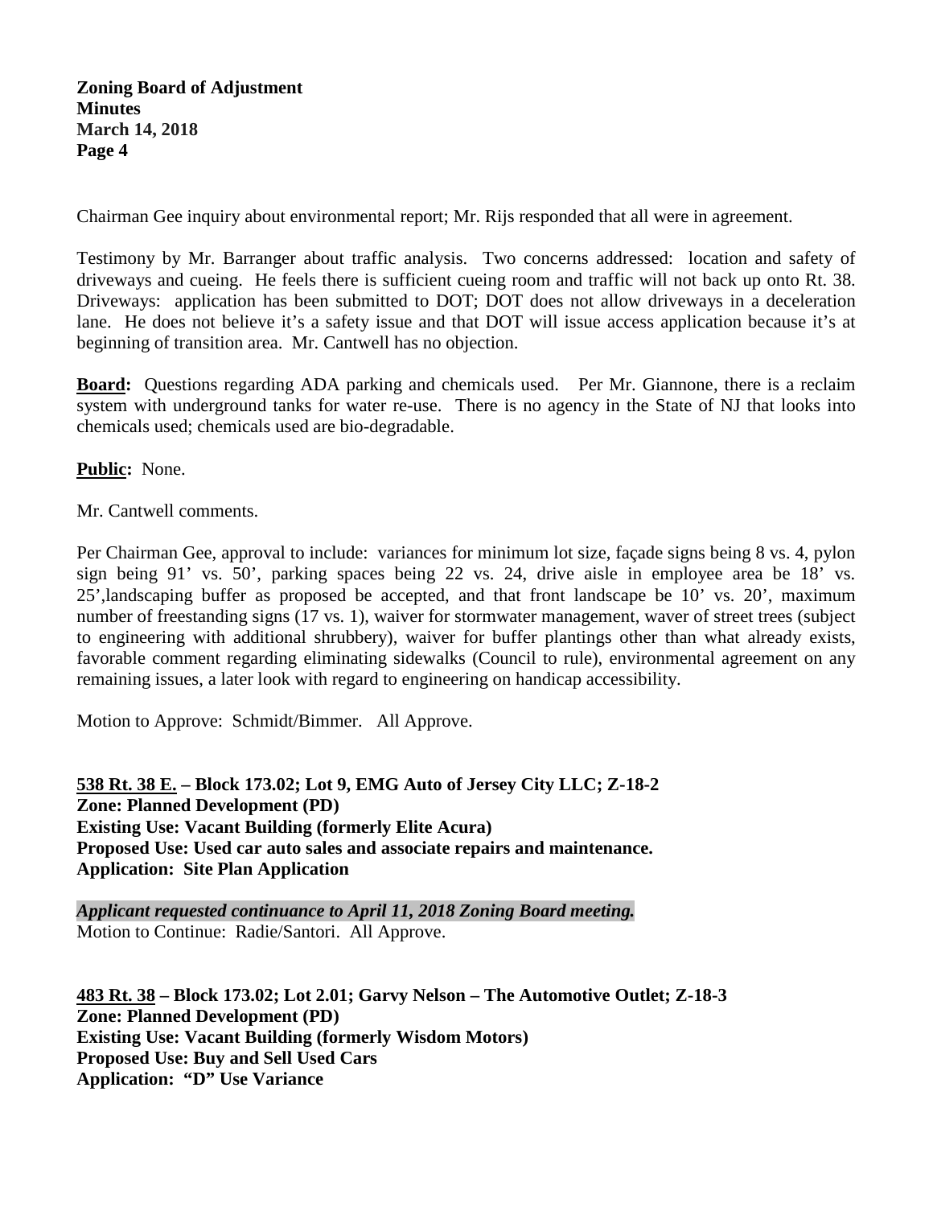Chairman Gee inquiry about environmental report; Mr. Rijs responded that all were in agreement.

Testimony by Mr. Barranger about traffic analysis. Two concerns addressed: location and safety of driveways and cueing. He feels there is sufficient cueing room and traffic will not back up onto Rt. 38. Driveways: application has been submitted to DOT; DOT does not allow driveways in a deceleration lane. He does not believe it's a safety issue and that DOT will issue access application because it's at beginning of transition area. Mr. Cantwell has no objection.

**Board:** Questions regarding ADA parking and chemicals used. Per Mr. Giannone, there is a reclaim system with underground tanks for water re-use. There is no agency in the State of NJ that looks into chemicals used; chemicals used are bio-degradable.

**Public:** None.

Mr. Cantwell comments.

Per Chairman Gee, approval to include: variances for minimum lot size, façade signs being 8 vs. 4, pylon sign being 91' vs. 50', parking spaces being 22 vs. 24, drive aisle in employee area be 18' vs. 25',landscaping buffer as proposed be accepted, and that front landscape be 10' vs. 20', maximum number of freestanding signs (17 vs. 1), waiver for stormwater management, waver of street trees (subject to engineering with additional shrubbery), waiver for buffer plantings other than what already exists, favorable comment regarding eliminating sidewalks (Council to rule), environmental agreement on any remaining issues, a later look with regard to engineering on handicap accessibility.

Motion to Approve: Schmidt/Bimmer. All Approve.

**538 Rt. 38 E. – Block 173.02; Lot 9, EMG Auto of Jersey City LLC; Z-18-2**
**Zone: Planned Development (PD)**
**Existing Use: Vacant Building (formerly Elite Acura)**
**Proposed Use: Used car auto sales and associate repairs and maintenance.**
**Application: Site Plan Application**

***Applicant requested continuance to April 11, 2018 Zoning Board meeting.***
Motion to Continue: Radie/Santori. All Approve.

**483 Rt. 38 – Block 173.02; Lot 2.01; Garvy Nelson – The Automotive Outlet; Z-18-3**
**Zone: Planned Development (PD)**
**Existing Use: Vacant Building (formerly Wisdom Motors)**
**Proposed Use: Buy and Sell Used Cars**
**Application: "D" Use Variance**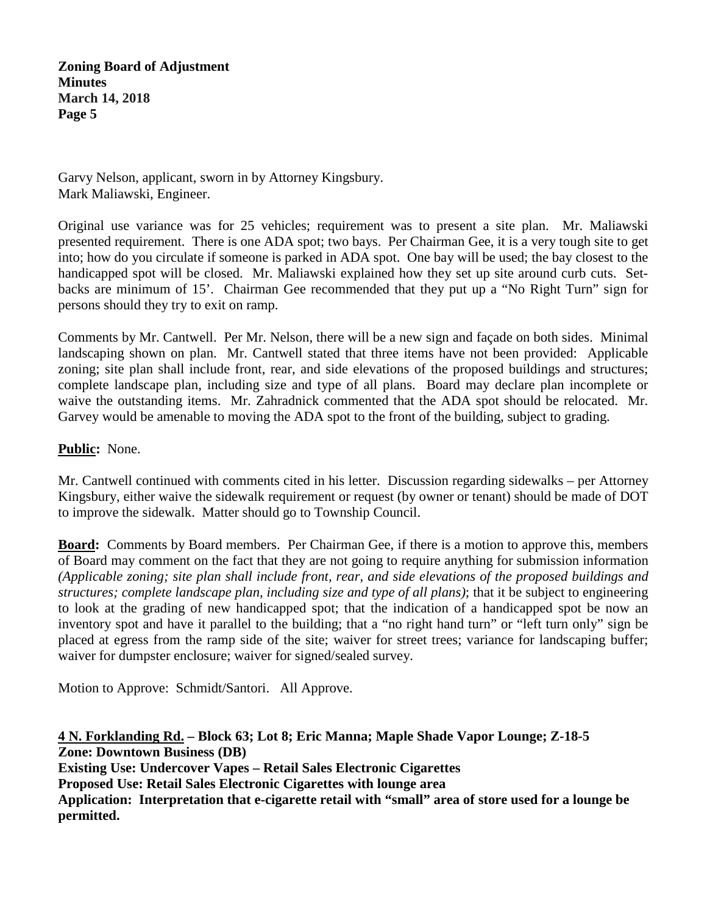Garvy Nelson, applicant, sworn in by Attorney Kingsbury.
Mark Maliawski, Engineer.

Original use variance was for 25 vehicles; requirement was to present a site plan. Mr. Maliawski presented requirement. There is one ADA spot; two bays. Per Chairman Gee, it is a very tough site to get into; how do you circulate if someone is parked in ADA spot. One bay will be used; the bay closest to the handicapped spot will be closed. Mr. Maliawski explained how they set up site around curb cuts. Setbacks are minimum of 15'. Chairman Gee recommended that they put up a "No Right Turn" sign for persons should they try to exit on ramp.

Comments by Mr. Cantwell. Per Mr. Nelson, there will be a new sign and façade on both sides. Minimal landscaping shown on plan. Mr. Cantwell stated that three items have not been provided: Applicable zoning; site plan shall include front, rear, and side elevations of the proposed buildings and structures; complete landscape plan, including size and type of all plans. Board may declare plan incomplete or waive the outstanding items. Mr. Zahradnick commented that the ADA spot should be relocated. Mr. Garvey would be amenable to moving the ADA spot to the front of the building, subject to grading.

**Public:** None.

Mr. Cantwell continued with comments cited in his letter. Discussion regarding sidewalks – per Attorney Kingsbury, either waive the sidewalk requirement or request (by owner or tenant) should be made of DOT to improve the sidewalk. Matter should go to Township Council.

**Board:** Comments by Board members. Per Chairman Gee, if there is a motion to approve this, members of Board may comment on the fact that they are not going to require anything for submission information *(Applicable zoning; site plan shall include front, rear, and side elevations of the proposed buildings and structures; complete landscape plan, including size and type of all plans)*; that it be subject to engineering to look at the grading of new handicapped spot; that the indication of a handicapped spot be now an inventory spot and have it parallel to the building; that a "no right hand turn" or "left turn only" sign be placed at egress from the ramp side of the site; waiver for street trees; variance for landscaping buffer; waiver for dumpster enclosure; waiver for signed/sealed survey.

Motion to Approve: Schmidt/Santori. All Approve.

**4 N. Forklanding Rd. – Block 63; Lot 8; Eric Manna; Maple Shade Vapor Lounge; Z-18-5**
**Zone: Downtown Business (DB)**
**Existing Use: Undercover Vapes – Retail Sales Electronic Cigarettes**
**Proposed Use: Retail Sales Electronic Cigarettes with lounge area**
**Application: Interpretation that e-cigarette retail with "small" area of store used for a lounge be permitted.**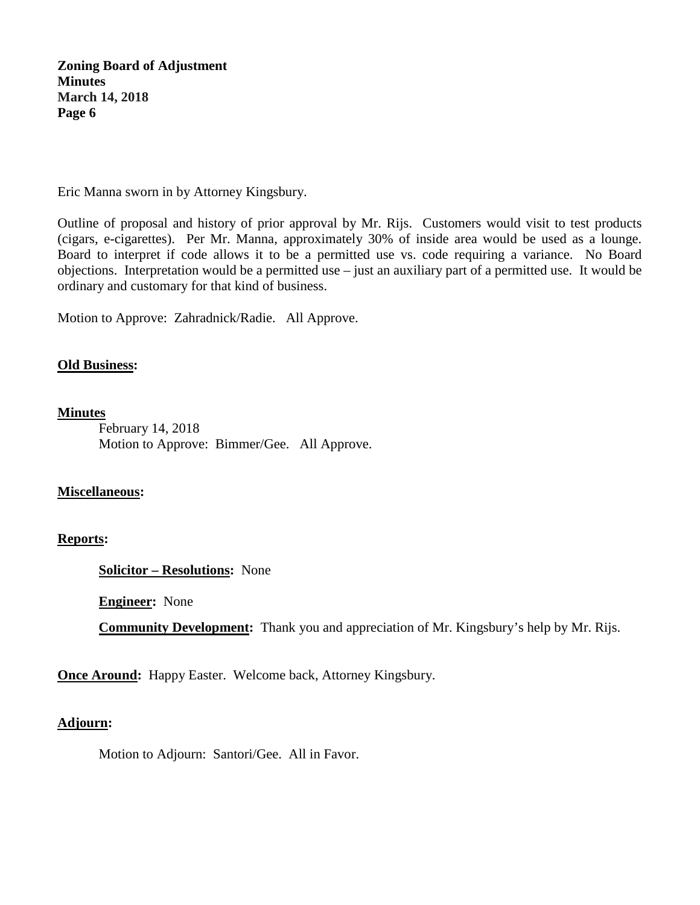Eric Manna sworn in by Attorney Kingsbury.

Outline of proposal and history of prior approval by Mr. Rijs. Customers would visit to test products (cigars, e-cigarettes). Per Mr. Manna, approximately 30% of inside area would be used as a lounge. Board to interpret if code allows it to be a permitted use vs. code requiring a variance. No Board objections. Interpretation would be a permitted use – just an auxiliary part of a permitted use. It would be ordinary and customary for that kind of business.

Motion to Approve: Zahradnick/Radie. All Approve.

**Old Business:**

**Minutes**

February 14, 2018
Motion to Approve: Bimmer/Gee. All Approve.

**Miscellaneous:**

**Reports:**

**Solicitor – Resolutions:** None

**Engineer:** None

**Community Development:** Thank you and appreciation of Mr. Kingsbury's help by Mr. Rijs.

**Once Around:** Happy Easter. Welcome back, Attorney Kingsbury.

**Adjourn:**

Motion to Adjourn: Santori/Gee. All in Favor.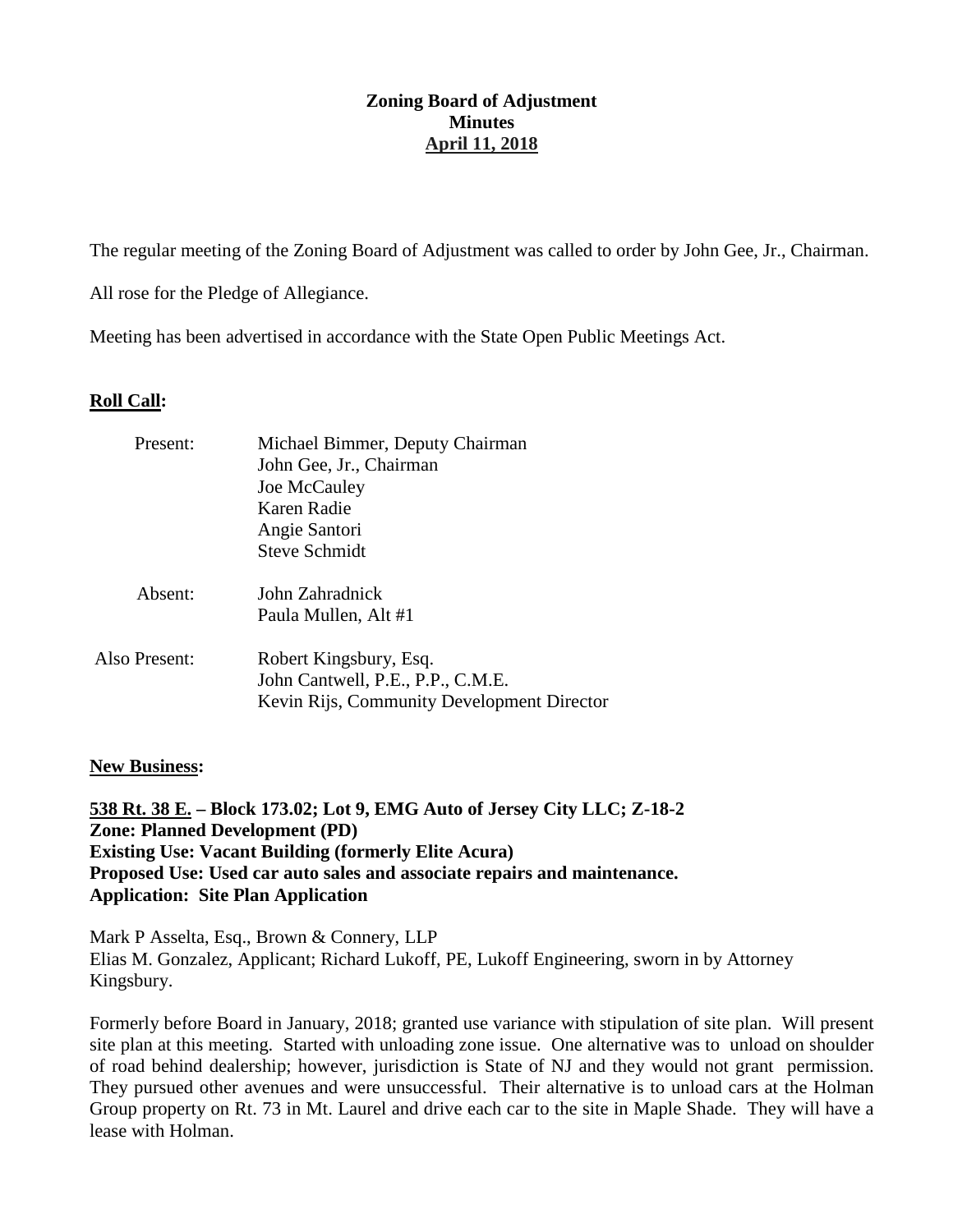# Zoning Board of Adjustment
## Minutes
## April 11, 2018

The regular meeting of the Zoning Board of Adjustment was called to order by John Gee, Jr., Chairman.

All rose for the Pledge of Allegiance.

Meeting has been advertised in accordance with the State Open Public Meetings Act.

**Roll Call:**

| | |
|---|---|
| Present: | Michael Bimmer, Deputy Chairman<br>John Gee, Jr., Chairman<br>Joe McCauley<br>Karen Radie<br>Angie Santori<br>Steve Schmidt |
| Absent: | John Zahradnick<br>Paula Mullen, Alt #1 |
| Also Present: | Robert Kingsbury, Esq.<br>John Cantwell, P.E., P.P., C.M.E.<br>Kevin Rijs, Community Development Director |

**New Business:**

**538 Rt. 38 E. – Block 173.02; Lot 9, EMG Auto of Jersey City LLC; Z-18-2**
**Zone: Planned Development (PD)**
**Existing Use: Vacant Building (formerly Elite Acura)**
**Proposed Use: Used car auto sales and associate repairs and maintenance.**
**Application: Site Plan Application**

Mark P Asselta, Esq., Brown & Connery, LLP
Elias M. Gonzalez, Applicant; Richard Lukoff, PE, Lukoff Engineering, sworn in by Attorney Kingsbury.

Formerly before Board in January, 2018; granted use variance with stipulation of site plan. Will present site plan at this meeting. Started with unloading zone issue. One alternative was to unload on shoulder of road behind dealership; however, jurisdiction is State of NJ and they would not grant permission. They pursued other avenues and were unsuccessful. Their alternative is to unload cars at the Holman Group property on Rt. 73 in Mt. Laurel and drive each car to the site in Maple Shade. They will have a lease with Holman.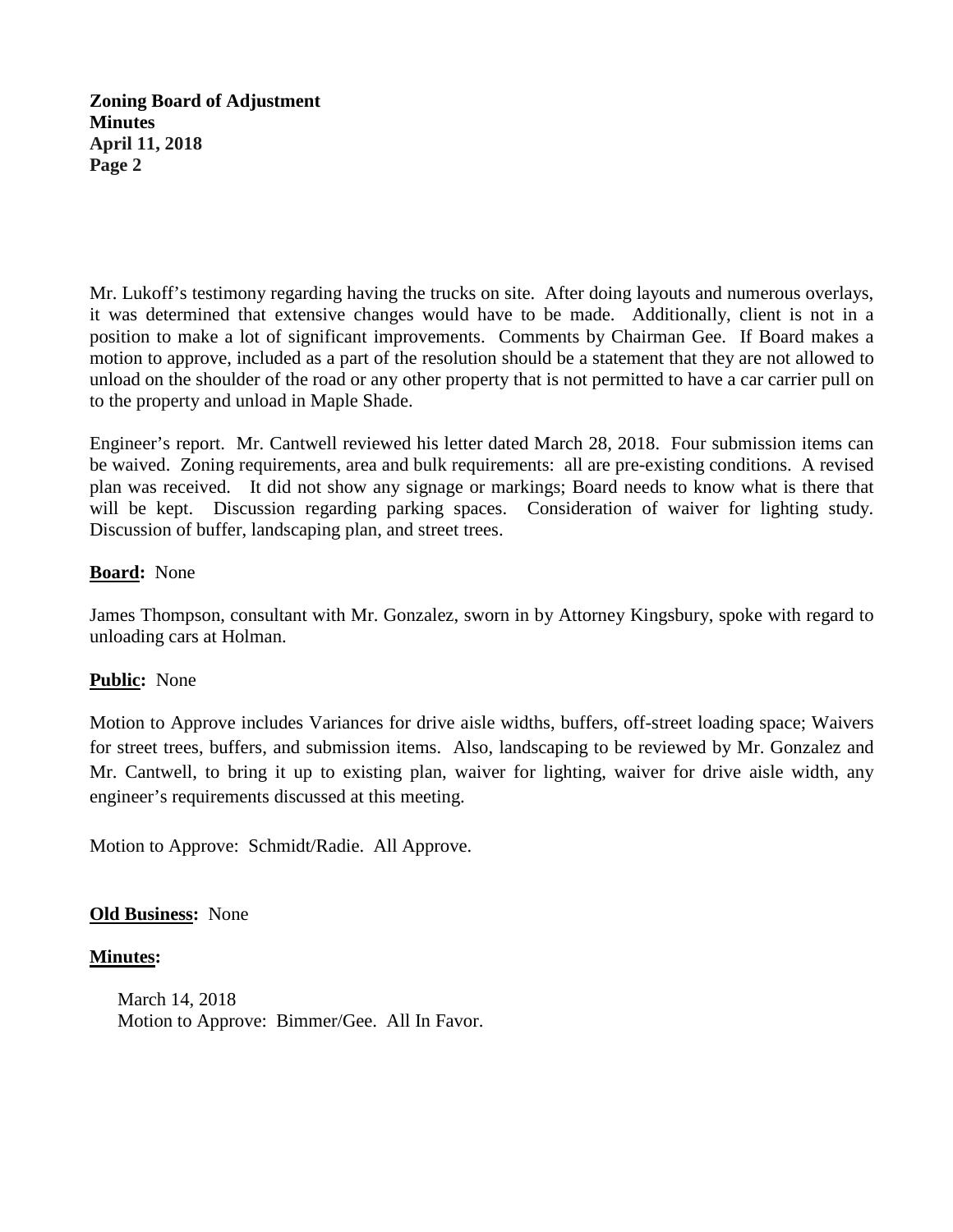Mr. Lukoff's testimony regarding having the trucks on site. After doing layouts and numerous overlays, it was determined that extensive changes would have to be made. Additionally, client is not in a position to make a lot of significant improvements. Comments by Chairman Gee. If Board makes a motion to approve, included as a part of the resolution should be a statement that they are not allowed to unload on the shoulder of the road or any other property that is not permitted to have a car carrier pull on to the property and unload in Maple Shade.

Engineer's report. Mr. Cantwell reviewed his letter dated March 28, 2018. Four submission items can be waived. Zoning requirements, area and bulk requirements: all are pre-existing conditions. A revised plan was received. It did not show any signage or markings; Board needs to know what is there that will be kept. Discussion regarding parking spaces. Consideration of waiver for lighting study. Discussion of buffer, landscaping plan, and street trees.

**Board:** None

James Thompson, consultant with Mr. Gonzalez, sworn in by Attorney Kingsbury, spoke with regard to unloading cars at Holman.

**Public:** None

Motion to Approve includes Variances for drive aisle widths, buffers, off-street loading space; Waivers for street trees, buffers, and submission items. Also, landscaping to be reviewed by Mr. Gonzalez and Mr. Cantwell, to bring it up to existing plan, waiver for lighting, waiver for drive aisle width, any engineer's requirements discussed at this meeting.

Motion to Approve: Schmidt/Radie. All Approve.

**Old Business:** None

**Minutes:**

March 14, 2018
Motion to Approve: Bimmer/Gee. All In Favor.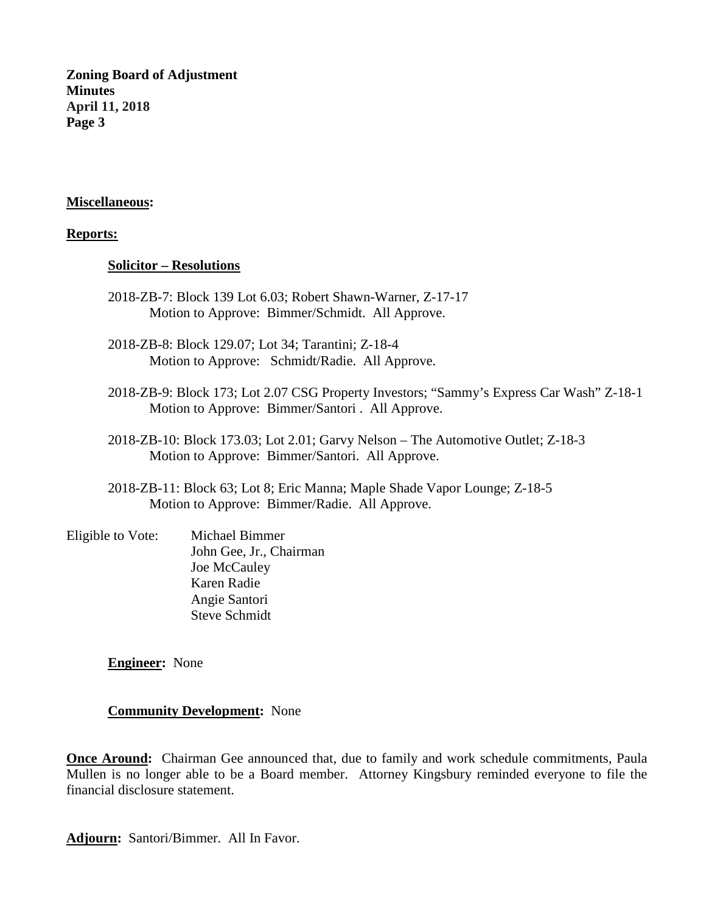**Miscellaneous:**

**Reports:**

**Solicitor – Resolutions**

2018-ZB-7: Block 139 Lot 6.03; Robert Shawn-Warner, Z-17-17
Motion to Approve: Bimmer/Schmidt. All Approve.

2018-ZB-8: Block 129.07; Lot 34; Tarantini; Z-18-4
Motion to Approve: Schmidt/Radie. All Approve.

2018-ZB-9: Block 173; Lot 2.07 CSG Property Investors; "Sammy's Express Car Wash" Z-18-1
Motion to Approve: Bimmer/Santori . All Approve.

2018-ZB-10: Block 173.03; Lot 2.01; Garvy Nelson – The Automotive Outlet; Z-18-3
Motion to Approve: Bimmer/Santori. All Approve.

2018-ZB-11: Block 63; Lot 8; Eric Manna; Maple Shade Vapor Lounge; Z-18-5
Motion to Approve: Bimmer/Radie. All Approve.

Eligible to Vote:
Michael Bimmer
John Gee, Jr., Chairman
Joe McCauley
Karen Radie
Angie Santori
Steve Schmidt

**Engineer:** None

**Community Development:** None

**Once Around:** Chairman Gee announced that, due to family and work schedule commitments, Paula Mullen is no longer able to be a Board member. Attorney Kingsbury reminded everyone to file the financial disclosure statement.

**Adjourn:** Santori/Bimmer. All In Favor.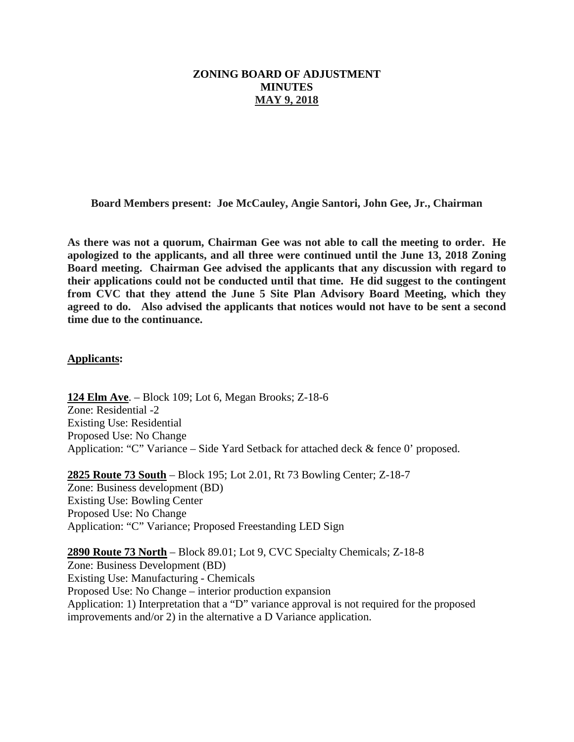# ZONING BOARD OF ADJUSTMENT
# MINUTES
# MAY 9, 2018

**Board Members present: Joe McCauley, Angie Santori, John Gee, Jr., Chairman**

**As there was not a quorum, Chairman Gee was not able to call the meeting to order. He apologized to the applicants, and all three were continued until the June 13, 2018 Zoning Board meeting. Chairman Gee advised the applicants that any discussion with regard to their applications could not be conducted until that time. He did suggest to the contingent from CVC that they attend the June 5 Site Plan Advisory Board Meeting, which they agreed to do. Also advised the applicants that notices would not have to be sent a second time due to the continuance.**

**Applicants:**

**124 Elm Ave**. – Block 109; Lot 6, Megan Brooks; Z-18-6
Zone: Residential -2
Existing Use: Residential
Proposed Use: No Change
Application: "C" Variance – Side Yard Setback for attached deck & fence 0' proposed.

**2825 Route 73 South** – Block 195; Lot 2.01, Rt 73 Bowling Center; Z-18-7
Zone: Business development (BD)
Existing Use: Bowling Center
Proposed Use: No Change
Application: "C" Variance; Proposed Freestanding LED Sign

**2890 Route 73 North** – Block 89.01; Lot 9, CVC Specialty Chemicals; Z-18-8
Zone: Business Development (BD)
Existing Use: Manufacturing - Chemicals
Proposed Use: No Change – interior production expansion
Application: 1) Interpretation that a "D" variance approval is not required for the proposed improvements and/or 2) in the alternative a D Variance application.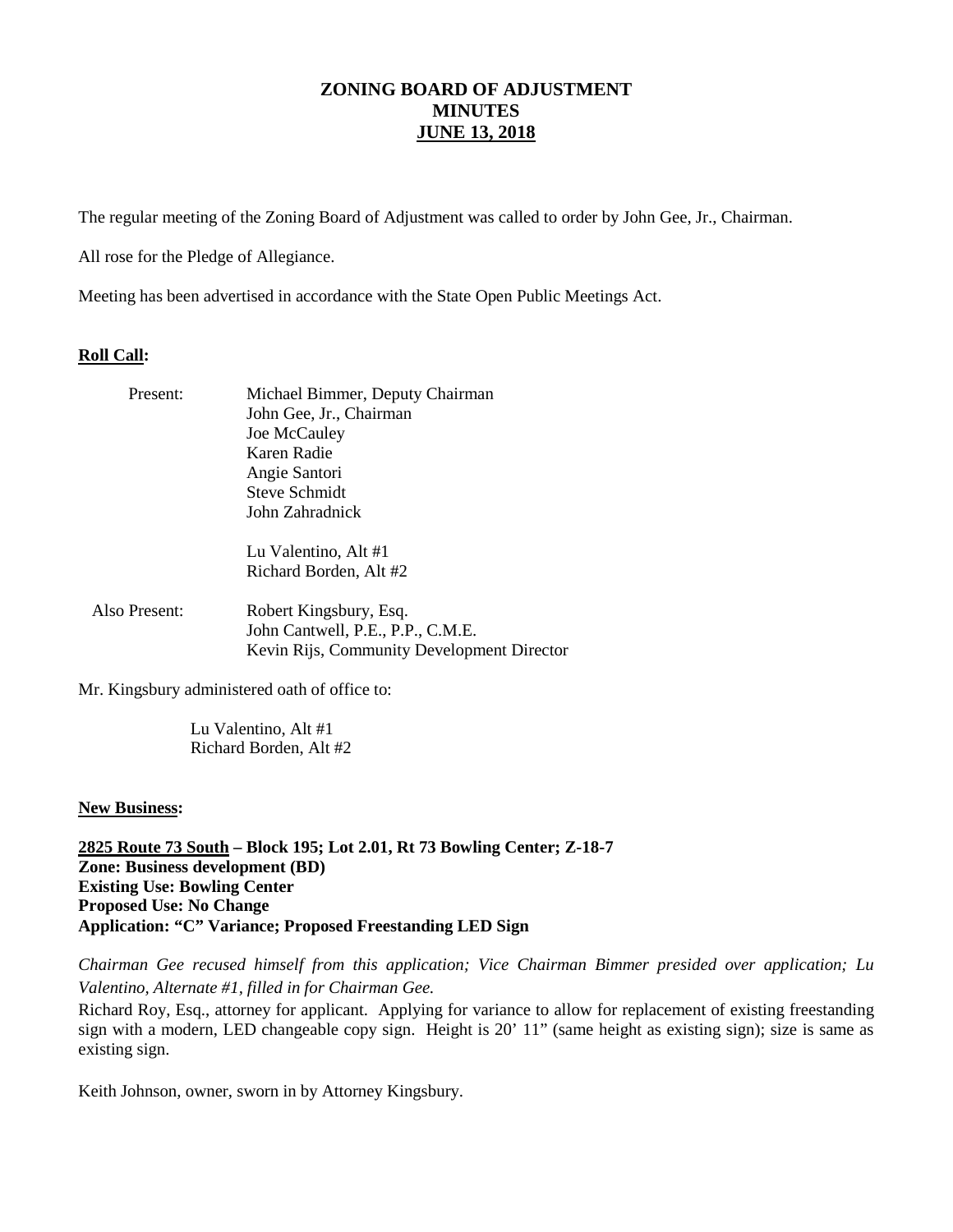# ZONING BOARD OF ADJUSTMENT
# MINUTES
# JUNE 13, 2018

The regular meeting of the Zoning Board of Adjustment was called to order by John Gee, Jr., Chairman.

All rose for the Pledge of Allegiance.

Meeting has been advertised in accordance with the State Open Public Meetings Act.

**Roll Call:**

Present:
- Michael Bimmer, Deputy Chairman
- John Gee, Jr., Chairman
- Joe McCauley
- Karen Radie
- Angie Santori
- Steve Schmidt
- John Zahradnick
- Lu Valentino, Alt #1
- Richard Borden, Alt #2

Also Present:
- Robert Kingsbury, Esq.
- John Cantwell, P.E., P.P., C.M.E.
- Kevin Rijs, Community Development Director

Mr. Kingsbury administered oath of office to:

- Lu Valentino, Alt #1
- Richard Borden, Alt #2

**New Business:**

**2825 Route 73 South – Block 195; Lot 2.01, Rt 73 Bowling Center; Z-18-7**
**Zone: Business development (BD)**
**Existing Use: Bowling Center**
**Proposed Use: No Change**
**Application: "C" Variance; Proposed Freestanding LED Sign**

*Chairman Gee recused himself from this application; Vice Chairman Bimmer presided over application; Lu Valentino, Alternate #1, filled in for Chairman Gee.*

Richard Roy, Esq., attorney for applicant. Applying for variance to allow for replacement of existing freestanding sign with a modern, LED changeable copy sign. Height is 20' 11" (same height as existing sign); size is same as existing sign.

Keith Johnson, owner, sworn in by Attorney Kingsbury.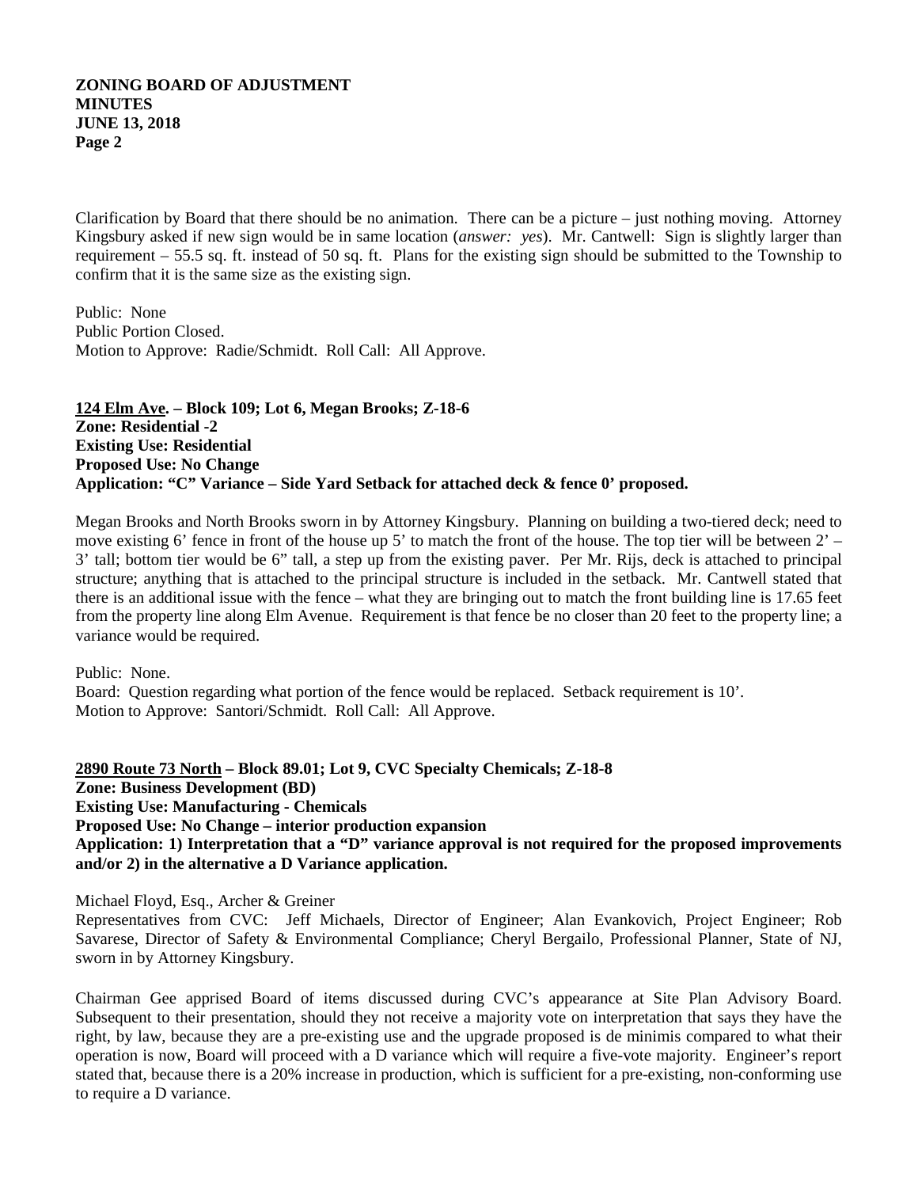Clarification by Board that there should be no animation. There can be a picture – just nothing moving. Attorney Kingsbury asked if new sign would be in same location (*answer: yes*). Mr. Cantwell: Sign is slightly larger than requirement – 55.5 sq. ft. instead of 50 sq. ft. Plans for the existing sign should be submitted to the Township to confirm that it is the same size as the existing sign.

Public: None
Public Portion Closed.
Motion to Approve: Radie/Schmidt. Roll Call: All Approve.

**<u>124 Elm Ave</u>. – Block 109; Lot 6, Megan Brooks; Z-18-6**
**Zone: Residential -2**
**Existing Use: Residential**
**Proposed Use: No Change**
**Application: "C" Variance – Side Yard Setback for attached deck & fence 0' proposed.**

Megan Brooks and North Brooks sworn in by Attorney Kingsbury. Planning on building a two-tiered deck; need to move existing 6' fence in front of the house up 5' to match the front of the house. The top tier will be between 2' – 3' tall; bottom tier would be 6" tall, a step up from the existing paver. Per Mr. Rijs, deck is attached to principal structure; anything that is attached to the principal structure is included in the setback. Mr. Cantwell stated that there is an additional issue with the fence – what they are bringing out to match the front building line is 17.65 feet from the property line along Elm Avenue. Requirement is that fence be no closer than 20 feet to the property line; a variance would be required.

Public: None.
Board: Question regarding what portion of the fence would be replaced. Setback requirement is 10'.
Motion to Approve: Santori/Schmidt. Roll Call: All Approve.

**<u>2890 Route 73 North</u> – Block 89.01; Lot 9, CVC Specialty Chemicals; Z-18-8**
**Zone: Business Development (BD)**
**Existing Use: Manufacturing - Chemicals**
**Proposed Use: No Change – interior production expansion**
**Application: 1) Interpretation that a "D" variance approval is not required for the proposed improvements and/or 2) in the alternative a D Variance application.**

Michael Floyd, Esq., Archer & Greiner
Representatives from CVC: Jeff Michaels, Director of Engineer; Alan Evankovich, Project Engineer; Rob Savarese, Director of Safety & Environmental Compliance; Cheryl Bergailo, Professional Planner, State of NJ, sworn in by Attorney Kingsbury.

Chairman Gee apprised Board of items discussed during CVC's appearance at Site Plan Advisory Board. Subsequent to their presentation, should they not receive a majority vote on interpretation that says they have the right, by law, because they are a pre-existing use and the upgrade proposed is de minimis compared to what their operation is now, Board will proceed with a D variance which will require a five-vote majority. Engineer's report stated that, because there is a 20% increase in production, which is sufficient for a pre-existing, non-conforming use to require a D variance.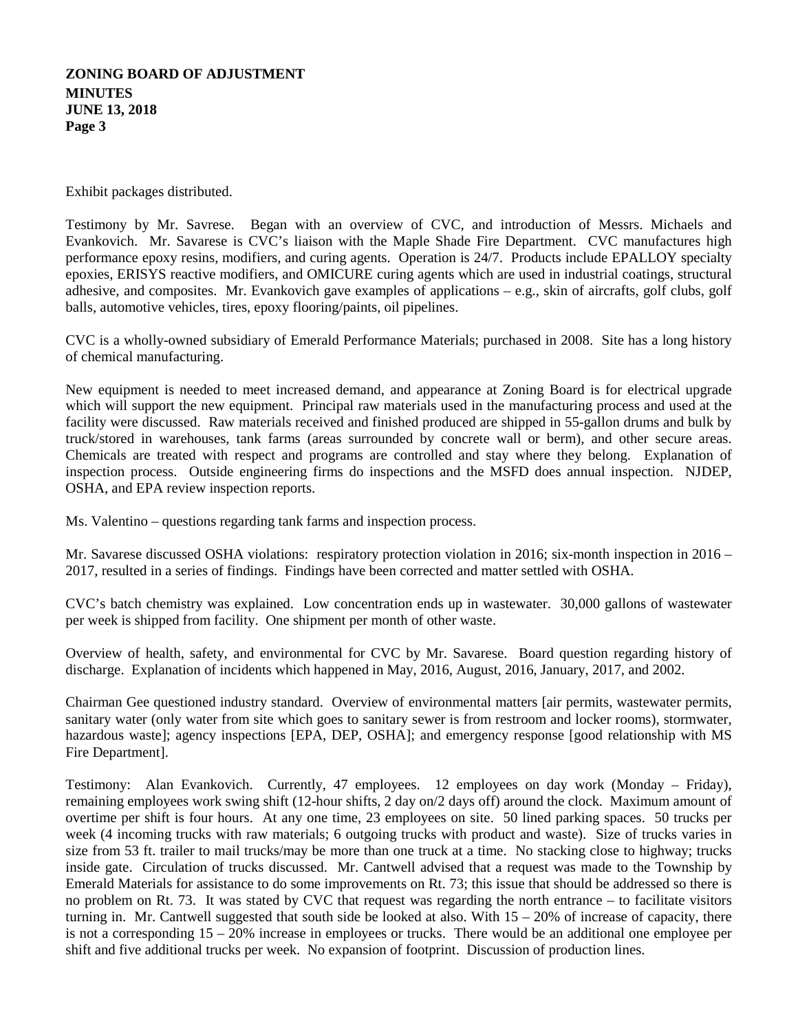Exhibit packages distributed.

Testimony by Mr. Savrese. Began with an overview of CVC, and introduction of Messrs. Michaels and Evankovich. Mr. Savarese is CVC's liaison with the Maple Shade Fire Department. CVC manufactures high performance epoxy resins, modifiers, and curing agents. Operation is 24/7. Products include EPALLOY specialty epoxies, ERISYS reactive modifiers, and OMICURE curing agents which are used in industrial coatings, structural adhesive, and composites. Mr. Evankovich gave examples of applications – e.g., skin of aircrafts, golf clubs, golf balls, automotive vehicles, tires, epoxy flooring/paints, oil pipelines.

CVC is a wholly-owned subsidiary of Emerald Performance Materials; purchased in 2008. Site has a long history of chemical manufacturing.

New equipment is needed to meet increased demand, and appearance at Zoning Board is for electrical upgrade which will support the new equipment. Principal raw materials used in the manufacturing process and used at the facility were discussed. Raw materials received and finished produced are shipped in 55-gallon drums and bulk by truck/stored in warehouses, tank farms (areas surrounded by concrete wall or berm), and other secure areas. Chemicals are treated with respect and programs are controlled and stay where they belong. Explanation of inspection process. Outside engineering firms do inspections and the MSFD does annual inspection. NJDEP, OSHA, and EPA review inspection reports.

Ms. Valentino – questions regarding tank farms and inspection process.

Mr. Savarese discussed OSHA violations: respiratory protection violation in 2016; six-month inspection in 2016 – 2017, resulted in a series of findings. Findings have been corrected and matter settled with OSHA.

CVC's batch chemistry was explained. Low concentration ends up in wastewater. 30,000 gallons of wastewater per week is shipped from facility. One shipment per month of other waste.

Overview of health, safety, and environmental for CVC by Mr. Savarese. Board question regarding history of discharge. Explanation of incidents which happened in May, 2016, August, 2016, January, 2017, and 2002.

Chairman Gee questioned industry standard. Overview of environmental matters [air permits, wastewater permits, sanitary water (only water from site which goes to sanitary sewer is from restroom and locker rooms), stormwater, hazardous waste]; agency inspections [EPA, DEP, OSHA]; and emergency response [good relationship with MS Fire Department].

Testimony: Alan Evankovich. Currently, 47 employees. 12 employees on day work (Monday – Friday), remaining employees work swing shift (12-hour shifts, 2 day on/2 days off) around the clock. Maximum amount of overtime per shift is four hours. At any one time, 23 employees on site. 50 lined parking spaces. 50 trucks per week (4 incoming trucks with raw materials; 6 outgoing trucks with product and waste). Size of trucks varies in size from 53 ft. trailer to mail trucks/may be more than one truck at a time. No stacking close to highway; trucks inside gate. Circulation of trucks discussed. Mr. Cantwell advised that a request was made to the Township by Emerald Materials for assistance to do some improvements on Rt. 73; this issue that should be addressed so there is no problem on Rt. 73. It was stated by CVC that request was regarding the north entrance – to facilitate visitors turning in. Mr. Cantwell suggested that south side be looked at also. With 15 – 20% of increase of capacity, there is not a corresponding 15 – 20% increase in employees or trucks. There would be an additional one employee per shift and five additional trucks per week. No expansion of footprint. Discussion of production lines.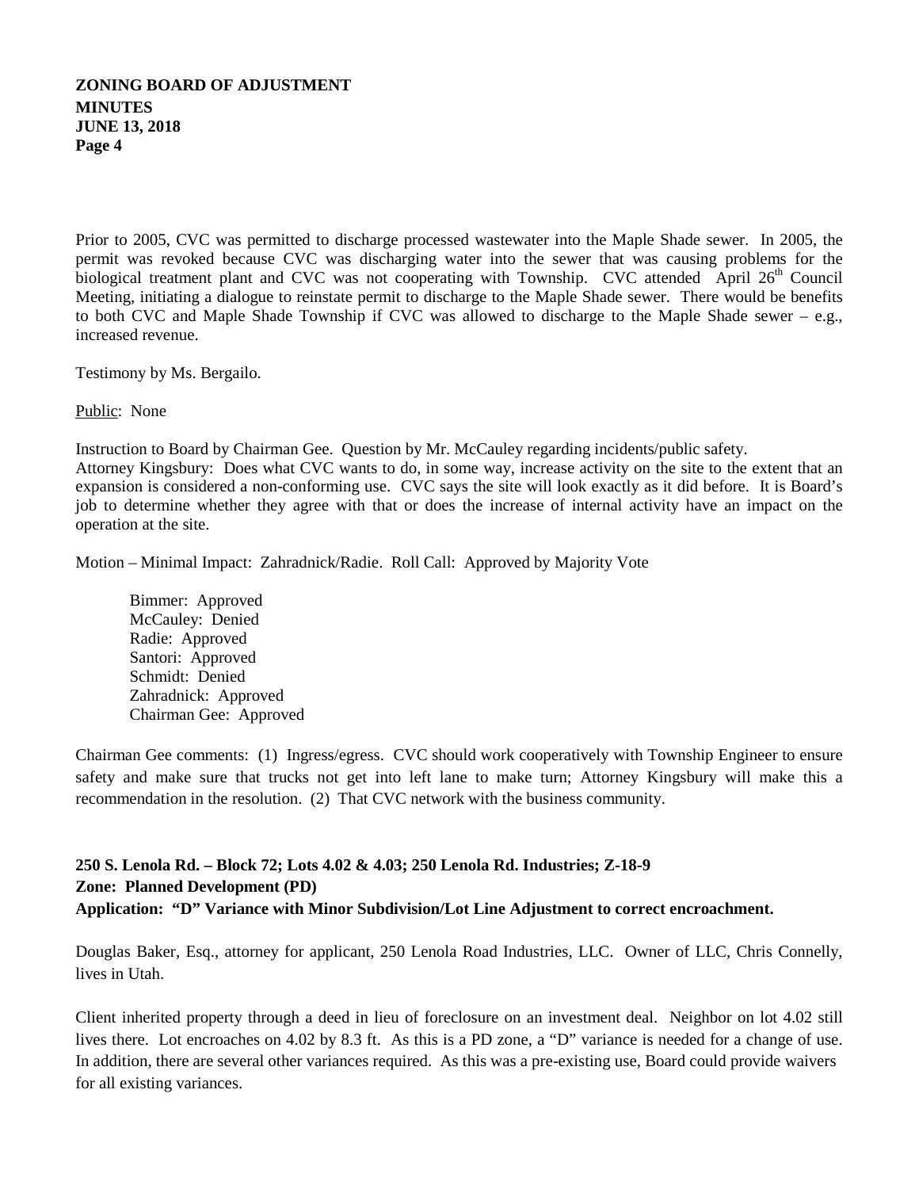Prior to 2005, CVC was permitted to discharge processed wastewater into the Maple Shade sewer. In 2005, the permit was revoked because CVC was discharging water into the sewer that was causing problems for the biological treatment plant and CVC was not cooperating with Township. CVC attended April 26th Council Meeting, initiating a dialogue to reinstate permit to discharge to the Maple Shade sewer. There would be benefits to both CVC and Maple Shade Township if CVC was allowed to discharge to the Maple Shade sewer – e.g., increased revenue.

Testimony by Ms. Bergailo.

Public: None

Instruction to Board by Chairman Gee. Question by Mr. McCauley regarding incidents/public safety.
Attorney Kingsbury: Does what CVC wants to do, in some way, increase activity on the site to the extent that an expansion is considered a non-conforming use. CVC says the site will look exactly as it did before. It is Board's job to determine whether they agree with that or does the increase of internal activity have an impact on the operation at the site.

Motion – Minimal Impact: Zahradnick/Radie. Roll Call: Approved by Majority Vote

Bimmer: Approved
McCauley: Denied
Radie: Approved
Santori: Approved
Schmidt: Denied
Zahradnick: Approved
Chairman Gee: Approved

Chairman Gee comments: (1) Ingress/egress. CVC should work cooperatively with Township Engineer to ensure safety and make sure that trucks not get into left lane to make turn; Attorney Kingsbury will make this a recommendation in the resolution. (2) That CVC network with the business community.

**250 S. Lenola Rd. – Block 72; Lots 4.02 & 4.03; 250 Lenola Rd. Industries; Z-18-9**
**Zone: Planned Development (PD)**
**Application: "D" Variance with Minor Subdivision/Lot Line Adjustment to correct encroachment.**

Douglas Baker, Esq., attorney for applicant, 250 Lenola Road Industries, LLC. Owner of LLC, Chris Connelly, lives in Utah.

Client inherited property through a deed in lieu of foreclosure on an investment deal. Neighbor on lot 4.02 still lives there. Lot encroaches on 4.02 by 8.3 ft. As this is a PD zone, a "D" variance is needed for a change of use. In addition, there are several other variances required. As this was a pre-existing use, Board could provide waivers for all existing variances.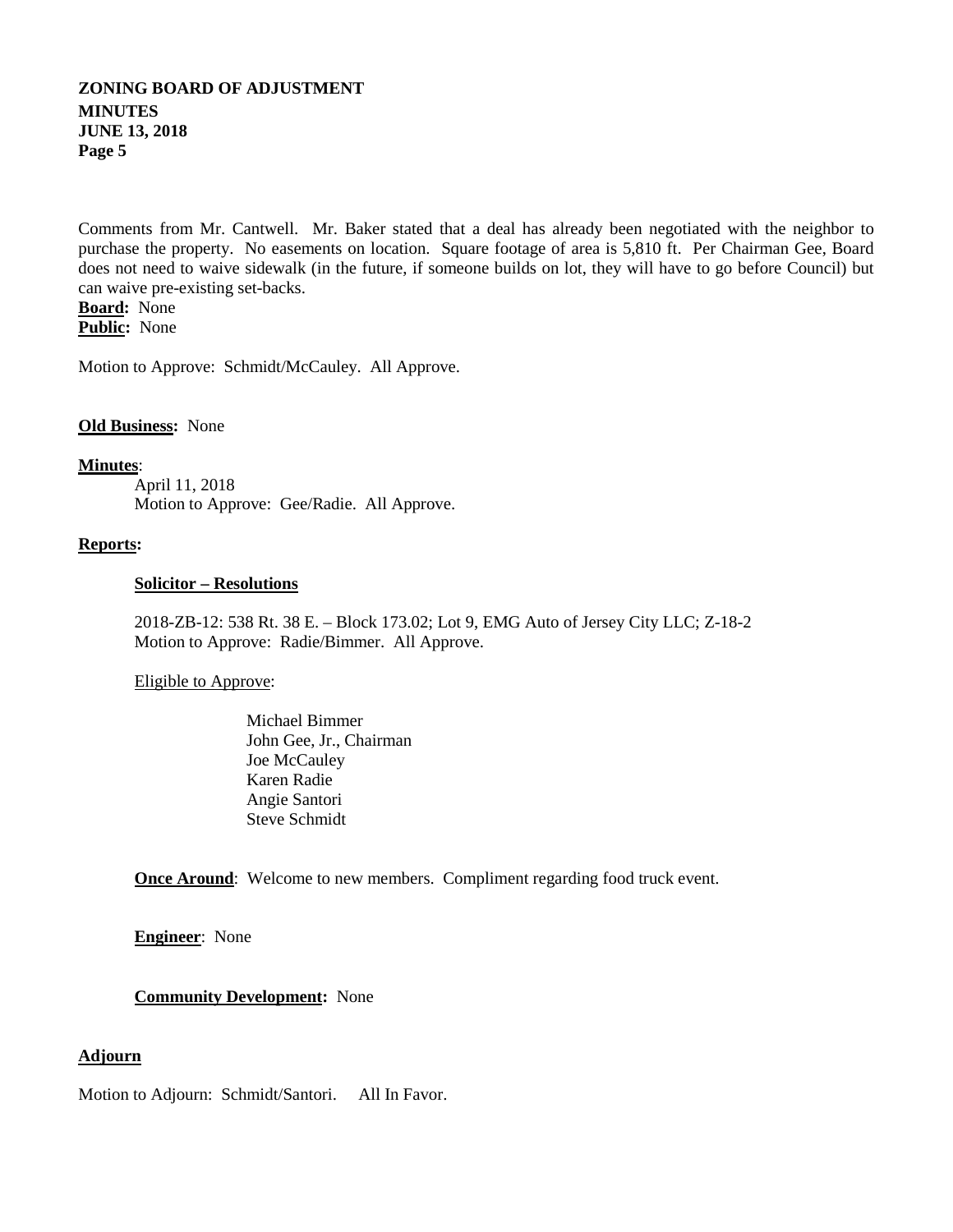Comments from Mr. Cantwell. Mr. Baker stated that a deal has already been negotiated with the neighbor to purchase the property. No easements on location. Square footage of area is 5,810 ft. Per Chairman Gee, Board does not need to waive sidewalk (in the future, if someone builds on lot, they will have to go before Council) but can waive pre-existing set-backs.

**Board:** None
**Public:** None

Motion to Approve: Schmidt/McCauley. All Approve.

**Old Business:** None

**Minutes**:

April 11, 2018
Motion to Approve: Gee/Radie. All Approve.

**Reports:**

**Solicitor – Resolutions**

2018-ZB-12: 538 Rt. 38 E. – Block 173.02; Lot 9, EMG Auto of Jersey City LLC; Z-18-2
Motion to Approve: Radie/Bimmer. All Approve.

Eligible to Approve:

Michael Bimmer
John Gee, Jr., Chairman
Joe McCauley
Karen Radie
Angie Santori
Steve Schmidt

**Once Around**: Welcome to new members. Compliment regarding food truck event.

**Engineer**: None

**Community Development:** None

**Adjourn**

Motion to Adjourn: Schmidt/Santori. All In Favor.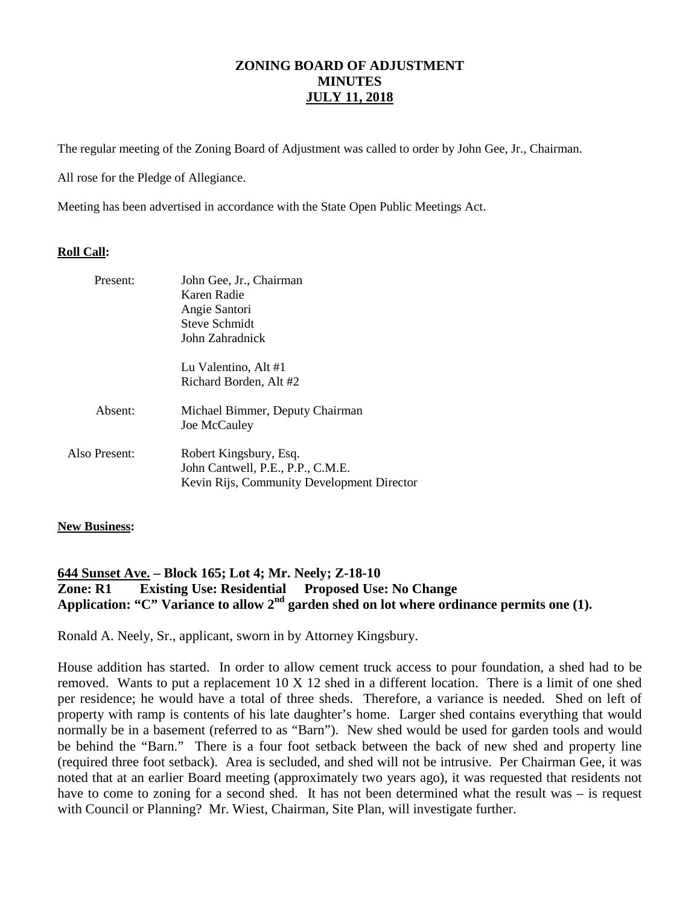# ZONING BOARD OF ADJUSTMENT MINUTES JULY 11, 2018

The regular meeting of the Zoning Board of Adjustment was called to order by John Gee, Jr., Chairman.

All rose for the Pledge of Allegiance.

Meeting has been advertised in accordance with the State Open Public Meetings Act.

**Roll Call:**

Present: John Gee, Jr., Chairman
Karen Radie
Angie Santori
Steve Schmidt
John Zahradnick

Lu Valentino, Alt #1
Richard Borden, Alt #2

Absent: Michael Bimmer, Deputy Chairman
Joe McCauley

Also Present: Robert Kingsbury, Esq.
John Cantwell, P.E., P.P., C.M.E.
Kevin Rijs, Community Development Director

**New Business:**

**644 Sunset Ave. – Block 165; Lot 4; Mr. Neely; Z-18-10**
**Zone: R1 Existing Use: Residential Proposed Use: No Change**
**Application: "C" Variance to allow 2nd garden shed on lot where ordinance permits one (1).**

Ronald A. Neely, Sr., applicant, sworn in by Attorney Kingsbury.

House addition has started. In order to allow cement truck access to pour foundation, a shed had to be removed. Wants to put a replacement 10 X 12 shed in a different location. There is a limit of one shed per residence; he would have a total of three sheds. Therefore, a variance is needed. Shed on left of property with ramp is contents of his late daughter's home. Larger shed contains everything that would normally be in a basement (referred to as "Barn"). New shed would be used for garden tools and would be behind the "Barn." There is a four foot setback between the back of new shed and property line (required three foot setback). Area is secluded, and shed will not be intrusive. Per Chairman Gee, it was noted that at an earlier Board meeting (approximately two years ago), it was requested that residents not have to come to zoning for a second shed. It has not been determined what the result was – is request with Council or Planning? Mr. Wiest, Chairman, Site Plan, will investigate further.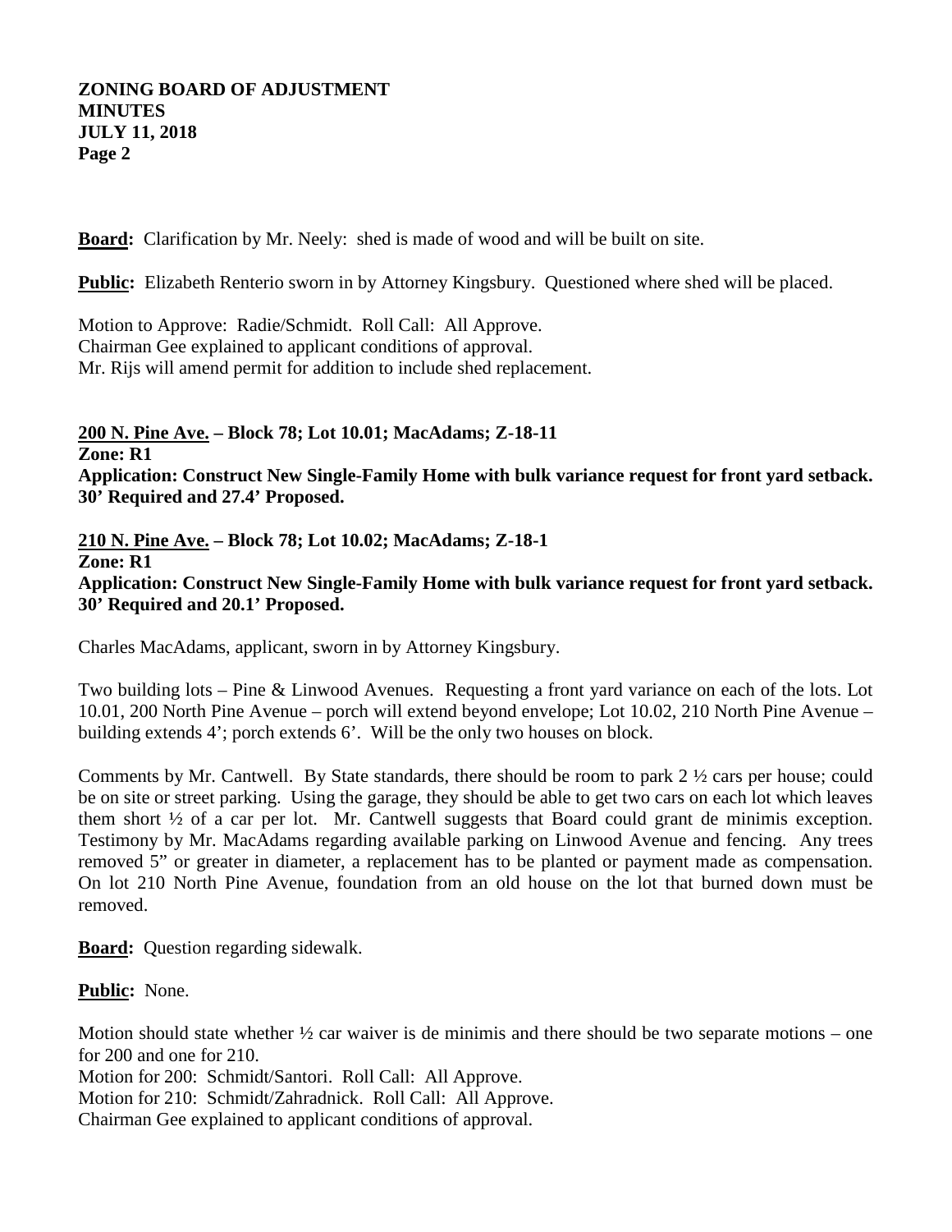**Board:** Clarification by Mr. Neely: shed is made of wood and will be built on site.

**Public:** Elizabeth Renterio sworn in by Attorney Kingsbury. Questioned where shed will be placed.

Motion to Approve: Radie/Schmidt. Roll Call: All Approve.
Chairman Gee explained to applicant conditions of approval.
Mr. Rijs will amend permit for addition to include shed replacement.

**200 N. Pine Ave. – Block 78; Lot 10.01; MacAdams; Z-18-11**
**Zone: R1**
**Application: Construct New Single-Family Home with bulk variance request for front yard setback. 30' Required and 27.4' Proposed.**

**210 N. Pine Ave. – Block 78; Lot 10.02; MacAdams; Z-18-1**
**Zone: R1**
**Application: Construct New Single-Family Home with bulk variance request for front yard setback. 30' Required and 20.1' Proposed.**

Charles MacAdams, applicant, sworn in by Attorney Kingsbury.

Two building lots – Pine & Linwood Avenues. Requesting a front yard variance on each of the lots. Lot 10.01, 200 North Pine Avenue – porch will extend beyond envelope; Lot 10.02, 210 North Pine Avenue – building extends 4'; porch extends 6'. Will be the only two houses on block.

Comments by Mr. Cantwell. By State standards, there should be room to park 2 ½ cars per house; could be on site or street parking. Using the garage, they should be able to get two cars on each lot which leaves them short ½ of a car per lot. Mr. Cantwell suggests that Board could grant de minimis exception. Testimony by Mr. MacAdams regarding available parking on Linwood Avenue and fencing. Any trees removed 5" or greater in diameter, a replacement has to be planted or payment made as compensation. On lot 210 North Pine Avenue, foundation from an old house on the lot that burned down must be removed.

**Board:** Question regarding sidewalk.

**Public:** None.

Motion should state whether ½ car waiver is de minimis and there should be two separate motions – one for 200 and one for 210.
Motion for 200: Schmidt/Santori. Roll Call: All Approve.
Motion for 210: Schmidt/Zahradnick. Roll Call: All Approve.
Chairman Gee explained to applicant conditions of approval.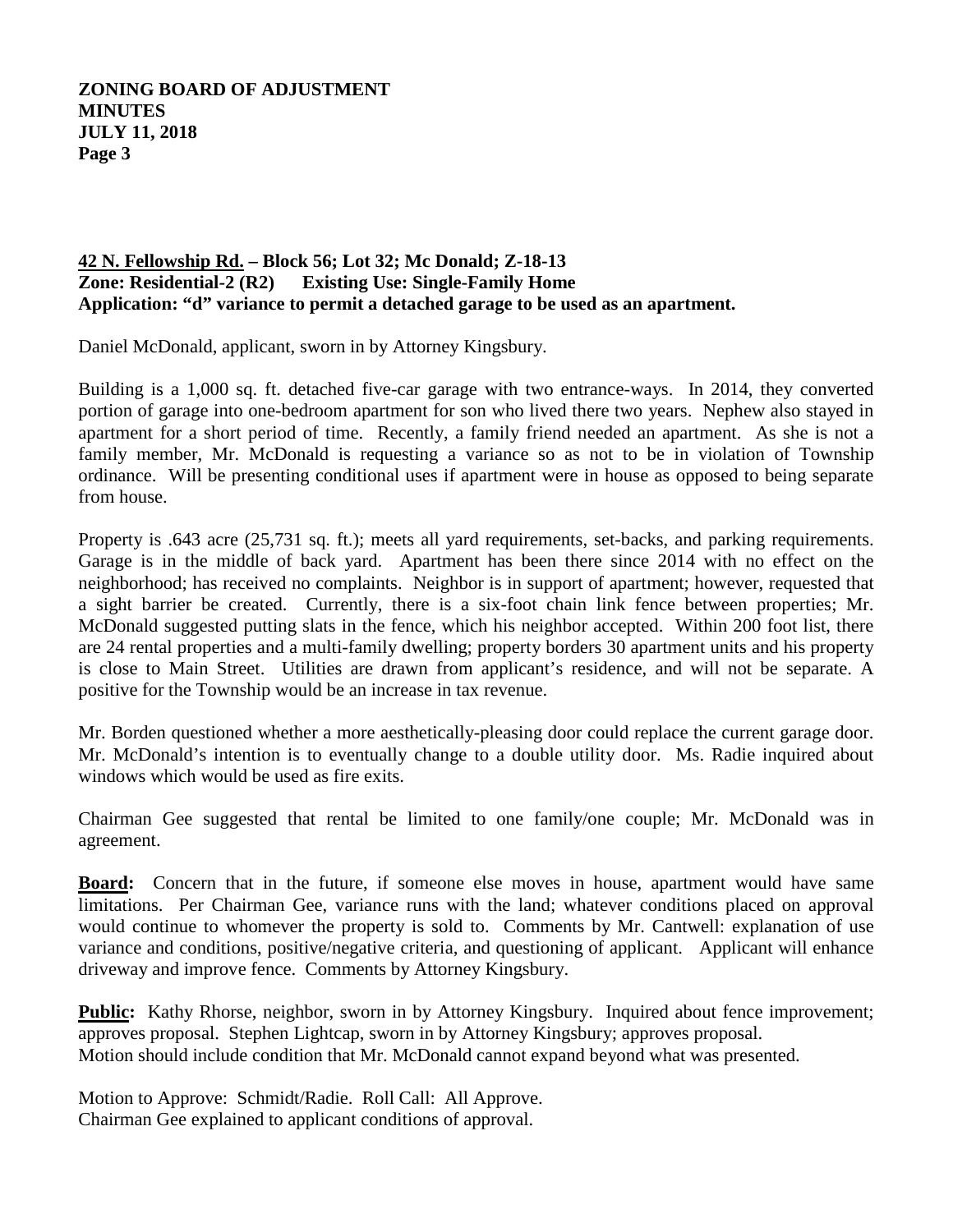**42 N. Fellowship Rd. – Block 56; Lot 32; Mc Donald; Z-18-13**
**Zone: Residential-2 (R2) Existing Use: Single-Family Home**
**Application: "d" variance to permit a detached garage to be used as an apartment.**

Daniel McDonald, applicant, sworn in by Attorney Kingsbury.

Building is a 1,000 sq. ft. detached five-car garage with two entrance-ways. In 2014, they converted portion of garage into one-bedroom apartment for son who lived there two years. Nephew also stayed in apartment for a short period of time. Recently, a family friend needed an apartment. As she is not a family member, Mr. McDonald is requesting a variance so as not to be in violation of Township ordinance. Will be presenting conditional uses if apartment were in house as opposed to being separate from house.

Property is .643 acre (25,731 sq. ft.); meets all yard requirements, set-backs, and parking requirements. Garage is in the middle of back yard. Apartment has been there since 2014 with no effect on the neighborhood; has received no complaints. Neighbor is in support of apartment; however, requested that a sight barrier be created. Currently, there is a six-foot chain link fence between properties; Mr. McDonald suggested putting slats in the fence, which his neighbor accepted. Within 200 foot list, there are 24 rental properties and a multi-family dwelling; property borders 30 apartment units and his property is close to Main Street. Utilities are drawn from applicant's residence, and will not be separate. A positive for the Township would be an increase in tax revenue.

Mr. Borden questioned whether a more aesthetically-pleasing door could replace the current garage door. Mr. McDonald's intention is to eventually change to a double utility door. Ms. Radie inquired about windows which would be used as fire exits.

Chairman Gee suggested that rental be limited to one family/one couple; Mr. McDonald was in agreement.

**Board:** Concern that in the future, if someone else moves in house, apartment would have same limitations. Per Chairman Gee, variance runs with the land; whatever conditions placed on approval would continue to whomever the property is sold to. Comments by Mr. Cantwell: explanation of use variance and conditions, positive/negative criteria, and questioning of applicant. Applicant will enhance driveway and improve fence. Comments by Attorney Kingsbury.

**Public:** Kathy Rhorse, neighbor, sworn in by Attorney Kingsbury. Inquired about fence improvement; approves proposal. Stephen Lightcap, sworn in by Attorney Kingsbury; approves proposal.
Motion should include condition that Mr. McDonald cannot expand beyond what was presented.

Motion to Approve: Schmidt/Radie. Roll Call: All Approve.
Chairman Gee explained to applicant conditions of approval.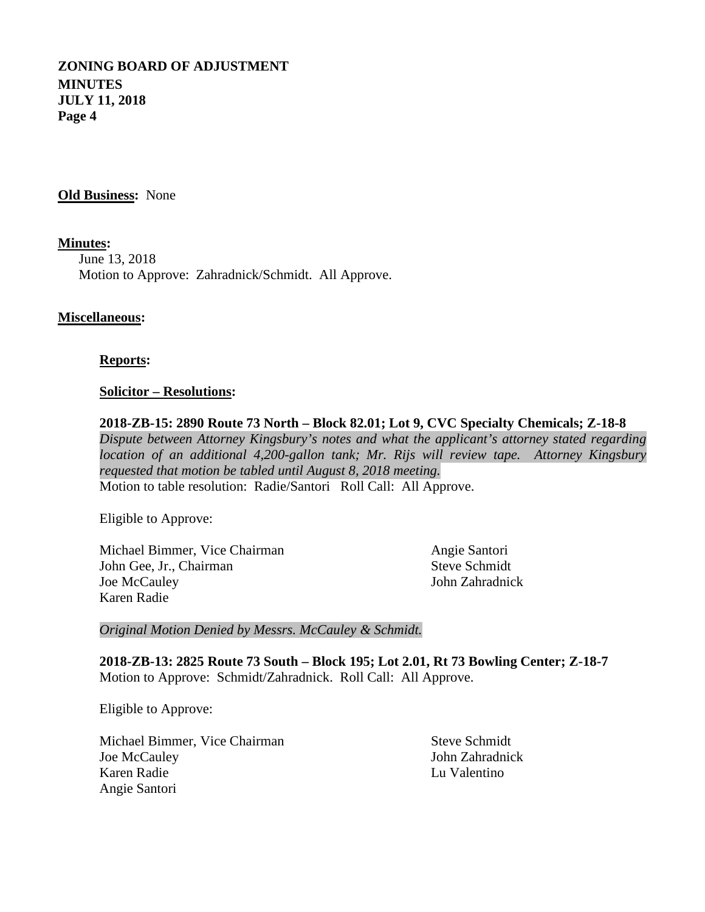**ZONING BOARD OF ADJUSTMENT**
**MINUTES**
**JULY 11, 2018**

**Old Business:** None

**Minutes:**

June 13, 2018
Motion to Approve: Zahradnick/Schmidt. All Approve.

**Miscellaneous:**

**Reports:**

**Solicitor – Resolutions:**

**2018-ZB-15: 2890 Route 73 North – Block 82.01; Lot 9, CVC Specialty Chemicals; Z-18-8**
*Dispute between Attorney Kingsbury's notes and what the applicant's attorney stated regarding location of an additional 4,200-gallon tank; Mr. Rijs will review tape. Attorney Kingsbury requested that motion be tabled until August 8, 2018 meeting.*
Motion to table resolution: Radie/Santori Roll Call: All Approve.

Eligible to Approve:

Michael Bimmer, Vice Chairman
John Gee, Jr., Chairman
Joe McCauley
Karen Radie
Angie Santori
Steve Schmidt
John Zahradnick

*Original Motion Denied by Messrs. McCauley & Schmidt.*

**2018-ZB-13: 2825 Route 73 South – Block 195; Lot 2.01, Rt 73 Bowling Center; Z-18-7**
Motion to Approve: Schmidt/Zahradnick. Roll Call: All Approve.

Eligible to Approve:

Michael Bimmer, Vice Chairman
Joe McCauley
Karen Radie
Angie Santori
Steve Schmidt
John Zahradnick
Lu Valentino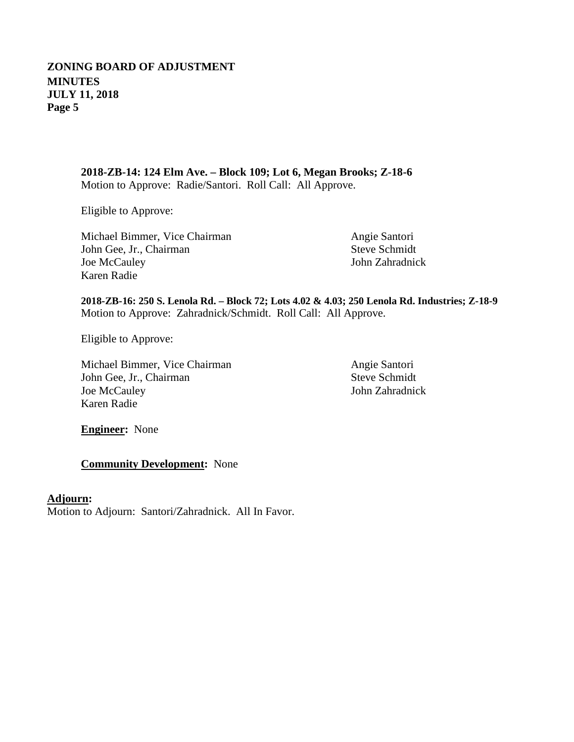**2018-ZB-14: 124 Elm Ave. – Block 109; Lot 6, Megan Brooks; Z-18-6**
Motion to Approve: Radie/Santori. Roll Call: All Approve.

Eligible to Approve:

Michael Bimmer, Vice Chairman
John Gee, Jr., Chairman
Joe McCauley
Karen Radie
Angie Santori
Steve Schmidt
John Zahradnick

**2018-ZB-16: 250 S. Lenola Rd. – Block 72; Lots 4.02 & 4.03; 250 Lenola Rd. Industries; Z-18-9**
Motion to Approve: Zahradnick/Schmidt. Roll Call: All Approve.

Eligible to Approve:

Michael Bimmer, Vice Chairman
John Gee, Jr., Chairman
Joe McCauley
Karen Radie
Angie Santori
Steve Schmidt
John Zahradnick

**Engineer:** None

**Community Development:** None

**Adjourn:**
Motion to Adjourn: Santori/Zahradnick. All In Favor.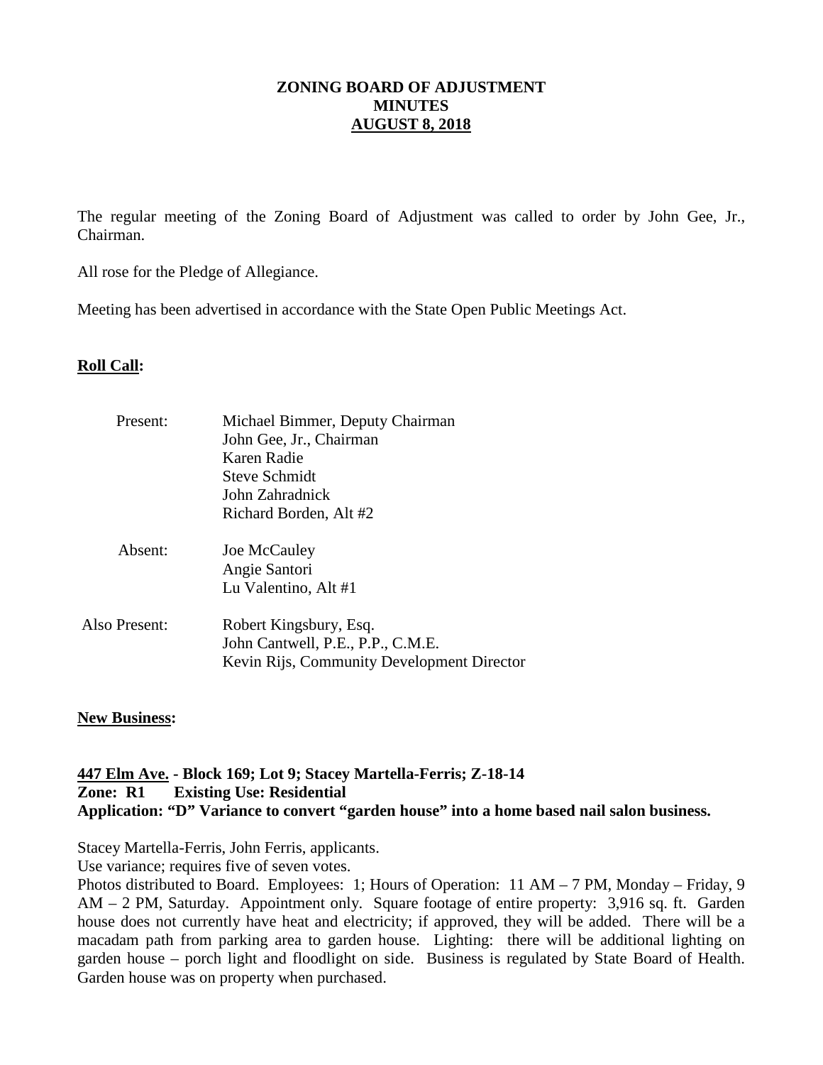**ZONING BOARD OF ADJUSTMENT**
**MINUTES**
**AUGUST 8, 2018**

The regular meeting of the Zoning Board of Adjustment was called to order by John Gee, Jr., Chairman.

All rose for the Pledge of Allegiance.

Meeting has been advertised in accordance with the State Open Public Meetings Act.

**Roll Call:**

| | |
|---|---|
| Present: | Michael Bimmer, Deputy Chairman<br>John Gee, Jr., Chairman<br>Karen Radie<br>Steve Schmidt<br>John Zahradnick<br>Richard Borden, Alt #2 |
| Absent: | Joe McCauley<br>Angie Santori<br>Lu Valentino, Alt #1 |
| Also Present: | Robert Kingsbury, Esq.<br>John Cantwell, P.E., P.P., C.M.E.<br>Kevin Rijs, Community Development Director |

**New Business:**

**447 Elm Ave. - Block 169; Lot 9; Stacey Martella-Ferris; Z-18-14**
**Zone: R1 Existing Use: Residential**
**Application: "D" Variance to convert "garden house" into a home based nail salon business.**

Stacey Martella-Ferris, John Ferris, applicants.
Use variance; requires five of seven votes.
Photos distributed to Board. Employees: 1; Hours of Operation: 11 AM – 7 PM, Monday – Friday, 9 AM – 2 PM, Saturday. Appointment only. Square footage of entire property: 3,916 sq. ft. Garden house does not currently have heat and electricity; if approved, they will be added. There will be a macadam path from parking area to garden house. Lighting: there will be additional lighting on garden house – porch light and floodlight on side. Business is regulated by State Board of Health. Garden house was on property when purchased.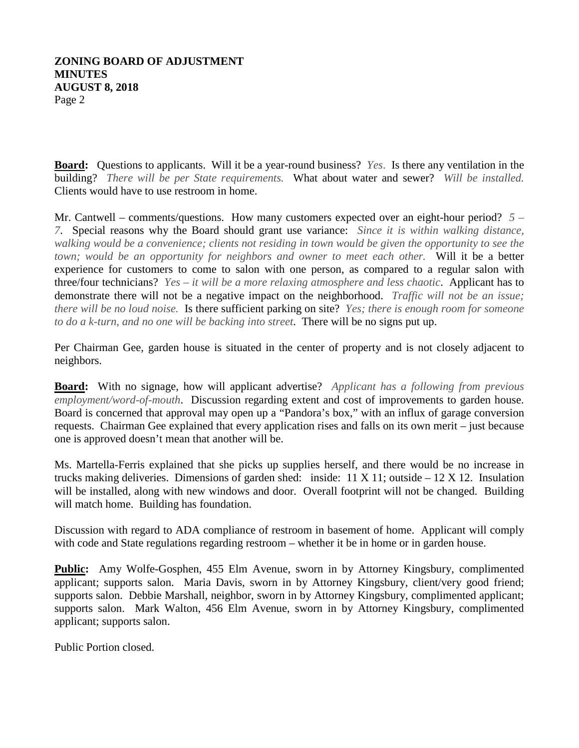**Board:** Questions to applicants. Will it be a year-round business? *Yes*. Is there any ventilation in the building? *There will be per State requirements.* What about water and sewer? *Will be installed.* Clients would have to use restroom in home.

Mr. Cantwell – comments/questions. How many customers expected over an eight-hour period? *5 – 7*. Special reasons why the Board should grant use variance: *Since it is within walking distance, walking would be a convenience; clients not residing in town would be given the opportunity to see the town; would be an opportunity for neighbors and owner to meet each other.* Will it be a better experience for customers to come to salon with one person, as compared to a regular salon with three/four technicians? *Yes – it will be a more relaxing atmosphere and less chaotic*. Applicant has to demonstrate there will not be a negative impact on the neighborhood. *Traffic will not be an issue; there will be no loud noise.* Is there sufficient parking on site? *Yes; there is enough room for someone to do a k-turn, and no one will be backing into street*. There will be no signs put up.

Per Chairman Gee, garden house is situated in the center of property and is not closely adjacent to neighbors.

**Board:** With no signage, how will applicant advertise? *Applicant has a following from previous employment/word-of-mouth*. Discussion regarding extent and cost of improvements to garden house. Board is concerned that approval may open up a "Pandora's box," with an influx of garage conversion requests. Chairman Gee explained that every application rises and falls on its own merit – just because one is approved doesn't mean that another will be.

Ms. Martella-Ferris explained that she picks up supplies herself, and there would be no increase in trucks making deliveries. Dimensions of garden shed: inside: 11 X 11; outside – 12 X 12. Insulation will be installed, along with new windows and door. Overall footprint will not be changed. Building will match home. Building has foundation.

Discussion with regard to ADA compliance of restroom in basement of home. Applicant will comply with code and State regulations regarding restroom – whether it be in home or in garden house.

**Public:** Amy Wolfe-Gosphen, 455 Elm Avenue, sworn in by Attorney Kingsbury, complimented applicant; supports salon. Maria Davis, sworn in by Attorney Kingsbury, client/very good friend; supports salon. Debbie Marshall, neighbor, sworn in by Attorney Kingsbury, complimented applicant; supports salon. Mark Walton, 456 Elm Avenue, sworn in by Attorney Kingsbury, complimented applicant; supports salon.

Public Portion closed.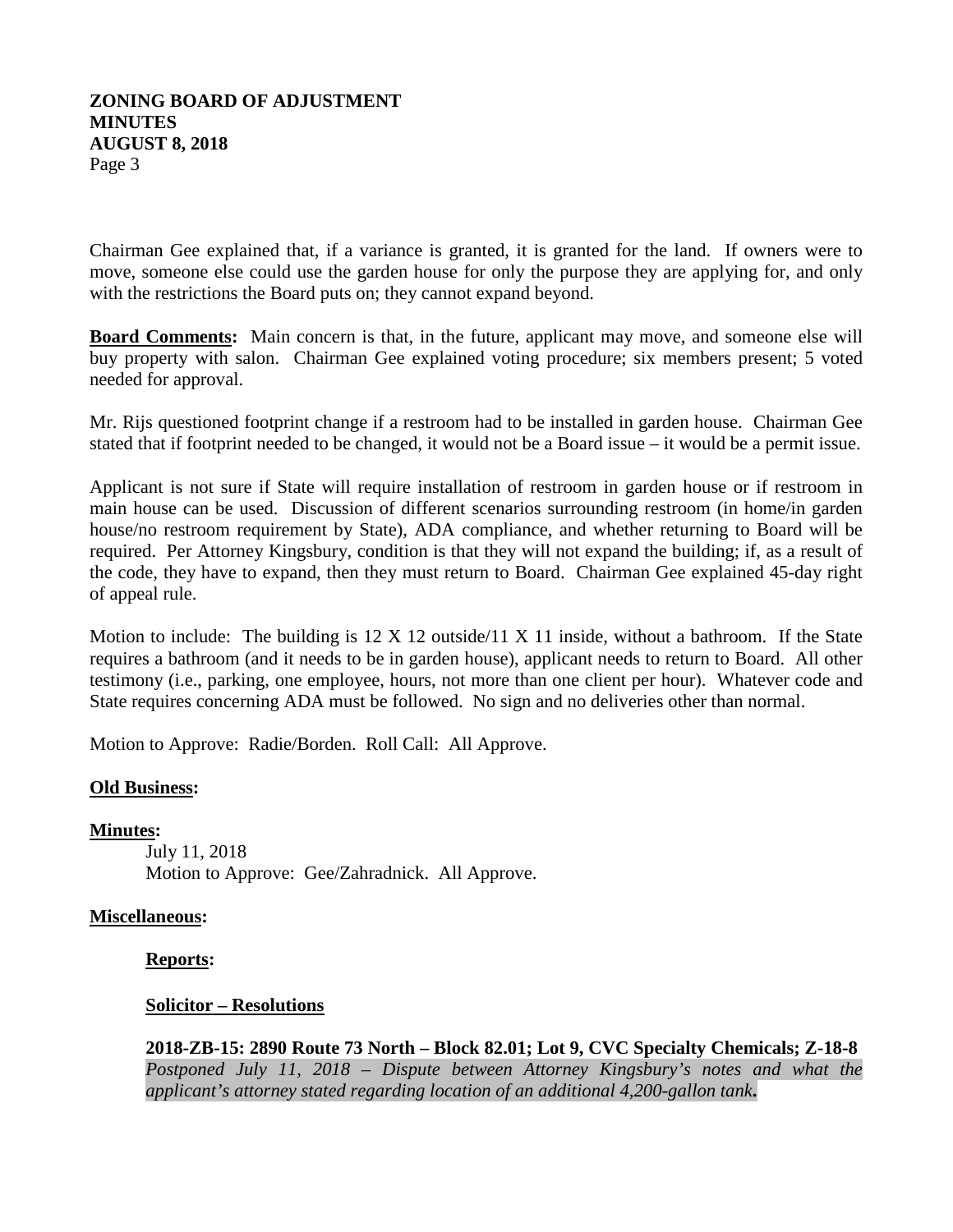Chairman Gee explained that, if a variance is granted, it is granted for the land. If owners were to move, someone else could use the garden house for only the purpose they are applying for, and only with the restrictions the Board puts on; they cannot expand beyond.

**Board Comments:** Main concern is that, in the future, applicant may move, and someone else will buy property with salon. Chairman Gee explained voting procedure; six members present; 5 voted needed for approval.

Mr. Rijs questioned footprint change if a restroom had to be installed in garden house. Chairman Gee stated that if footprint needed to be changed, it would not be a Board issue – it would be a permit issue.

Applicant is not sure if State will require installation of restroom in garden house or if restroom in main house can be used. Discussion of different scenarios surrounding restroom (in home/in garden house/no restroom requirement by State), ADA compliance, and whether returning to Board will be required. Per Attorney Kingsbury, condition is that they will not expand the building; if, as a result of the code, they have to expand, then they must return to Board. Chairman Gee explained 45-day right of appeal rule.

Motion to include: The building is 12 X 12 outside/11 X 11 inside, without a bathroom. If the State requires a bathroom (and it needs to be in garden house), applicant needs to return to Board. All other testimony (i.e., parking, one employee, hours, not more than one client per hour). Whatever code and State requires concerning ADA must be followed. No sign and no deliveries other than normal.

Motion to Approve: Radie/Borden. Roll Call: All Approve.

**Old Business:**

**Minutes:**

July 11, 2018
Motion to Approve: Gee/Zahradnick. All Approve.

**Miscellaneous:**

**Reports:**

**Solicitor – Resolutions**

**2018-ZB-15: 2890 Route 73 North – Block 82.01; Lot 9, CVC Specialty Chemicals; Z-18-8**
*Postponed July 11, 2018 – Dispute between Attorney Kingsbury's notes and what the applicant's attorney stated regarding location of an additional 4,200-gallon tank.*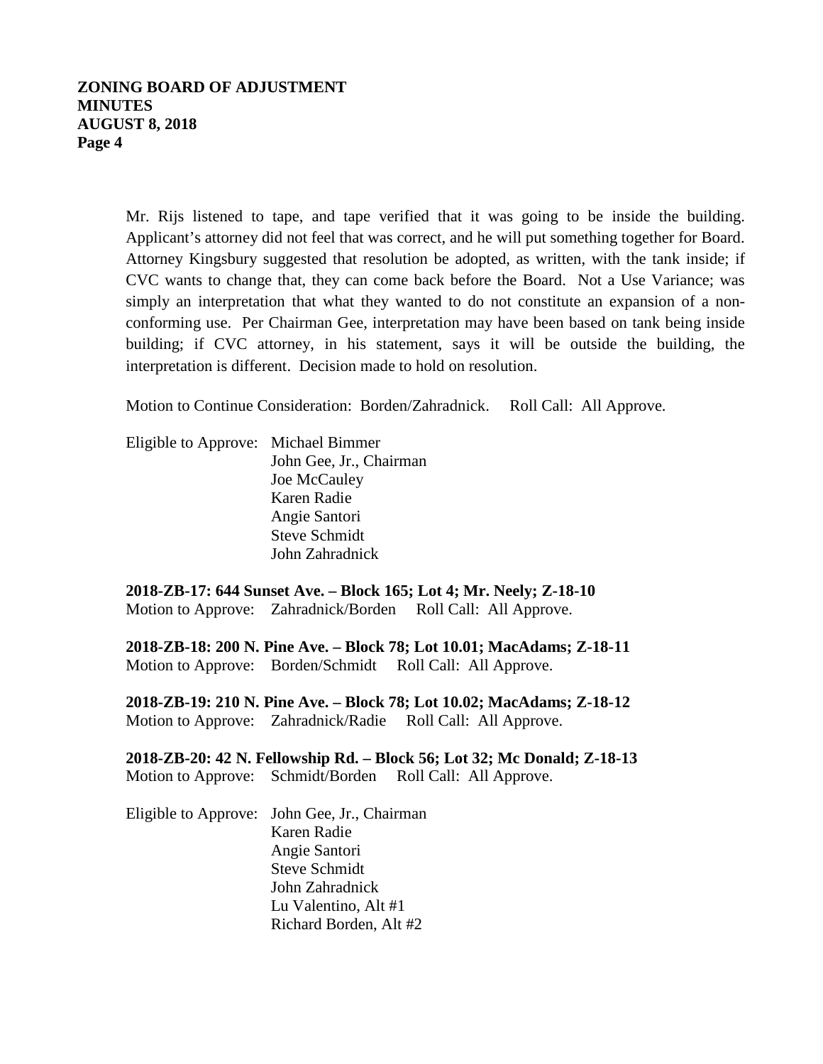Mr. Rijs listened to tape, and tape verified that it was going to be inside the building. Applicant's attorney did not feel that was correct, and he will put something together for Board. Attorney Kingsbury suggested that resolution be adopted, as written, with the tank inside; if CVC wants to change that, they can come back before the Board. Not a Use Variance; was simply an interpretation that what they wanted to do not constitute an expansion of a non-conforming use. Per Chairman Gee, interpretation may have been based on tank being inside building; if CVC attorney, in his statement, says it will be outside the building, the interpretation is different. Decision made to hold on resolution.

Motion to Continue Consideration: Borden/Zahradnick. Roll Call: All Approve.

Eligible to Approve: Michael Bimmer
John Gee, Jr., Chairman
Joe McCauley
Karen Radie
Angie Santori
Steve Schmidt
John Zahradnick

**2018-ZB-17: 644 Sunset Ave. – Block 165; Lot 4; Mr. Neely; Z-18-10**
Motion to Approve: Zahradnick/Borden Roll Call: All Approve.

**2018-ZB-18: 200 N. Pine Ave. – Block 78; Lot 10.01; MacAdams; Z-18-11**
Motion to Approve: Borden/Schmidt Roll Call: All Approve.

**2018-ZB-19: 210 N. Pine Ave. – Block 78; Lot 10.02; MacAdams; Z-18-12**
Motion to Approve: Zahradnick/Radie Roll Call: All Approve.

**2018-ZB-20: 42 N. Fellowship Rd. – Block 56; Lot 32; Mc Donald; Z-18-13**
Motion to Approve: Schmidt/Borden Roll Call: All Approve.

Eligible to Approve: John Gee, Jr., Chairman
Karen Radie
Angie Santori
Steve Schmidt
John Zahradnick
Lu Valentino, Alt #1
Richard Borden, Alt #2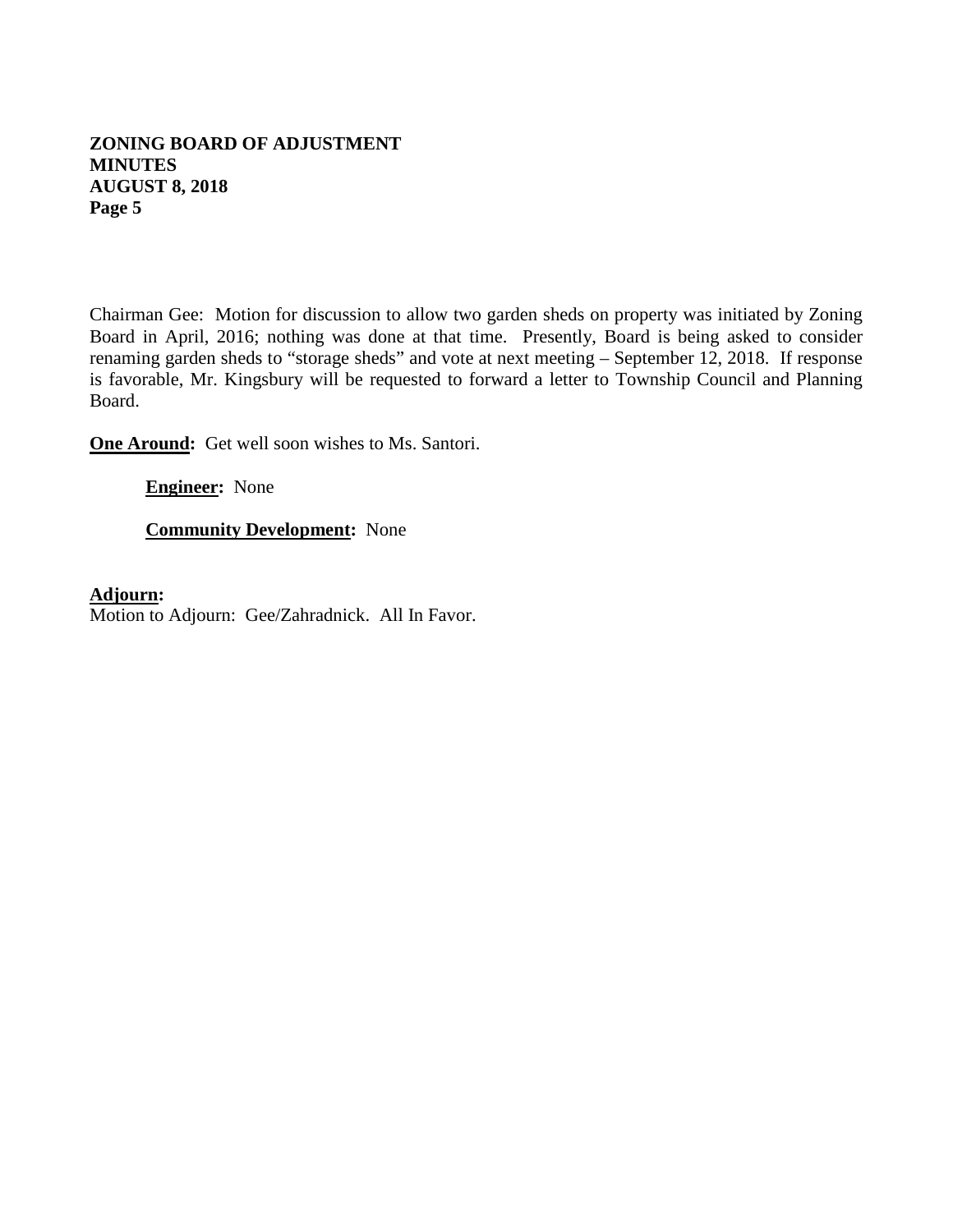Chairman Gee: Motion for discussion to allow two garden sheds on property was initiated by Zoning Board in April, 2016; nothing was done at that time. Presently, Board is being asked to consider renaming garden sheds to "storage sheds" and vote at next meeting – September 12, 2018. If response is favorable, Mr. Kingsbury will be requested to forward a letter to Township Council and Planning Board.

**One Around:** Get well soon wishes to Ms. Santori.

**Engineer:** None

**Community Development:** None

**Adjourn:**
Motion to Adjourn: Gee/Zahradnick. All In Favor.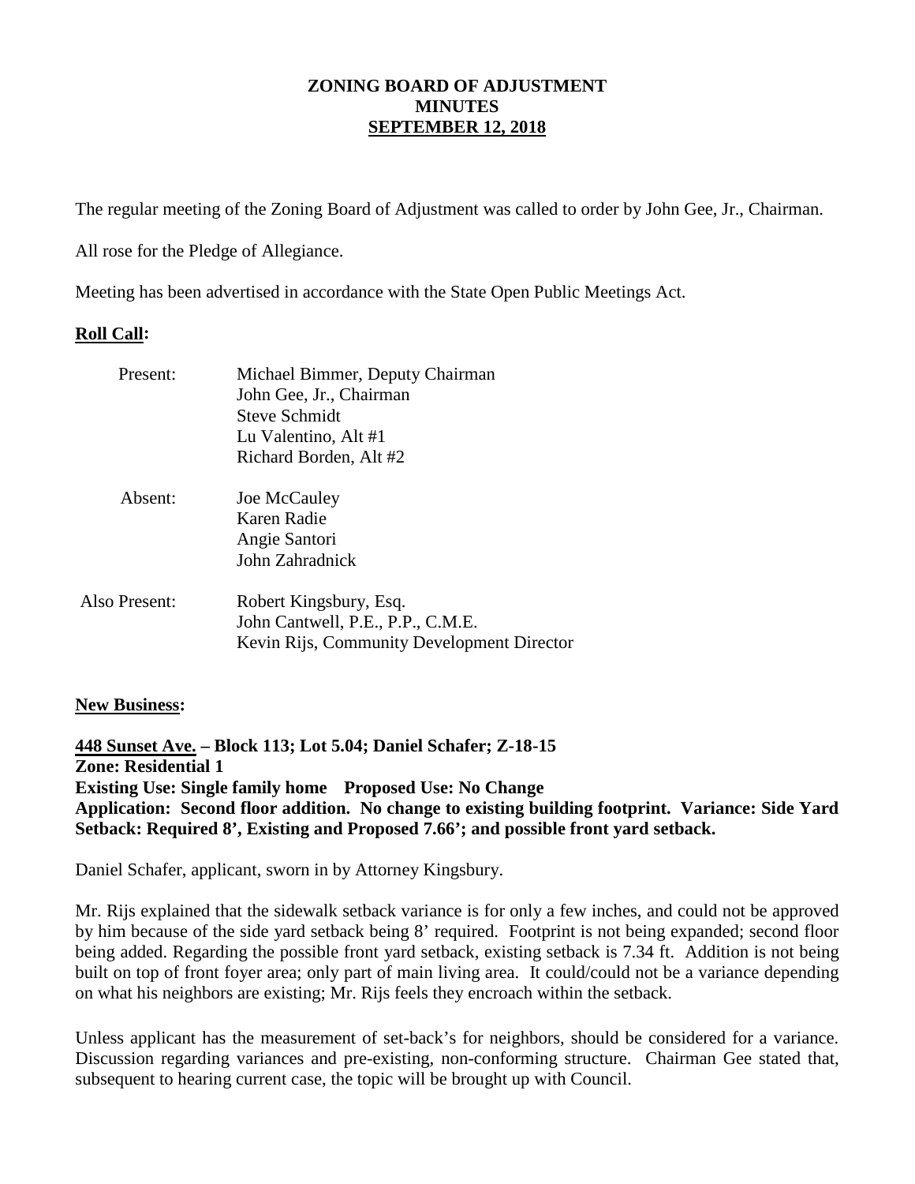**ZONING BOARD OF ADJUSTMENT**
**MINUTES**
**SEPTEMBER 12, 2018**

The regular meeting of the Zoning Board of Adjustment was called to order by John Gee, Jr., Chairman.

All rose for the Pledge of Allegiance.

Meeting has been advertised in accordance with the State Open Public Meetings Act.

**Roll Call:**

Present: Michael Bimmer, Deputy Chairman
John Gee, Jr., Chairman
Steve Schmidt
Lu Valentino, Alt #1
Richard Borden, Alt #2

Absent: Joe McCauley
Karen Radie
Angie Santori
John Zahradnick

Also Present: Robert Kingsbury, Esq.
John Cantwell, P.E., P.P., C.M.E.
Kevin Rijs, Community Development Director

**New Business:**

**448 Sunset Ave. – Block 113; Lot 5.04; Daniel Schafer; Z-18-15**
**Zone: Residential 1**
**Existing Use: Single family home Proposed Use: No Change**
**Application: Second floor addition. No change to existing building footprint. Variance: Side Yard Setback: Required 8', Existing and Proposed 7.66'; and possible front yard setback.**

Daniel Schafer, applicant, sworn in by Attorney Kingsbury.

Mr. Rijs explained that the sidewalk setback variance is for only a few inches, and could not be approved by him because of the side yard setback being 8' required. Footprint is not being expanded; second floor being added. Regarding the possible front yard setback, existing setback is 7.34 ft. Addition is not being built on top of front foyer area; only part of main living area. It could/could not be a variance depending on what his neighbors are existing; Mr. Rijs feels they encroach within the setback.

Unless applicant has the measurement of set-back's for neighbors, should be considered for a variance. Discussion regarding variances and pre-existing, non-conforming structure. Chairman Gee stated that, subsequent to hearing current case, the topic will be brought up with Council.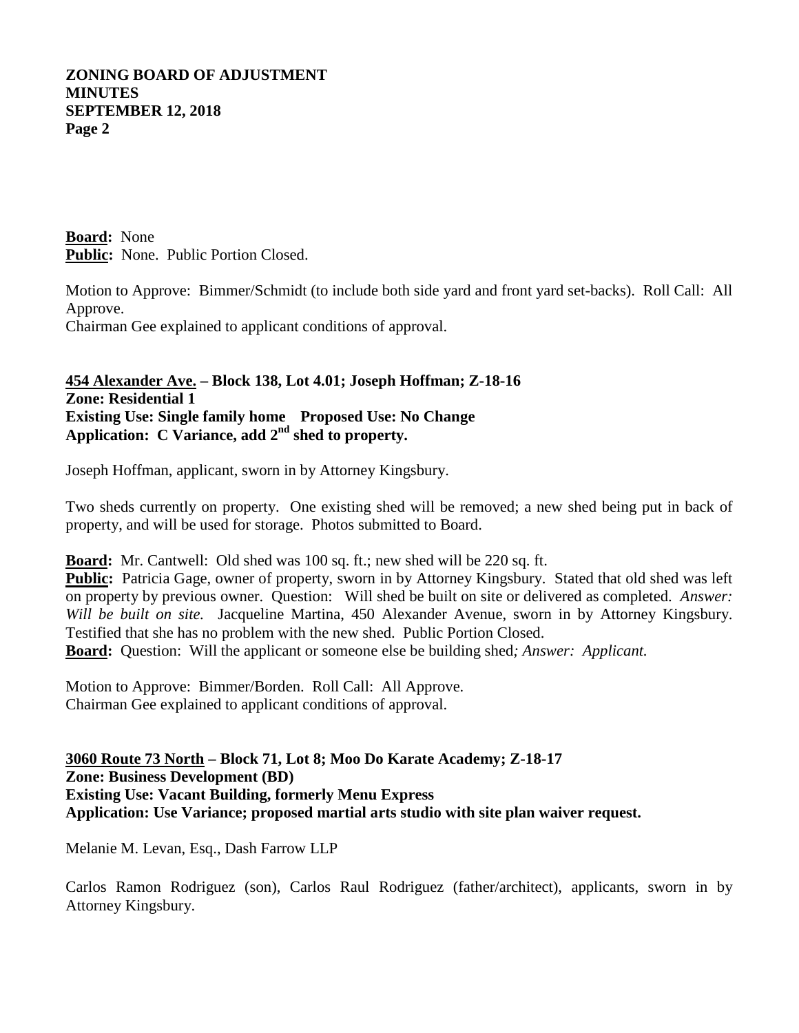**Board:** None
**Public:** None. Public Portion Closed.

Motion to Approve: Bimmer/Schmidt (to include both side yard and front yard set-backs). Roll Call: All Approve.
Chairman Gee explained to applicant conditions of approval.

**454 Alexander Ave. – Block 138, Lot 4.01; Joseph Hoffman; Z-18-16**
**Zone: Residential 1**
**Existing Use: Single family home Proposed Use: No Change**
**Application: C Variance, add 2nd shed to property.**

Joseph Hoffman, applicant, sworn in by Attorney Kingsbury.

Two sheds currently on property. One existing shed will be removed; a new shed being put in back of property, and will be used for storage. Photos submitted to Board.

**Board:** Mr. Cantwell: Old shed was 100 sq. ft.; new shed will be 220 sq. ft.
**Public:** Patricia Gage, owner of property, sworn in by Attorney Kingsbury. Stated that old shed was left on property by previous owner. Question: Will shed be built on site or delivered as completed. *Answer: Will be built on site.* Jacqueline Martina, 450 Alexander Avenue, sworn in by Attorney Kingsbury. Testified that she has no problem with the new shed. Public Portion Closed.
**Board:** Question: Will the applicant or someone else be building shed*; Answer: Applicant.*

Motion to Approve: Bimmer/Borden. Roll Call: All Approve.
Chairman Gee explained to applicant conditions of approval.

**3060 Route 73 North – Block 71, Lot 8; Moo Do Karate Academy; Z-18-17**
**Zone: Business Development (BD)**
**Existing Use: Vacant Building, formerly Menu Express**
**Application: Use Variance; proposed martial arts studio with site plan waiver request.**

Melanie M. Levan, Esq., Dash Farrow LLP

Carlos Ramon Rodriguez (son), Carlos Raul Rodriguez (father/architect), applicants, sworn in by Attorney Kingsbury.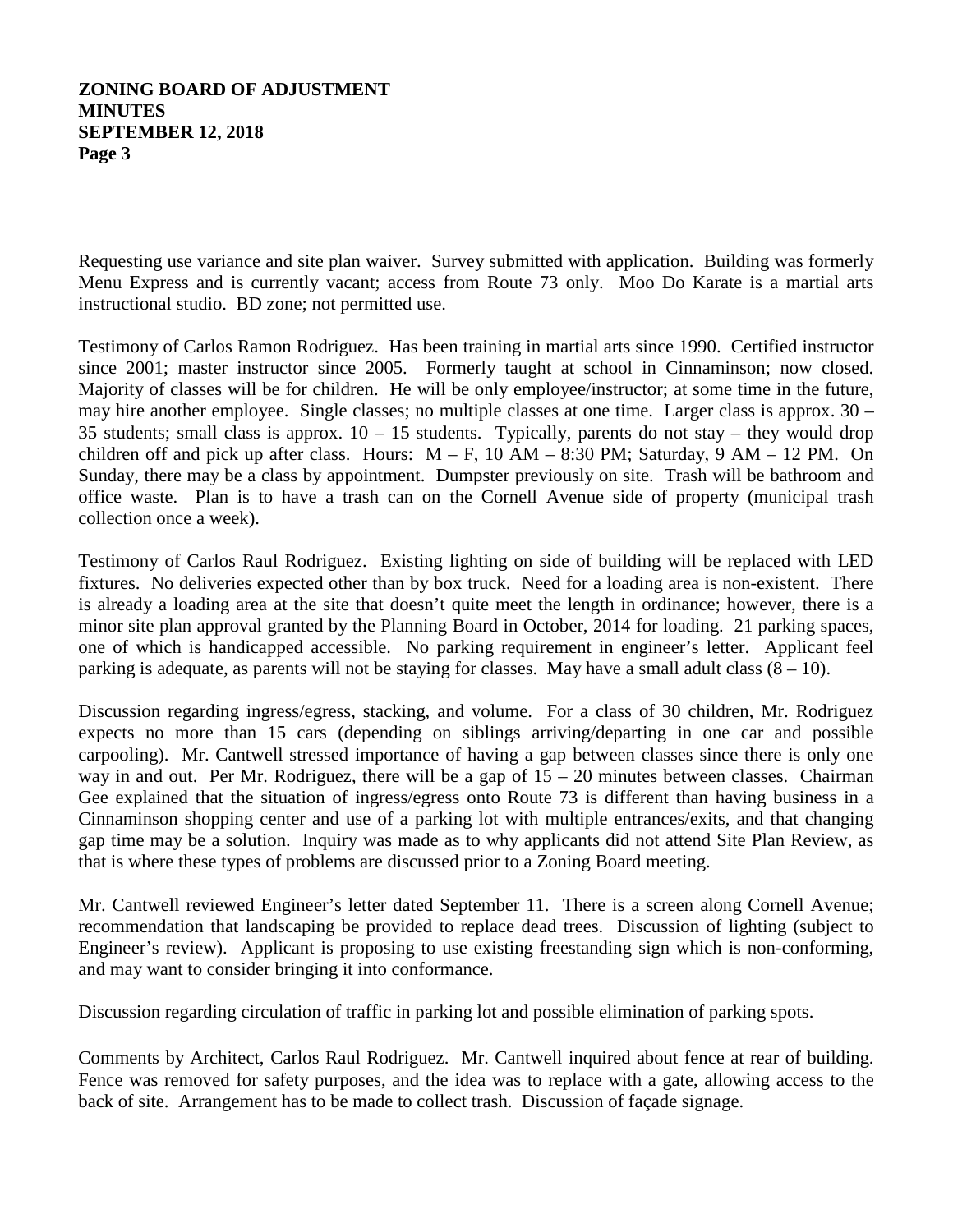Requesting use variance and site plan waiver. Survey submitted with application. Building was formerly Menu Express and is currently vacant; access from Route 73 only. Moo Do Karate is a martial arts instructional studio. BD zone; not permitted use.

Testimony of Carlos Ramon Rodriguez. Has been training in martial arts since 1990. Certified instructor since 2001; master instructor since 2005. Formerly taught at school in Cinnaminson; now closed. Majority of classes will be for children. He will be only employee/instructor; at some time in the future, may hire another employee. Single classes; no multiple classes at one time. Larger class is approx. 30 – 35 students; small class is approx. 10 – 15 students. Typically, parents do not stay – they would drop children off and pick up after class. Hours: M – F, 10 AM – 8:30 PM; Saturday, 9 AM – 12 PM. On Sunday, there may be a class by appointment. Dumpster previously on site. Trash will be bathroom and office waste. Plan is to have a trash can on the Cornell Avenue side of property (municipal trash collection once a week).

Testimony of Carlos Raul Rodriguez. Existing lighting on side of building will be replaced with LED fixtures. No deliveries expected other than by box truck. Need for a loading area is non-existent. There is already a loading area at the site that doesn't quite meet the length in ordinance; however, there is a minor site plan approval granted by the Planning Board in October, 2014 for loading. 21 parking spaces, one of which is handicapped accessible. No parking requirement in engineer's letter. Applicant feel parking is adequate, as parents will not be staying for classes. May have a small adult class (8 – 10).

Discussion regarding ingress/egress, stacking, and volume. For a class of 30 children, Mr. Rodriguez expects no more than 15 cars (depending on siblings arriving/departing in one car and possible carpooling). Mr. Cantwell stressed importance of having a gap between classes since there is only one way in and out. Per Mr. Rodriguez, there will be a gap of 15 – 20 minutes between classes. Chairman Gee explained that the situation of ingress/egress onto Route 73 is different than having business in a Cinnaminson shopping center and use of a parking lot with multiple entrances/exits, and that changing gap time may be a solution. Inquiry was made as to why applicants did not attend Site Plan Review, as that is where these types of problems are discussed prior to a Zoning Board meeting.

Mr. Cantwell reviewed Engineer's letter dated September 11. There is a screen along Cornell Avenue; recommendation that landscaping be provided to replace dead trees. Discussion of lighting (subject to Engineer's review). Applicant is proposing to use existing freestanding sign which is non-conforming, and may want to consider bringing it into conformance.

Discussion regarding circulation of traffic in parking lot and possible elimination of parking spots.

Comments by Architect, Carlos Raul Rodriguez. Mr. Cantwell inquired about fence at rear of building. Fence was removed for safety purposes, and the idea was to replace with a gate, allowing access to the back of site. Arrangement has to be made to collect trash. Discussion of façade signage.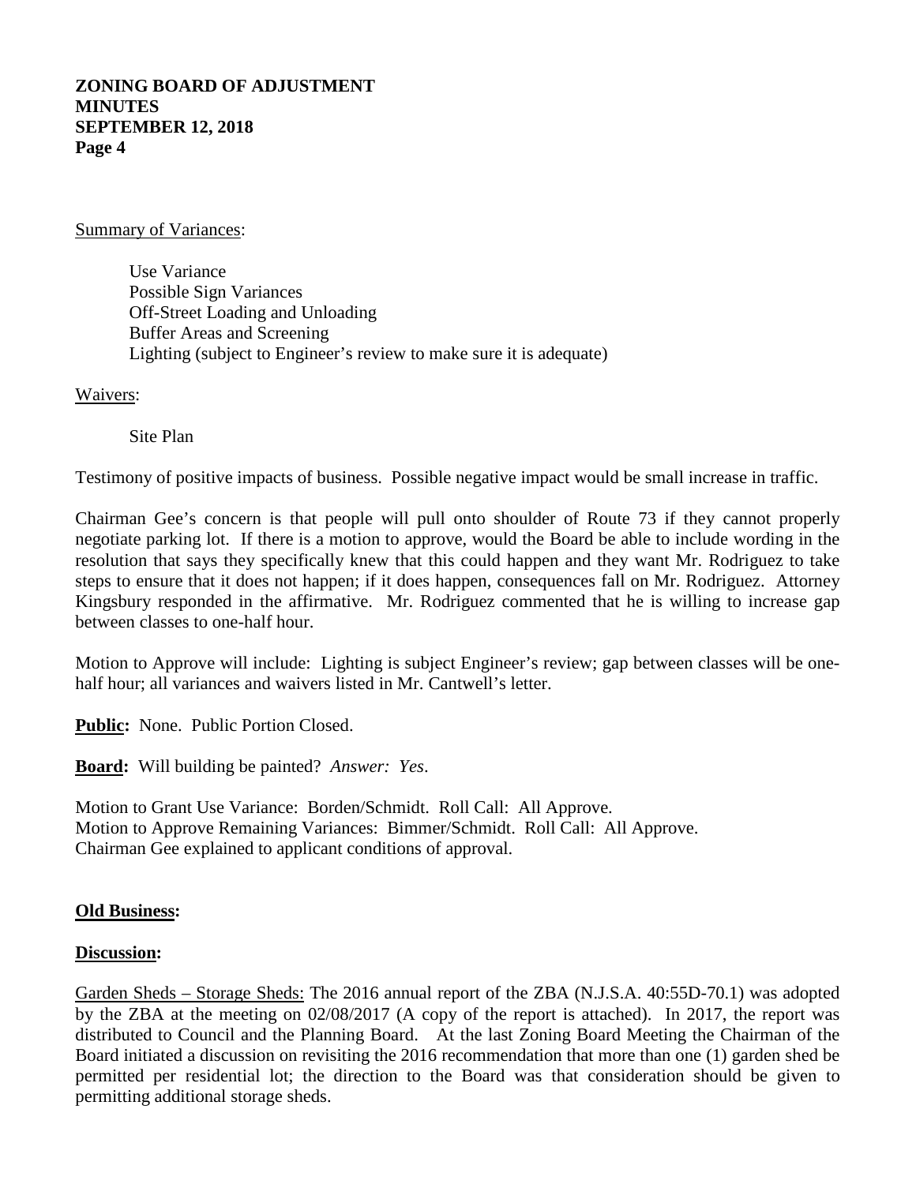Summary of Variances:

Use Variance
Possible Sign Variances
Off-Street Loading and Unloading
Buffer Areas and Screening
Lighting (subject to Engineer's review to make sure it is adequate)

Waivers:

Site Plan

Testimony of positive impacts of business. Possible negative impact would be small increase in traffic.

Chairman Gee's concern is that people will pull onto shoulder of Route 73 if they cannot properly negotiate parking lot. If there is a motion to approve, would the Board be able to include wording in the resolution that says they specifically knew that this could happen and they want Mr. Rodriguez to take steps to ensure that it does not happen; if it does happen, consequences fall on Mr. Rodriguez. Attorney Kingsbury responded in the affirmative. Mr. Rodriguez commented that he is willing to increase gap between classes to one-half hour.

Motion to Approve will include: Lighting is subject Engineer's review; gap between classes will be one-half hour; all variances and waivers listed in Mr. Cantwell's letter.

**Public:** None. Public Portion Closed.

**Board:** Will building be painted? *Answer: Yes*.

Motion to Grant Use Variance: Borden/Schmidt. Roll Call: All Approve.
Motion to Approve Remaining Variances: Bimmer/Schmidt. Roll Call: All Approve.
Chairman Gee explained to applicant conditions of approval.

**Old Business:**

**Discussion:**

Garden Sheds – Storage Sheds: The 2016 annual report of the ZBA (N.J.S.A. 40:55D-70.1) was adopted by the ZBA at the meeting on 02/08/2017 (A copy of the report is attached). In 2017, the report was distributed to Council and the Planning Board. At the last Zoning Board Meeting the Chairman of the Board initiated a discussion on revisiting the 2016 recommendation that more than one (1) garden shed be permitted per residential lot; the direction to the Board was that consideration should be given to permitting additional storage sheds.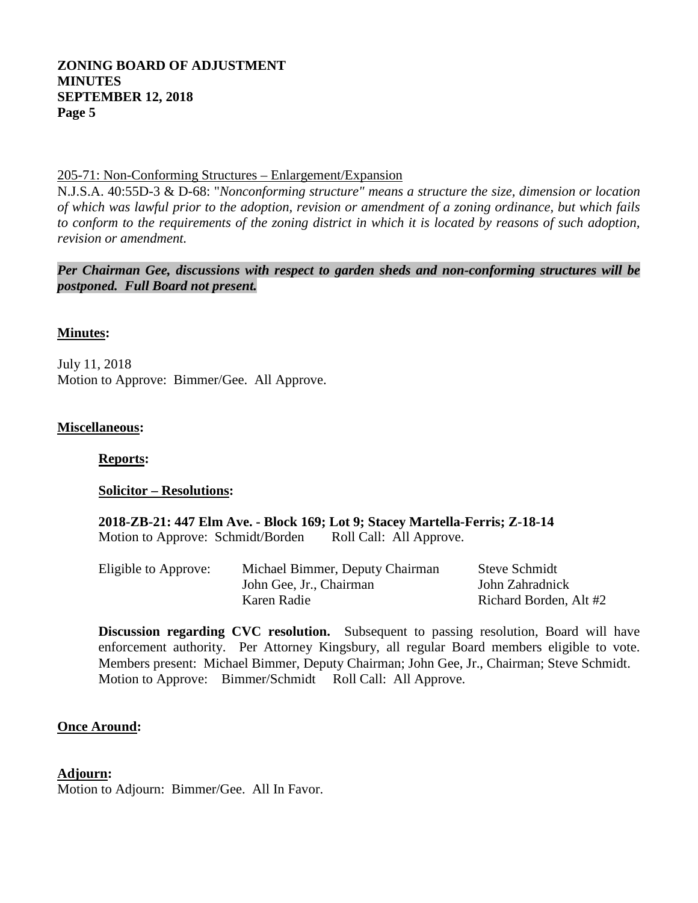205-71: Non-Conforming Structures – Enlargement/Expansion

N.J.S.A. 40:55D-3 & D-68: "*Nonconforming structure" means a structure the size, dimension or location of which was lawful prior to the adoption, revision or amendment of a zoning ordinance, but which fails to conform to the requirements of the zoning district in which it is located by reasons of such adoption, revision or amendment.*

***Per Chairman Gee, discussions with respect to garden sheds and non-conforming structures will be postponed. Full Board not present.***

**Minutes:**

July 11, 2018
Motion to Approve: Bimmer/Gee. All Approve.

**Miscellaneous:**

**Reports:**

**Solicitor – Resolutions:**

**2018-ZB-21: 447 Elm Ave. - Block 169; Lot 9; Stacey Martella-Ferris; Z-18-14**
Motion to Approve: Schmidt/Borden Roll Call: All Approve.

| Eligible to Approve: | Michael Bimmer, Deputy Chairman | Steve Schmidt |
|---|---|---|
| | John Gee, Jr., Chairman | John Zahradnick |
| | Karen Radie | Richard Borden, Alt #2 |

**Discussion regarding CVC resolution.** Subsequent to passing resolution, Board will have enforcement authority. Per Attorney Kingsbury, all regular Board members eligible to vote. Members present: Michael Bimmer, Deputy Chairman; John Gee, Jr., Chairman; Steve Schmidt.
Motion to Approve: Bimmer/Schmidt Roll Call: All Approve.

**Once Around:**

**Adjourn:**
Motion to Adjourn: Bimmer/Gee. All In Favor.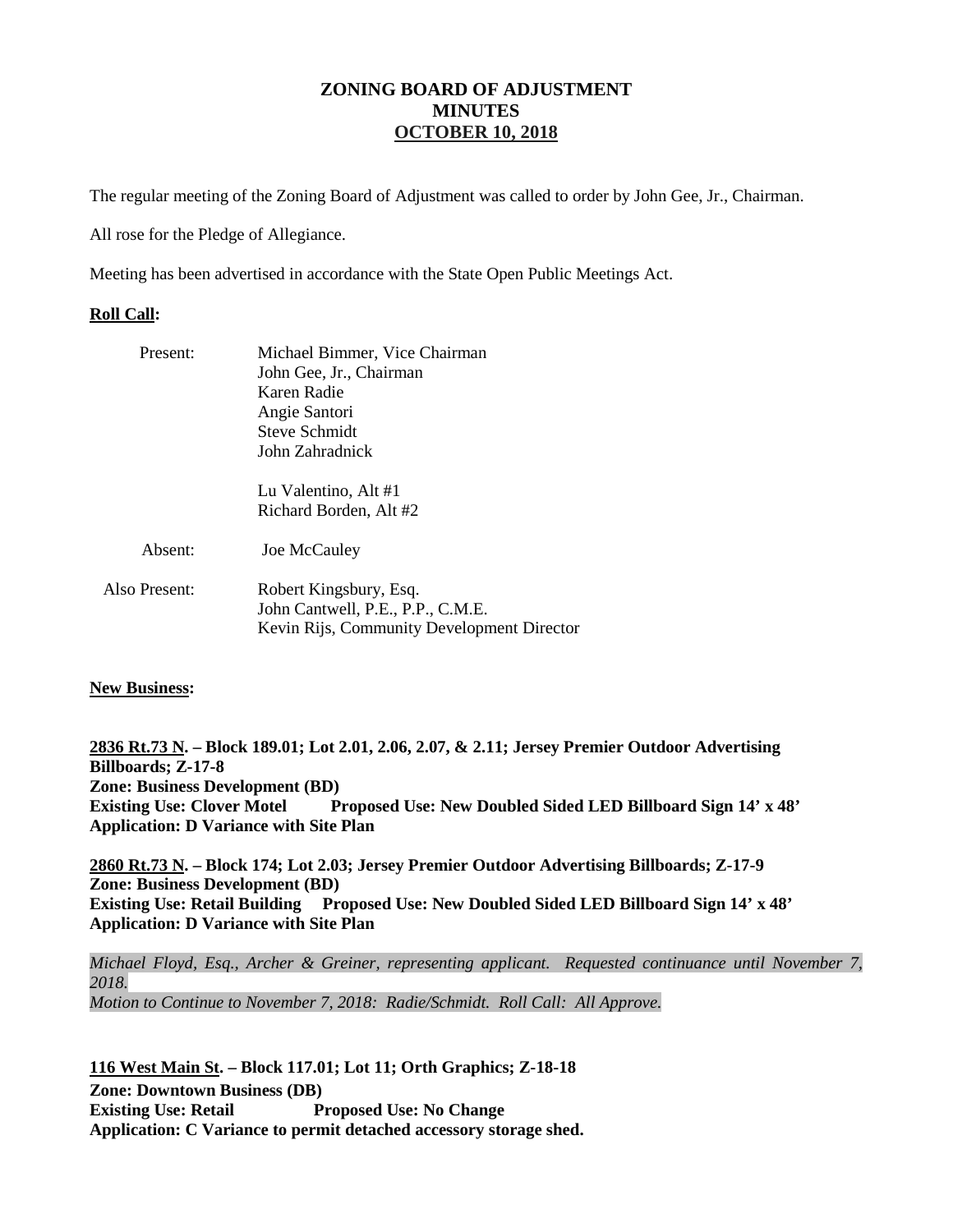# ZONING BOARD OF ADJUSTMENT
# MINUTES
# OCTOBER 10, 2018

The regular meeting of the Zoning Board of Adjustment was called to order by John Gee, Jr., Chairman.

All rose for the Pledge of Allegiance.

Meeting has been advertised in accordance with the State Open Public Meetings Act.

**Roll Call:**

| | |
|---|---|
| Present: | Michael Bimmer, Vice Chairman<br>John Gee, Jr., Chairman<br>Karen Radie<br>Angie Santori<br>Steve Schmidt<br>John Zahradnick |
| | Lu Valentino, Alt #1<br>Richard Borden, Alt #2 |
| Absent: | Joe McCauley |
| Also Present: | Robert Kingsbury, Esq.<br>John Cantwell, P.E., P.P., C.M.E.<br>Kevin Rijs, Community Development Director |

**New Business:**

**2836 Rt.73 N. – Block 189.01; Lot 2.01, 2.06, 2.07, & 2.11; Jersey Premier Outdoor Advertising Billboards; Z-17-8**
**Zone: Business Development (BD)**
**Existing Use: Clover Motel Proposed Use: New Doubled Sided LED Billboard Sign 14' x 48'**
**Application: D Variance with Site Plan**

**2860 Rt.73 N. – Block 174; Lot 2.03; Jersey Premier Outdoor Advertising Billboards; Z-17-9**
**Zone: Business Development (BD)**
**Existing Use: Retail Building Proposed Use: New Doubled Sided LED Billboard Sign 14' x 48'**
**Application: D Variance with Site Plan**

*Michael Floyd, Esq., Archer & Greiner, representing applicant. Requested continuance until November 7, 2018.*
*Motion to Continue to November 7, 2018: Radie/Schmidt. Roll Call: All Approve.*

**116 West Main St. – Block 117.01; Lot 11; Orth Graphics; Z-18-18**
**Zone: Downtown Business (DB)**
**Existing Use: Retail Proposed Use: No Change**
**Application: C Variance to permit detached accessory storage shed.**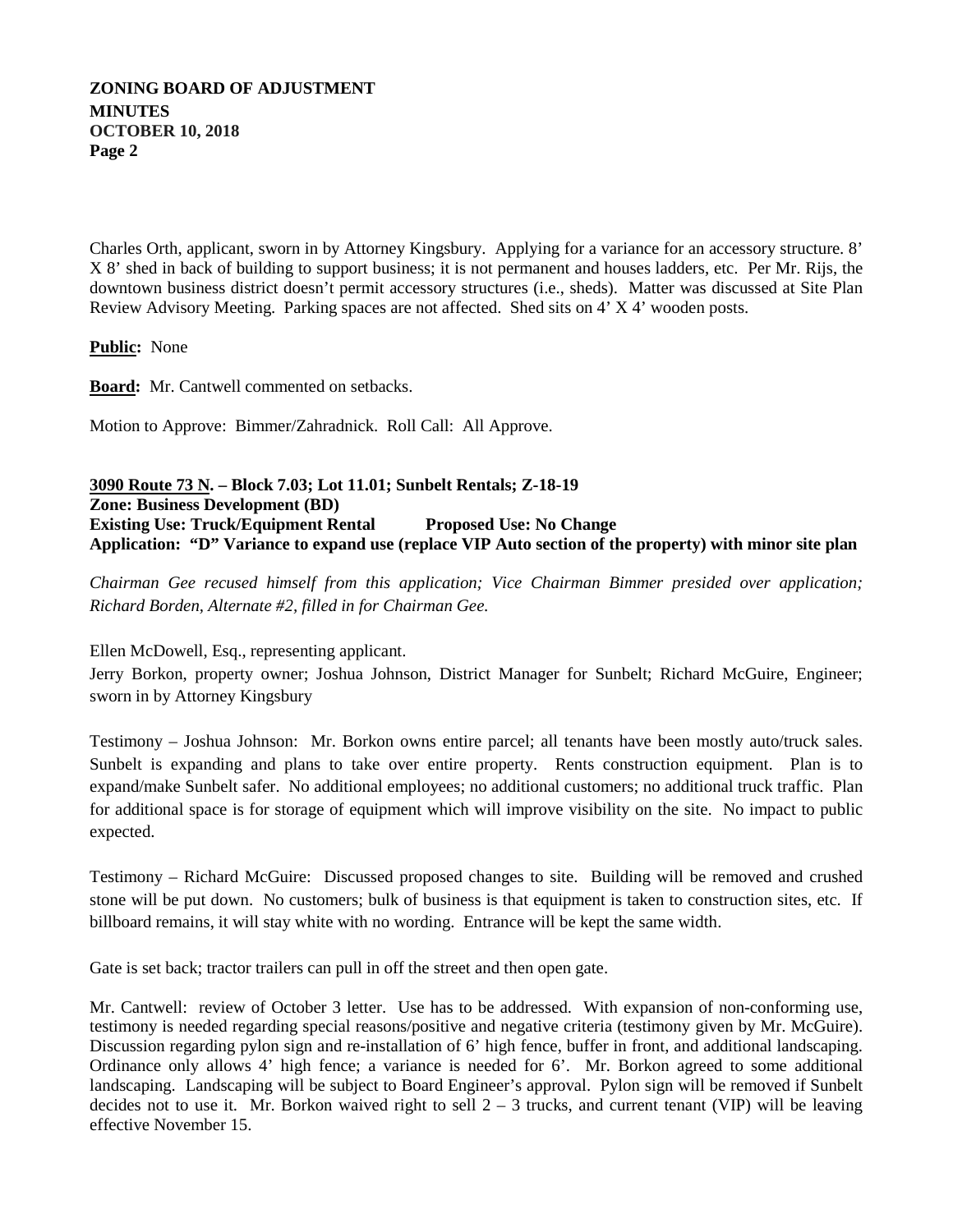Charles Orth, applicant, sworn in by Attorney Kingsbury. Applying for a variance for an accessory structure. 8' X 8' shed in back of building to support business; it is not permanent and houses ladders, etc. Per Mr. Rijs, the downtown business district doesn't permit accessory structures (i.e., sheds). Matter was discussed at Site Plan Review Advisory Meeting. Parking spaces are not affected. Shed sits on 4' X 4' wooden posts.

**Public:** None

**Board:** Mr. Cantwell commented on setbacks.

Motion to Approve: Bimmer/Zahradnick. Roll Call: All Approve.

**3090 Route 73 N. – Block 7.03; Lot 11.01; Sunbelt Rentals; Z-18-19**
**Zone: Business Development (BD)**
**Existing Use: Truck/Equipment Rental Proposed Use: No Change**
**Application: "D" Variance to expand use (replace VIP Auto section of the property) with minor site plan**

*Chairman Gee recused himself from this application; Vice Chairman Bimmer presided over application; Richard Borden, Alternate #2, filled in for Chairman Gee.*

Ellen McDowell, Esq., representing applicant.
Jerry Borkon, property owner; Joshua Johnson, District Manager for Sunbelt; Richard McGuire, Engineer; sworn in by Attorney Kingsbury

Testimony – Joshua Johnson: Mr. Borkon owns entire parcel; all tenants have been mostly auto/truck sales. Sunbelt is expanding and plans to take over entire property. Rents construction equipment. Plan is to expand/make Sunbelt safer. No additional employees; no additional customers; no additional truck traffic. Plan for additional space is for storage of equipment which will improve visibility on the site. No impact to public expected.

Testimony – Richard McGuire: Discussed proposed changes to site. Building will be removed and crushed stone will be put down. No customers; bulk of business is that equipment is taken to construction sites, etc. If billboard remains, it will stay white with no wording. Entrance will be kept the same width.

Gate is set back; tractor trailers can pull in off the street and then open gate.

Mr. Cantwell: review of October 3 letter. Use has to be addressed. With expansion of non-conforming use, testimony is needed regarding special reasons/positive and negative criteria (testimony given by Mr. McGuire). Discussion regarding pylon sign and re-installation of 6' high fence, buffer in front, and additional landscaping. Ordinance only allows 4' high fence; a variance is needed for 6'. Mr. Borkon agreed to some additional landscaping. Landscaping will be subject to Board Engineer's approval. Pylon sign will be removed if Sunbelt decides not to use it. Mr. Borkon waived right to sell 2 – 3 trucks, and current tenant (VIP) will be leaving effective November 15.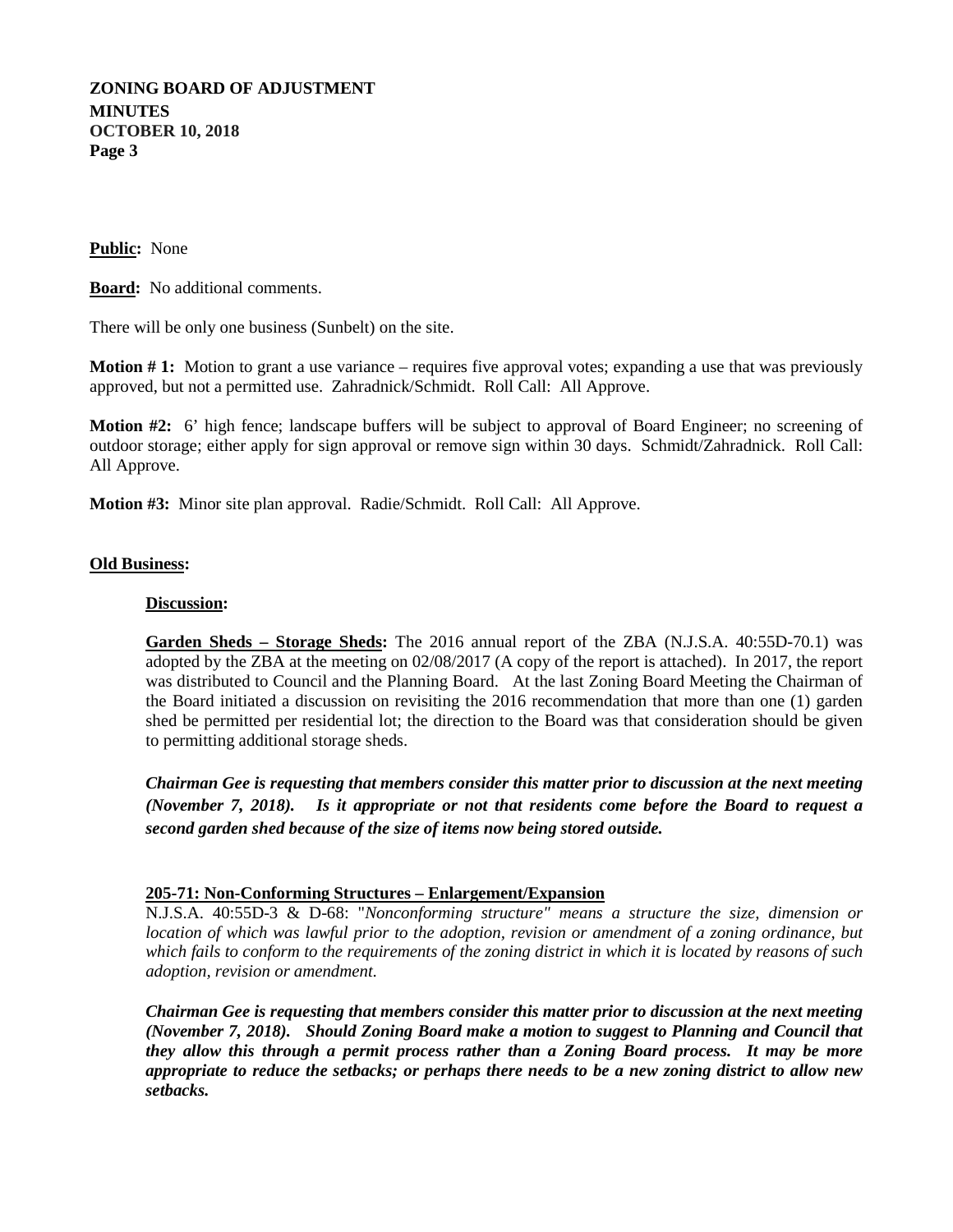**Public:** None

**Board:** No additional comments.

There will be only one business (Sunbelt) on the site.

**Motion # 1:** Motion to grant a use variance – requires five approval votes; expanding a use that was previously approved, but not a permitted use. Zahradnick/Schmidt. Roll Call: All Approve.

**Motion #2:** 6' high fence; landscape buffers will be subject to approval of Board Engineer; no screening of outdoor storage; either apply for sign approval or remove sign within 30 days. Schmidt/Zahradnick. Roll Call: All Approve.

**Motion #3:** Minor site plan approval. Radie/Schmidt. Roll Call: All Approve.

## Old Business:

**Discussion:**

**Garden Sheds – Storage Sheds:** The 2016 annual report of the ZBA (N.J.S.A. 40:55D-70.1) was adopted by the ZBA at the meeting on 02/08/2017 (A copy of the report is attached). In 2017, the report was distributed to Council and the Planning Board. At the last Zoning Board Meeting the Chairman of the Board initiated a discussion on revisiting the 2016 recommendation that more than one (1) garden shed be permitted per residential lot; the direction to the Board was that consideration should be given to permitting additional storage sheds.

***Chairman Gee is requesting that members consider this matter prior to discussion at the next meeting (November 7, 2018). Is it appropriate or not that residents come before the Board to request a second garden shed because of the size of items now being stored outside.***

**205-71: Non-Conforming Structures – Enlargement/Expansion**

N.J.S.A. 40:55D-3 & D-68: "*Nonconforming structure" means a structure the size, dimension or location of which was lawful prior to the adoption, revision or amendment of a zoning ordinance, but which fails to conform to the requirements of the zoning district in which it is located by reasons of such adoption, revision or amendment.*

***Chairman Gee is requesting that members consider this matter prior to discussion at the next meeting (November 7, 2018). Should Zoning Board make a motion to suggest to Planning and Council that they allow this through a permit process rather than a Zoning Board process. It may be more appropriate to reduce the setbacks; or perhaps there needs to be a new zoning district to allow new setbacks.***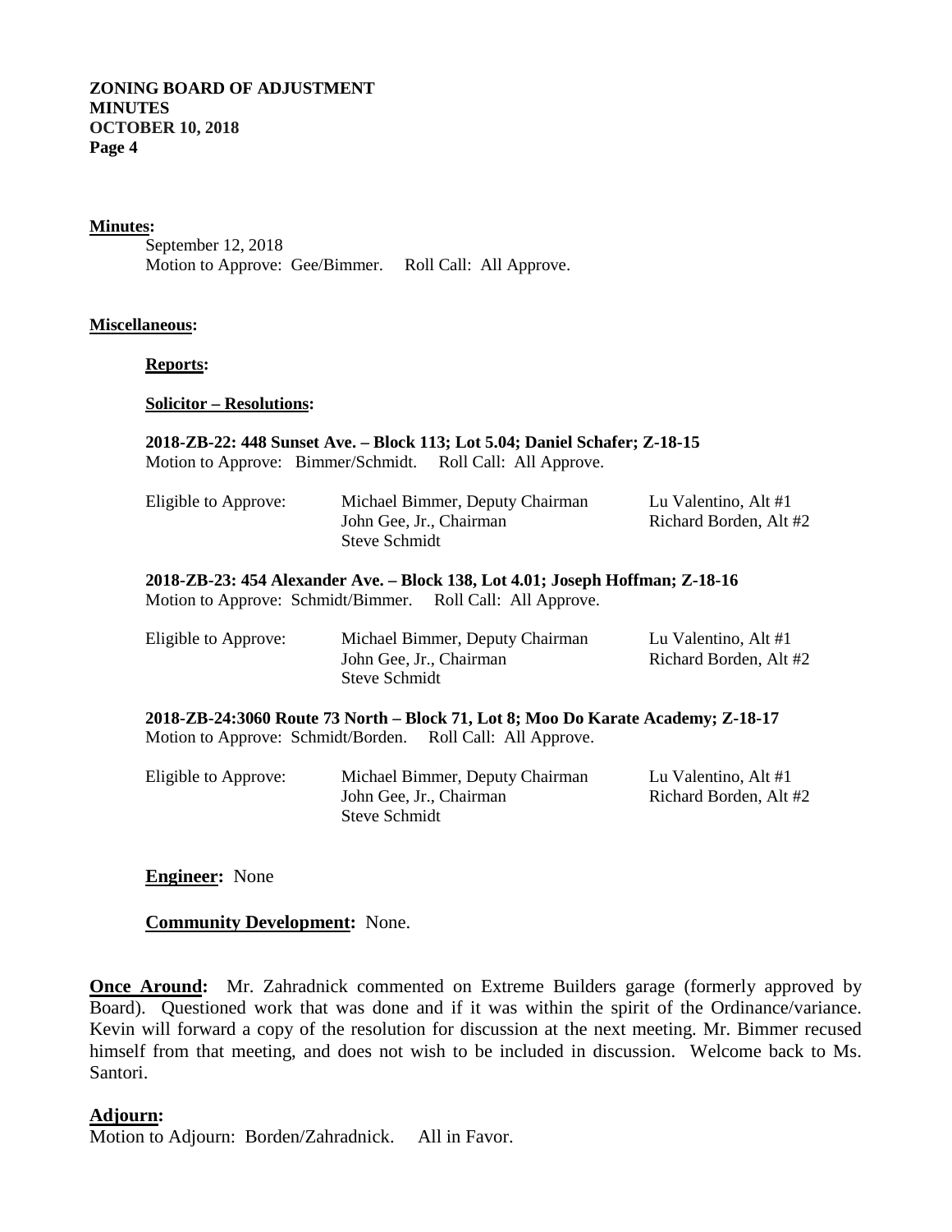**Minutes:**

September 12, 2018
Motion to Approve: Gee/Bimmer. Roll Call: All Approve.

**Miscellaneous:**

**Reports:**

**Solicitor – Resolutions:**

**2018-ZB-22: 448 Sunset Ave. – Block 113; Lot 5.04; Daniel Schafer; Z-18-15**
Motion to Approve: Bimmer/Schmidt. Roll Call: All Approve.

| Eligible to Approve: | Michael Bimmer, Deputy Chairman | Lu Valentino, Alt #1 |
|---|---|---|
| | John Gee, Jr., Chairman | Richard Borden, Alt #2 |
| | Steve Schmidt | |

**2018-ZB-23: 454 Alexander Ave. – Block 138, Lot 4.01; Joseph Hoffman; Z-18-16**
Motion to Approve: Schmidt/Bimmer. Roll Call: All Approve.

| Eligible to Approve: | Michael Bimmer, Deputy Chairman | Lu Valentino, Alt #1 |
|---|---|---|
| | John Gee, Jr., Chairman | Richard Borden, Alt #2 |
| | Steve Schmidt | |

**2018-ZB-24:3060 Route 73 North – Block 71, Lot 8; Moo Do Karate Academy; Z-18-17**
Motion to Approve: Schmidt/Borden. Roll Call: All Approve.

| Eligible to Approve: | Michael Bimmer, Deputy Chairman | Lu Valentino, Alt #1 |
|---|---|---|
| | John Gee, Jr., Chairman | Richard Borden, Alt #2 |
| | Steve Schmidt | |

**Engineer:** None

**Community Development:** None.

**Once Around:** Mr. Zahradnick commented on Extreme Builders garage (formerly approved by Board). Questioned work that was done and if it was within the spirit of the Ordinance/variance. Kevin will forward a copy of the resolution for discussion at the next meeting. Mr. Bimmer recused himself from that meeting, and does not wish to be included in discussion. Welcome back to Ms. Santori.

**Adjourn:**

Motion to Adjourn: Borden/Zahradnick. All in Favor.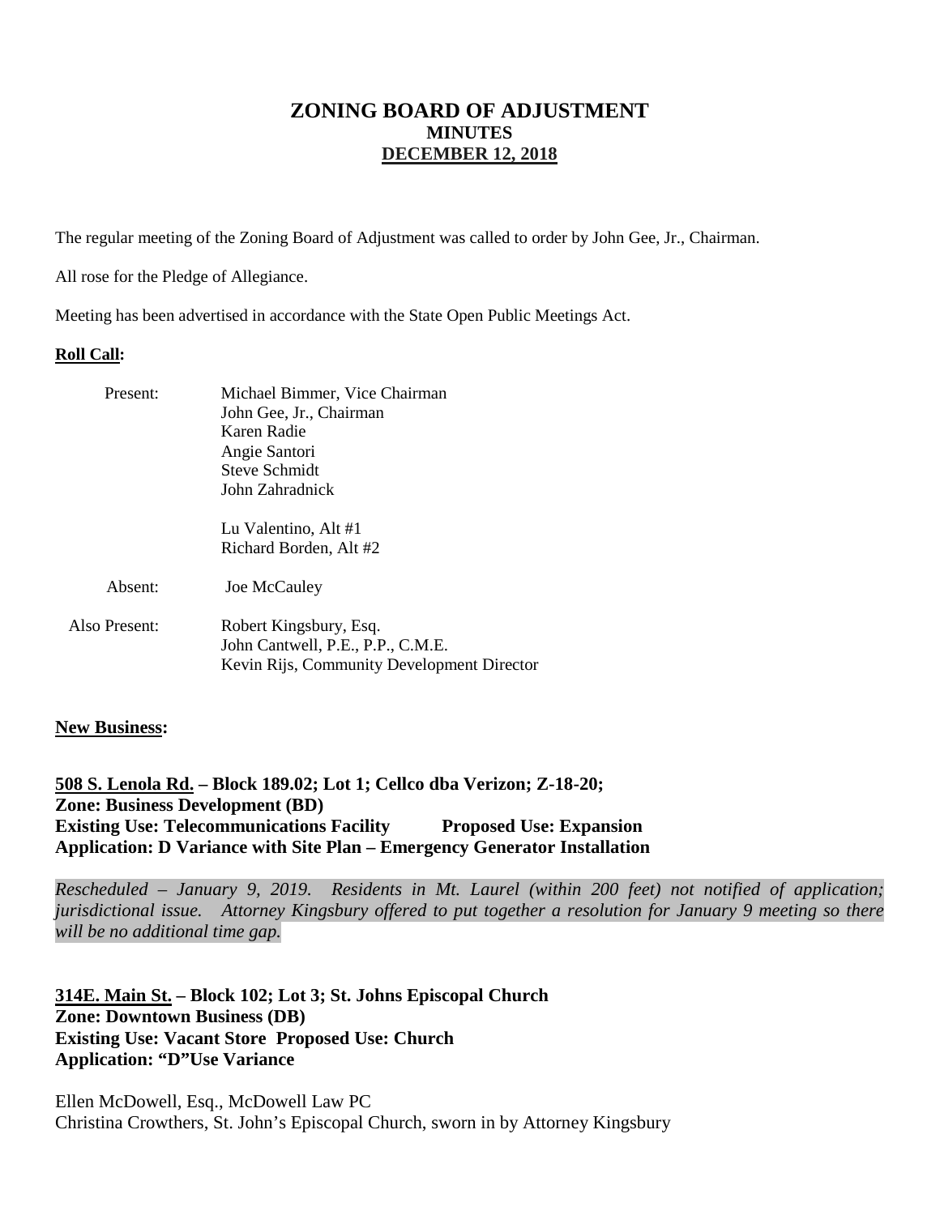# ZONING BOARD OF ADJUSTMENT
## MINUTES
## DECEMBER 12, 2018

The regular meeting of the Zoning Board of Adjustment was called to order by John Gee, Jr., Chairman.

All rose for the Pledge of Allegiance.

Meeting has been advertised in accordance with the State Open Public Meetings Act.

**Roll Call:**

Present:
- Michael Bimmer, Vice Chairman
- John Gee, Jr., Chairman
- Karen Radie
- Angie Santori
- Steve Schmidt
- John Zahradnick
- Lu Valentino, Alt #1
- Richard Borden, Alt #2

Absent:
- Joe McCauley

Also Present:
- Robert Kingsbury, Esq.
- John Cantwell, P.E., P.P., C.M.E.
- Kevin Rijs, Community Development Director

**New Business:**

**508 S. Lenola Rd. – Block 189.02; Lot 1; Cellco dba Verizon; Z-18-20;**
**Zone: Business Development (BD)**
**Existing Use: Telecommunications Facility Proposed Use: Expansion**
**Application: D Variance with Site Plan – Emergency Generator Installation**

*Rescheduled – January 9, 2019. Residents in Mt. Laurel (within 200 feet) not notified of application; jurisdictional issue. Attorney Kingsbury offered to put together a resolution for January 9 meeting so there will be no additional time gap.*

**314E. Main St. – Block 102; Lot 3; St. Johns Episcopal Church**
**Zone: Downtown Business (DB)**
**Existing Use: Vacant Store Proposed Use: Church**
**Application: "D"Use Variance**

Ellen McDowell, Esq., McDowell Law PC
Christina Crowthers, St. John's Episcopal Church, sworn in by Attorney Kingsbury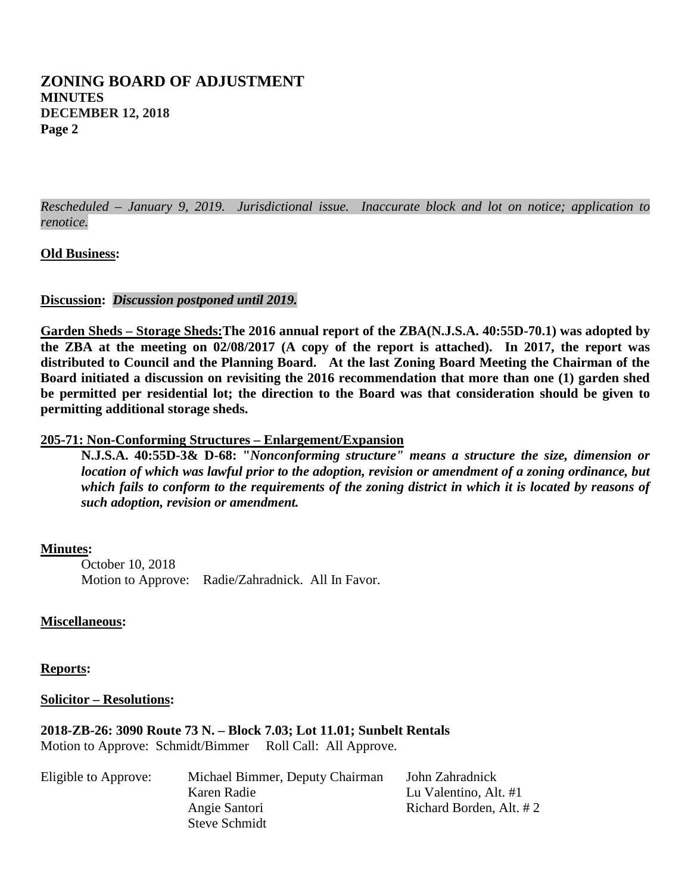*Rescheduled – January 9, 2019. Jurisdictional issue. Inaccurate block and lot on notice; application to renotice.*

**Old Business:**

**Discussion:** ***Discussion postponed until 2019.***

**Garden Sheds – Storage Sheds: The 2016 annual report of the ZBA(N.J.S.A. 40:55D-70.1) was adopted by the ZBA at the meeting on 02/08/2017 (A copy of the report is attached). In 2017, the report was distributed to Council and the Planning Board. At the last Zoning Board Meeting the Chairman of the Board initiated a discussion on revisiting the 2016 recommendation that more than one (1) garden shed be permitted per residential lot; the direction to the Board was that consideration should be given to permitting additional storage sheds.**

**205-71: Non-Conforming Structures – Enlargement/Expansion**

> **N.J.S.A. 40:55D-3& D-68: "*Nonconforming structure" means a structure the size, dimension or location of which was lawful prior to the adoption, revision or amendment of a zoning ordinance, but which fails to conform to the requirements of the zoning district in which it is located by reasons of such adoption, revision or amendment.***

**Minutes:**

October 10, 2018
Motion to Approve: Radie/Zahradnick. All In Favor.

**Miscellaneous:**

**Reports:**

**Solicitor – Resolutions:**

**2018-ZB-26: 3090 Route 73 N. – Block 7.03; Lot 11.01; Sunbelt Rentals**
Motion to Approve: Schmidt/Bimmer Roll Call: All Approve.

Eligible to Approve:
- Michael Bimmer, Deputy Chairman
- Karen Radie
- Angie Santori
- Steve Schmidt
- John Zahradnick
- Lu Valentino, Alt. #1
- Richard Borden, Alt. # 2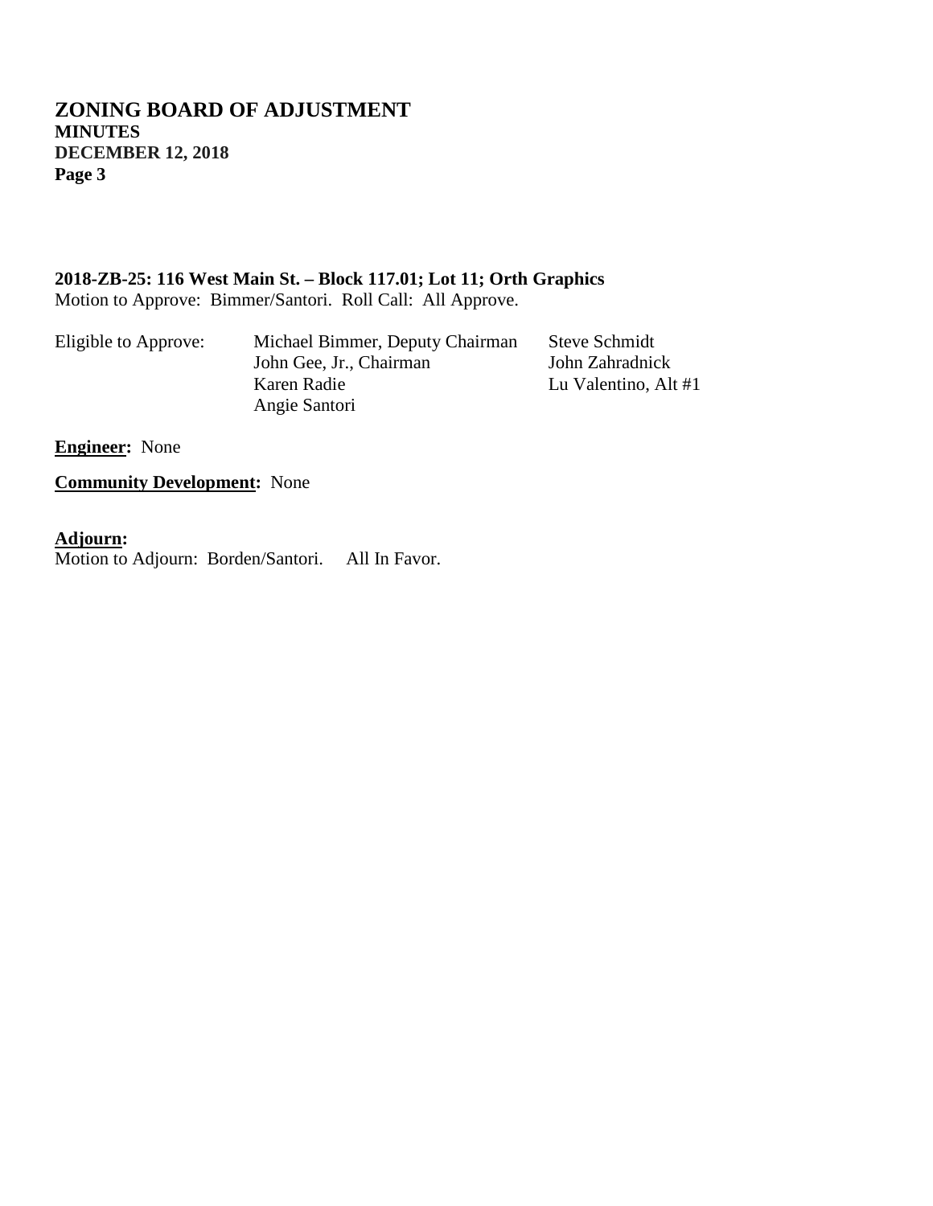**2018-ZB-25: 116 West Main St. – Block 117.01; Lot 11; Orth Graphics**
Motion to Approve: Bimmer/Santori. Roll Call: All Approve.

| | | |
|---|---|---|
| Eligible to Approve: | Michael Bimmer, Deputy Chairman | Steve Schmidt |
| | John Gee, Jr., Chairman | John Zahradnick |
| | Karen Radie | Lu Valentino, Alt #1 |
| | Angie Santori | |

**Engineer:** None

**Community Development:** None

**Adjourn:**
Motion to Adjourn: Borden/Santori. All In Favor.